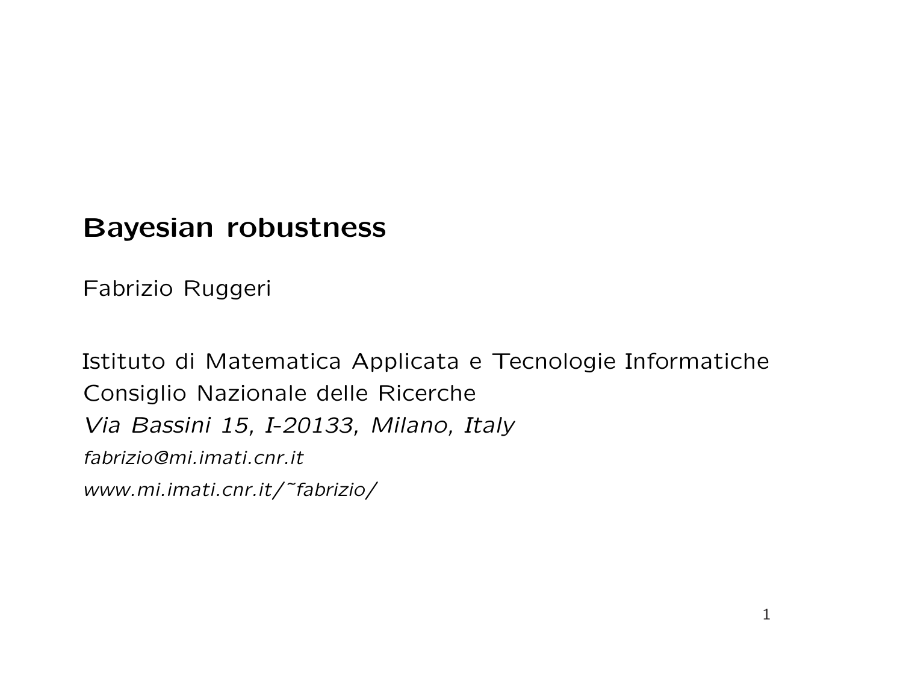# Bayesian robustness

Fabrizio Ruggeri

Istituto di Matematica Applicata e Tecnologie Informatiche
Consiglio Nazionale delle Ricerche
*Via Bassini 15, I-20133, Milano, Italy*
*fabrizio@mi.imati.cnr.it*
*www.mi.imati.cnr.it/~fabrizio/*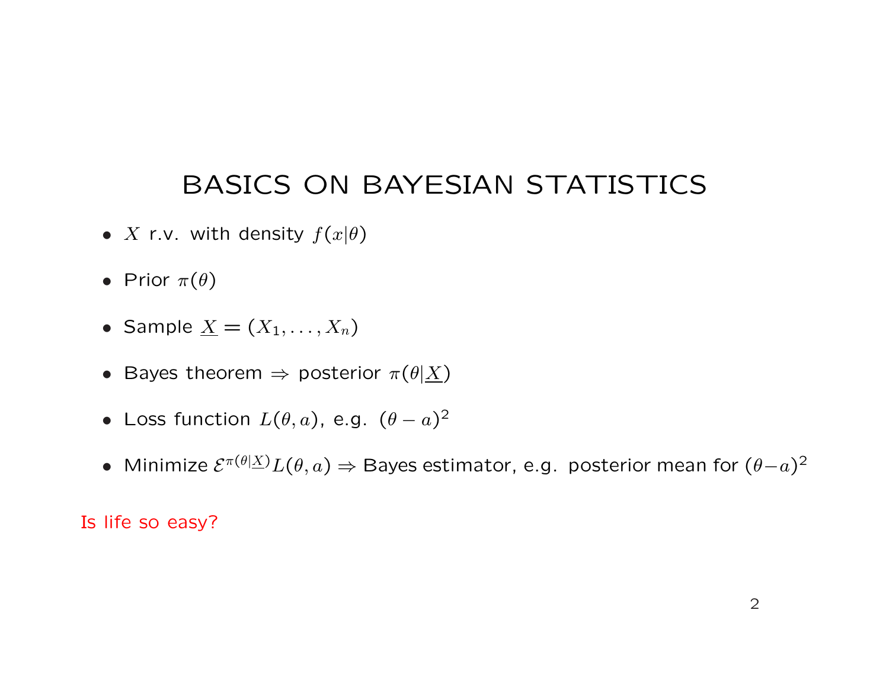# BASICS ON BAYESIAN STATISTICS

- $X$ r.v. with density $f(x|\theta)$
- Prior $\pi(\theta)$
- Sample $\underline{X} = (X_1, \ldots, X_n)$
- Bayes theorem $\Rightarrow$ posterior $\pi(\theta|\underline{X})$
- Loss function $L(\theta, a)$, e.g. $(\theta - a)^2$
- Minimize $\mathcal{E}^{\pi(\theta|\underline{X})} L(\theta, a) \Rightarrow$ Bayes estimator, e.g. posterior mean for $(\theta - a)^2$

Is life so easy?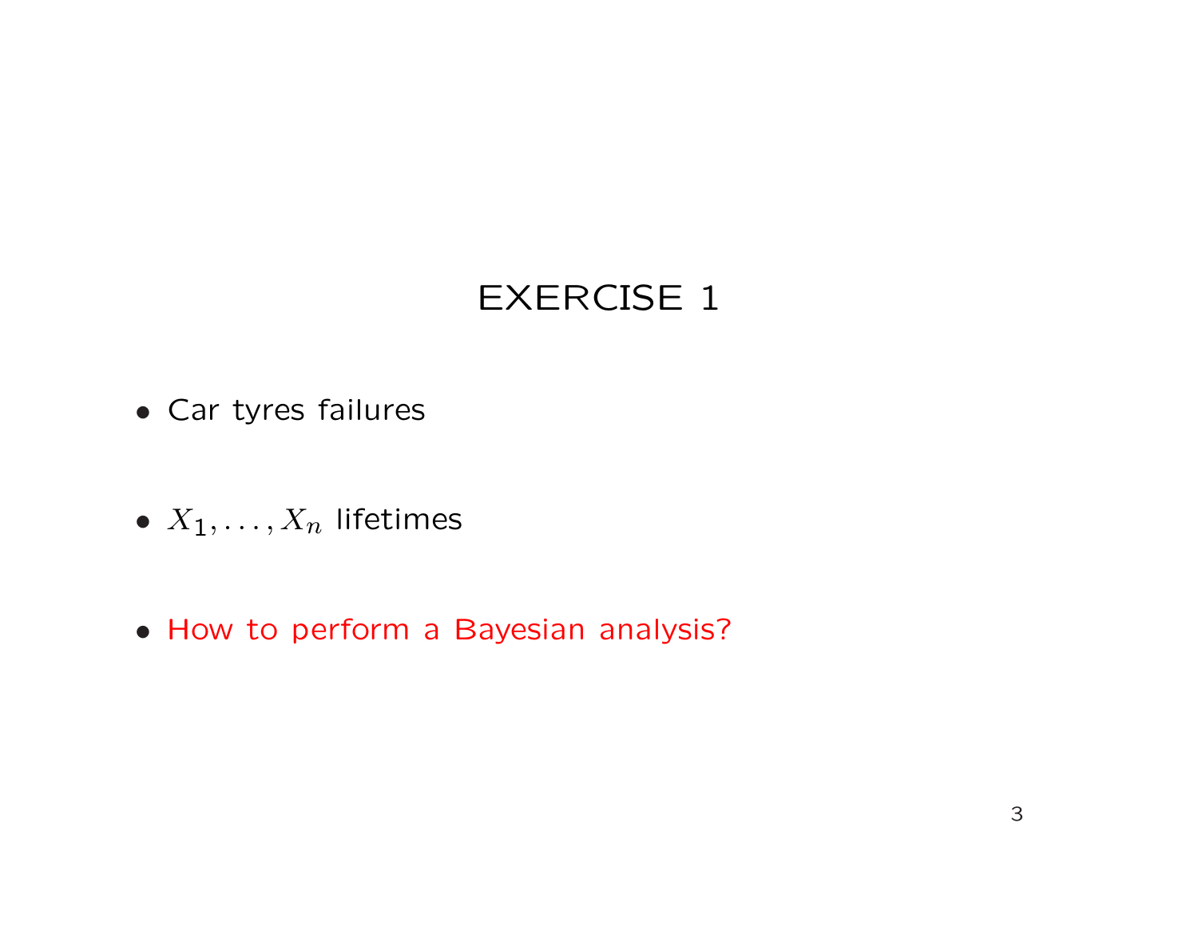# EXERCISE 1

- Car tyres failures
- $X_1, \ldots, X_n$ lifetimes
- How to perform a Bayesian analysis?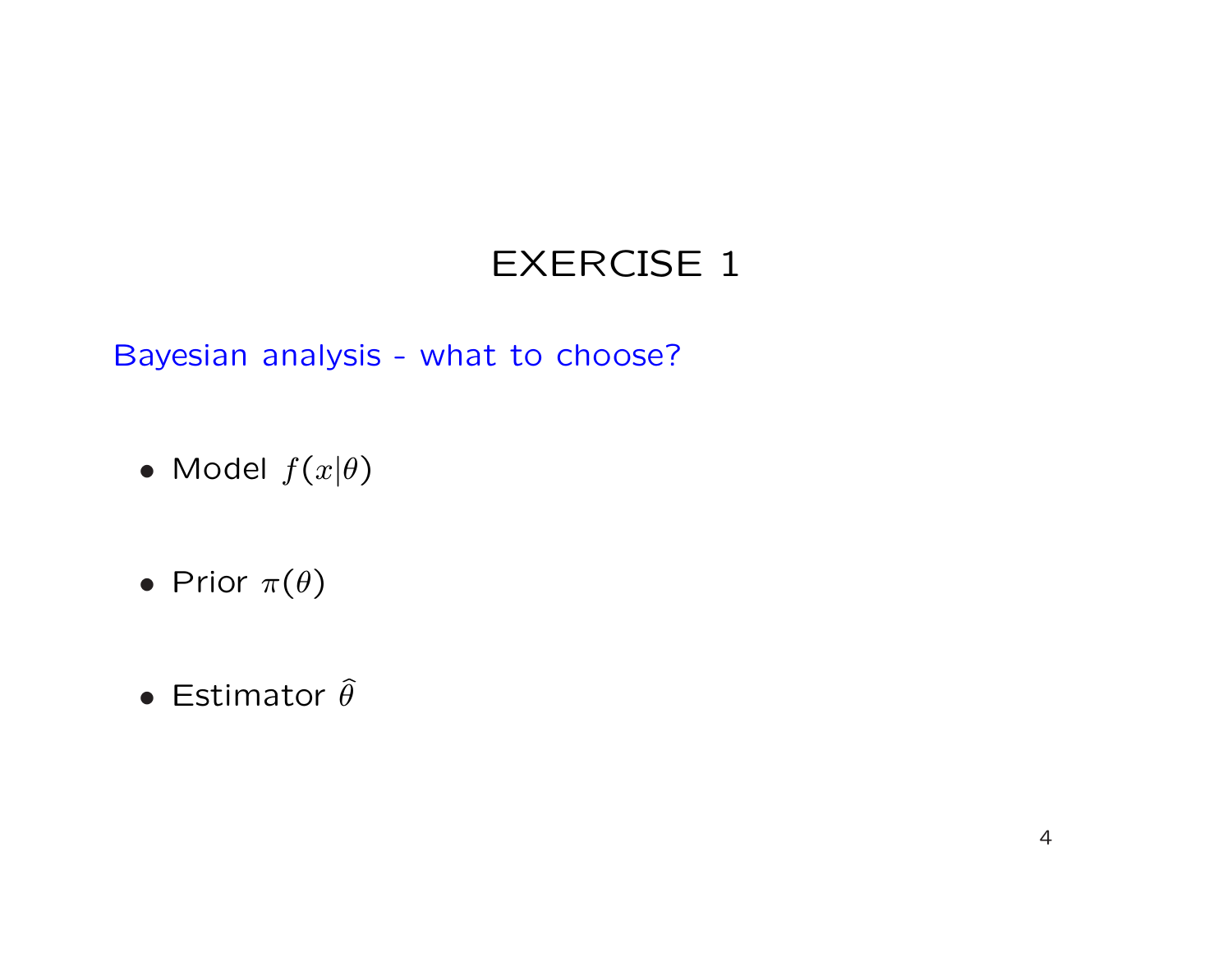# EXERCISE 1

Bayesian analysis - what to choose?

- Model $f(x|\theta)$
- Prior $\pi(\theta)$
- Estimator $\widehat{\theta}$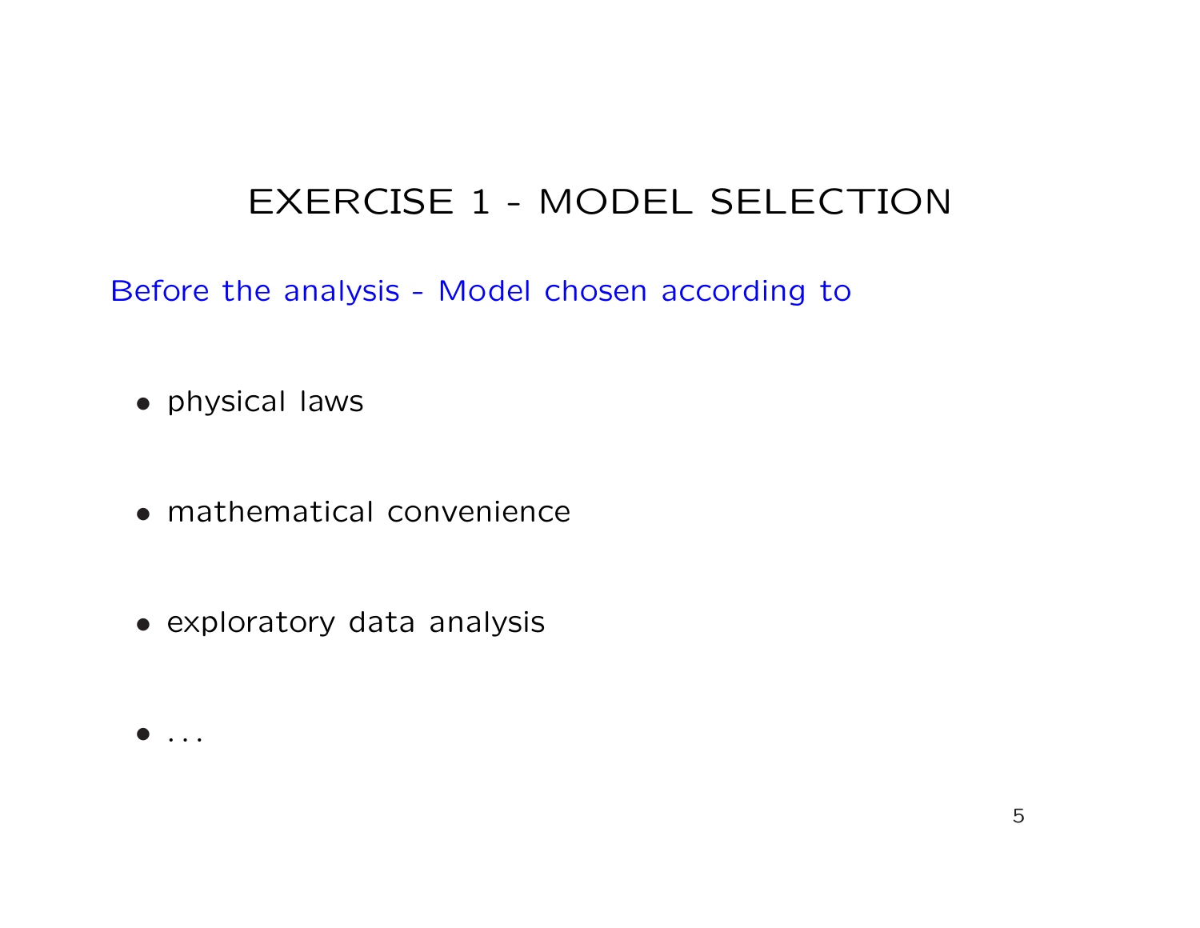# EXERCISE 1 - MODEL SELECTION

Before the analysis - Model chosen according to

- physical laws
- mathematical convenience
- exploratory data analysis
- ...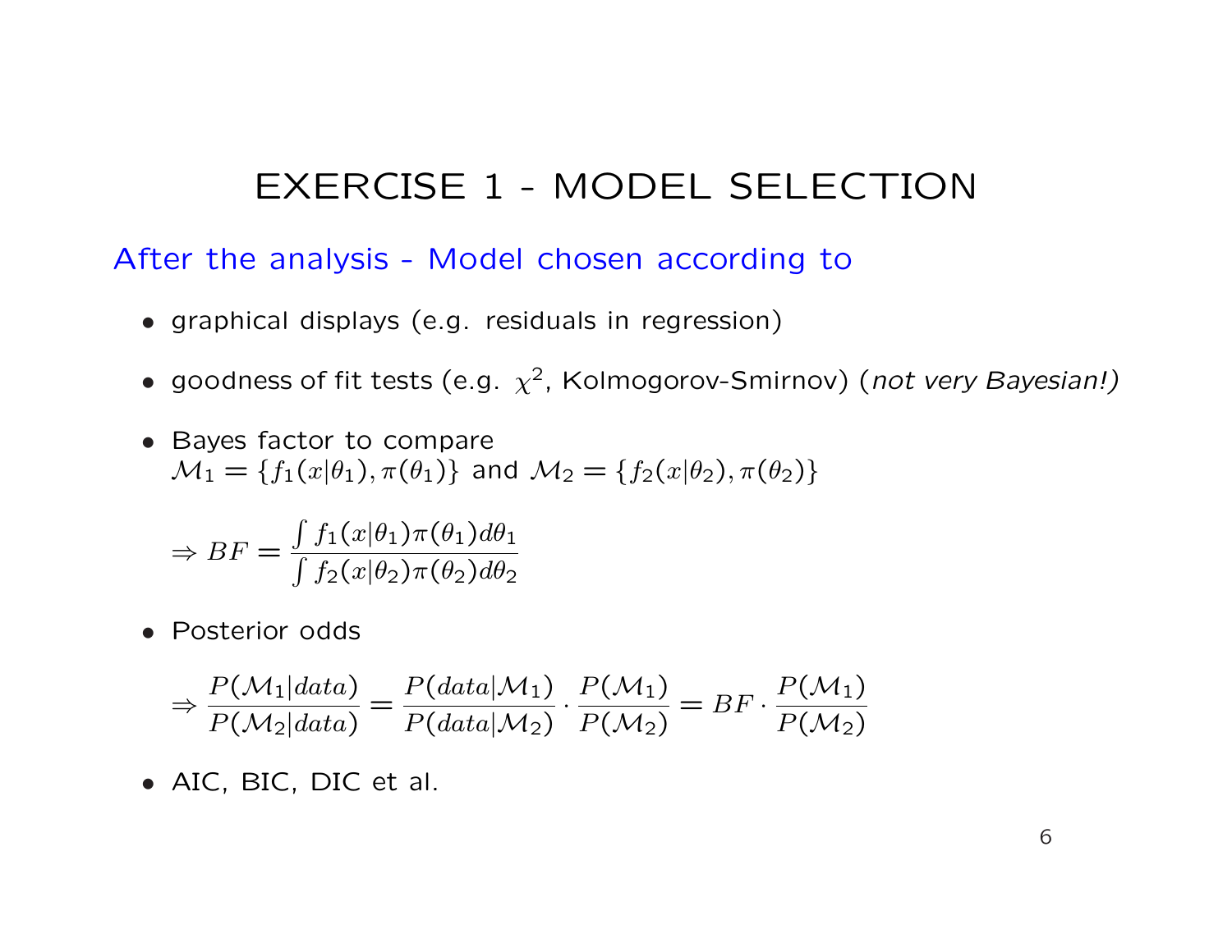# EXERCISE 1 - MODEL SELECTION

## After the analysis - Model chosen according to

- graphical displays (e.g. residuals in regression)
- goodness of fit tests (e.g. $\chi^2$, Kolmogorov-Smirnov) (*not very Bayesian!*)
- Bayes factor to compare $\mathcal{M}_1 = \{f_1(x|\theta_1), \pi(\theta_1)\}$ and $\mathcal{M}_2 = \{f_2(x|\theta_2), \pi(\theta_2)\}$

  $$\Rightarrow BF = \frac{\int f_1(x|\theta_1)\pi(\theta_1)d\theta_1}{\int f_2(x|\theta_2)\pi(\theta_2)d\theta_2}$$

- Posterior odds

  $$\Rightarrow \frac{P(\mathcal{M}_1|data)}{P(\mathcal{M}_2|data)} = \frac{P(data|\mathcal{M}_1)}{P(data|\mathcal{M}_2)} \cdot \frac{P(\mathcal{M}_1)}{P(\mathcal{M}_2)} = BF \cdot \frac{P(\mathcal{M}_1)}{P(\mathcal{M}_2)}$$

- AIC, BIC, DIC et al.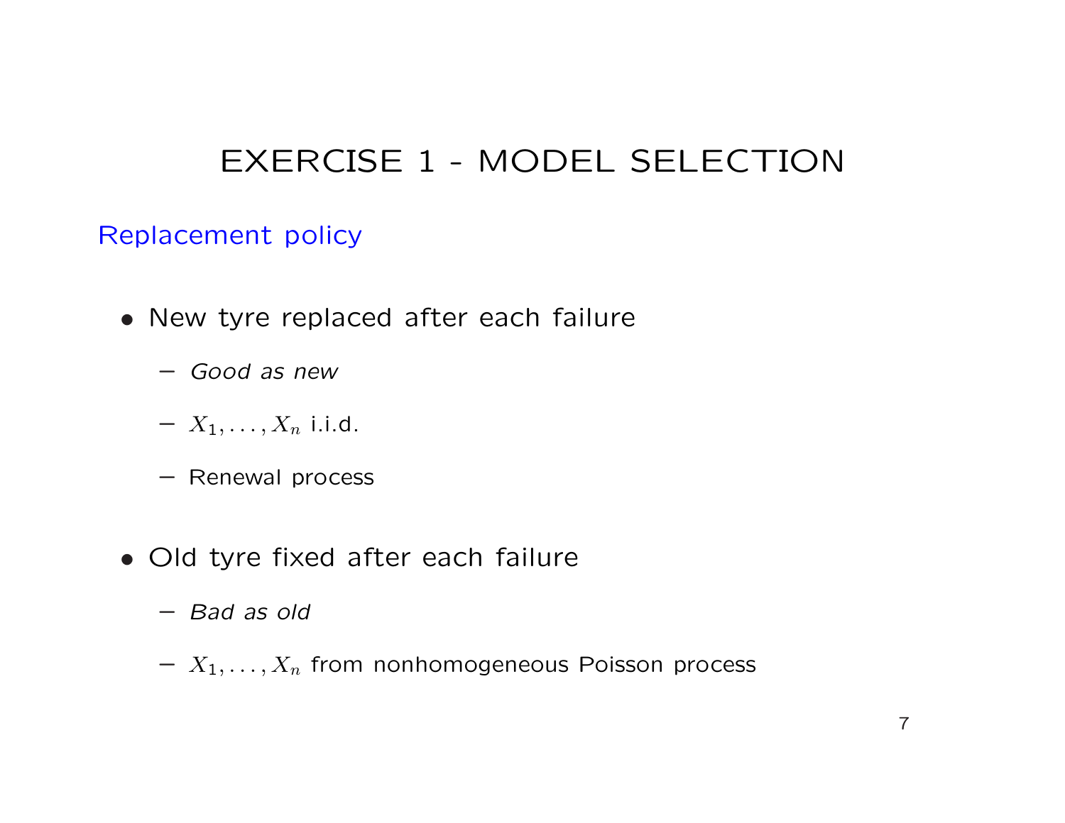# EXERCISE 1 - MODEL SELECTION

## Replacement policy

- New tyre replaced after each failure
  - *Good as new*
  - $X_1, \ldots, X_n$ i.i.d.
  - Renewal process
- Old tyre fixed after each failure
  - *Bad as old*
  - $X_1, \ldots, X_n$ from nonhomogeneous Poisson process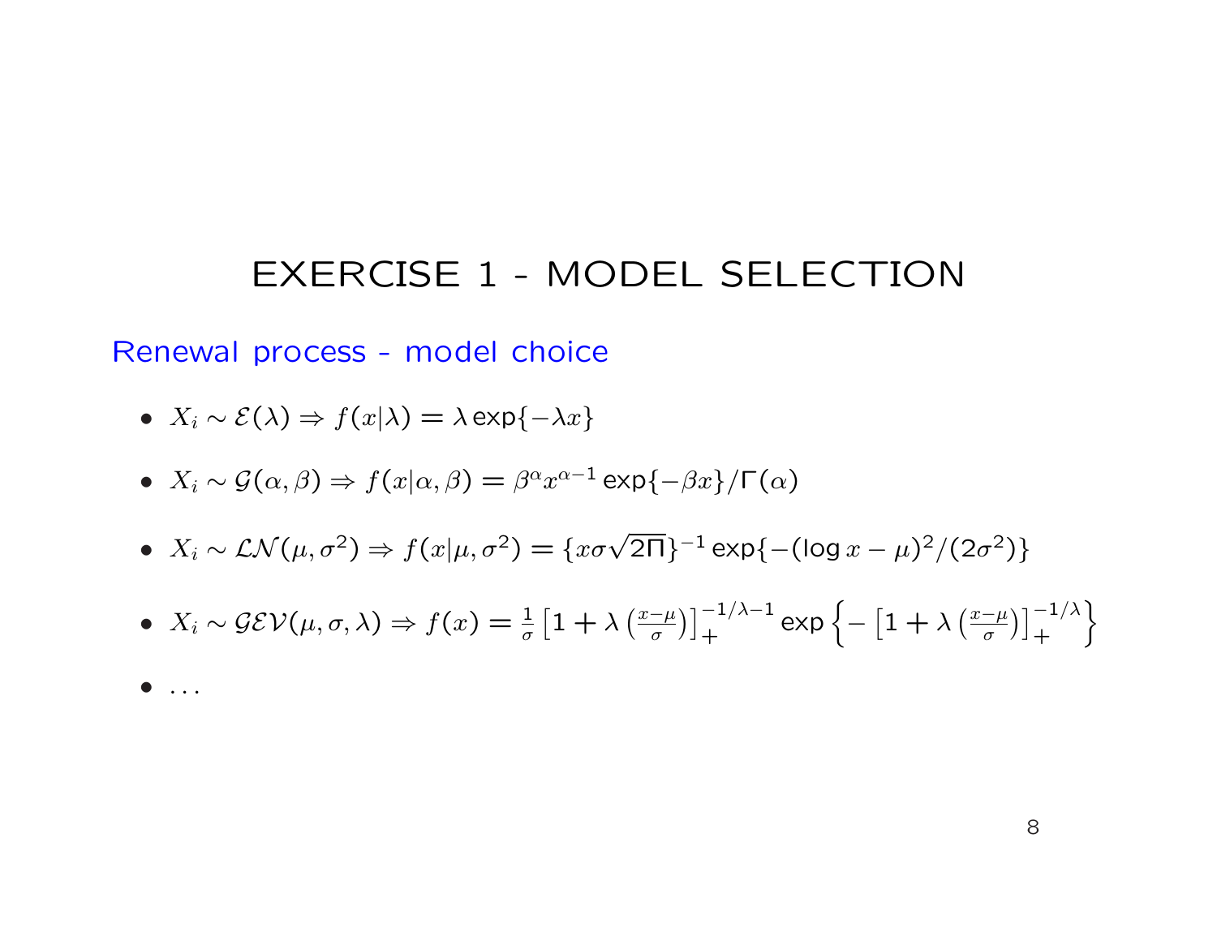# EXERCISE 1 - MODEL SELECTION

## Renewal process - model choice

- $X_i \sim \mathcal{E}(\lambda) \Rightarrow f(x|\lambda) = \lambda \exp\{-\lambda x\}$
- $X_i \sim \mathcal{G}(\alpha, \beta) \Rightarrow f(x|\alpha, \beta) = \beta^\alpha x^{\alpha-1} \exp\{-\beta x\}/\Gamma(\alpha)$
- $X_i \sim \mathcal{LN}(\mu, \sigma^2) \Rightarrow f(x|\mu, \sigma^2) = \{x\sigma\sqrt{2\Pi}\}^{-1} \exp\{-(\log x - \mu)^2/(2\sigma^2)\}$
- $X_i \sim \mathcal{GEV}(\mu, \sigma, \lambda) \Rightarrow f(x) = \frac{1}{\sigma}\left[1 + \lambda\left(\frac{x-\mu}{\sigma}\right)\right]_+^{-1/\lambda-1} \exp\left\{-\left[1 + \lambda\left(\frac{x-\mu}{\sigma}\right)\right]_+^{-1/\lambda}\right\}$
- $\ldots$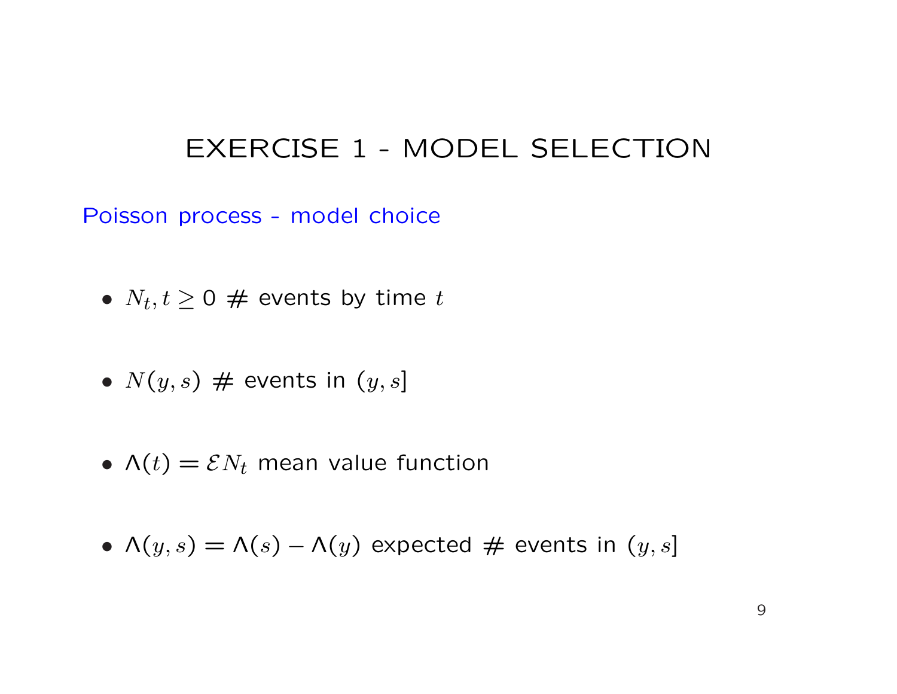# EXERCISE 1 - MODEL SELECTION

## Poisson process - model choice

- $N_t, t \geq 0$ # events by time $t$

- $N(y, s)$ # events in $(y, s]$

- $\Lambda(t) = \mathcal{E} N_t$ mean value function

- $\Lambda(y, s) = \Lambda(s) - \Lambda(y)$ expected # events in $(y, s]$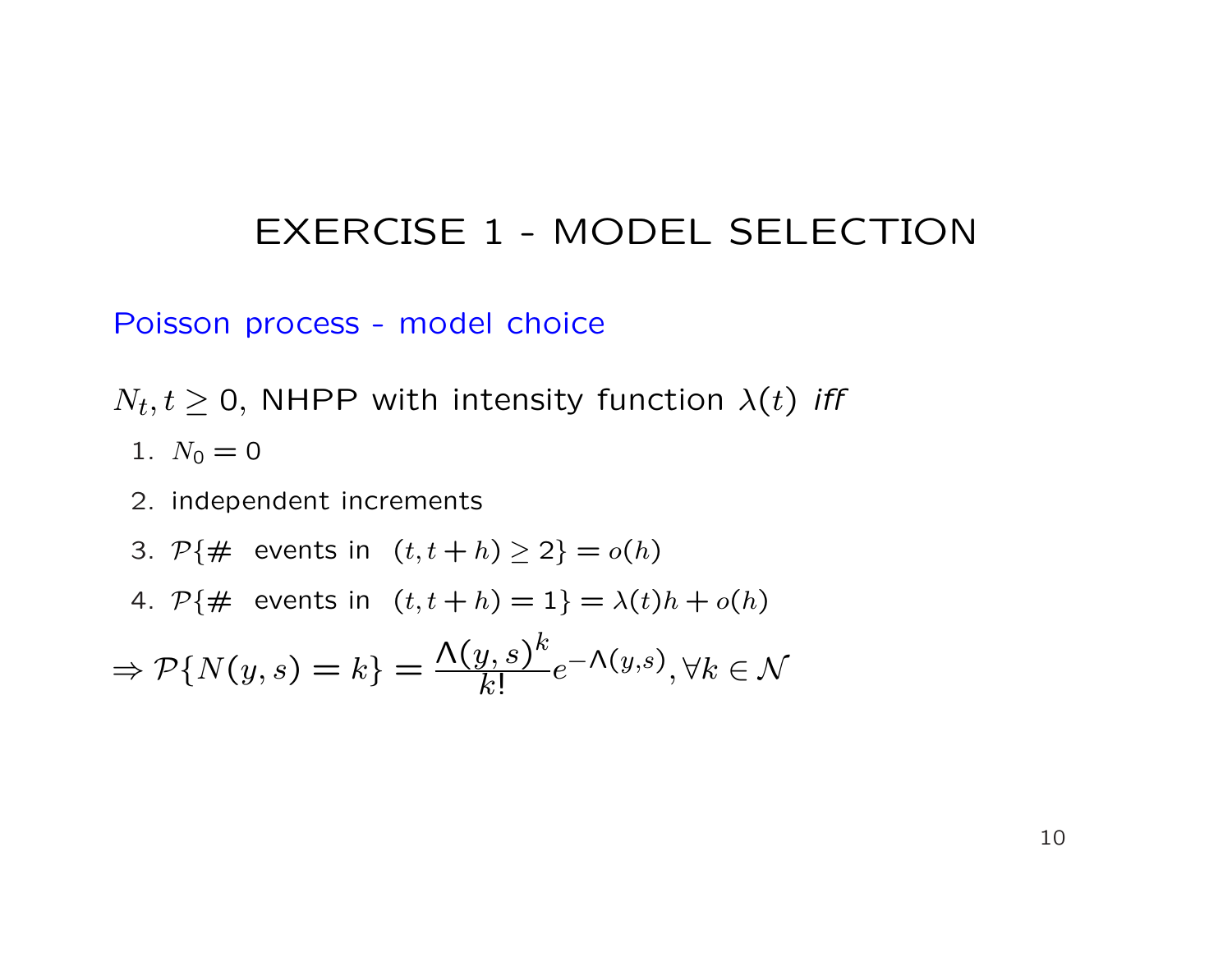# EXERCISE 1 - MODEL SELECTION

## Poisson process - model choice

$N_t, t \geq 0$, NHPP with intensity function $\lambda(t)$ *iff*

1. $N_0 = 0$
2. independent increments
3. $\mathcal{P}\{\#\ \text{ events in } \ (t, t+h) \geq 2\} = o(h)$
4. $\mathcal{P}\{\#\ \text{ events in } \ (t, t+h) = 1\} = \lambda(t)h + o(h)$

$$\Rightarrow \mathcal{P}\{N(y,s) = k\} = \frac{\Lambda(y,s)^k}{k!} e^{-\Lambda(y,s)}, \forall k \in \mathcal{N}$$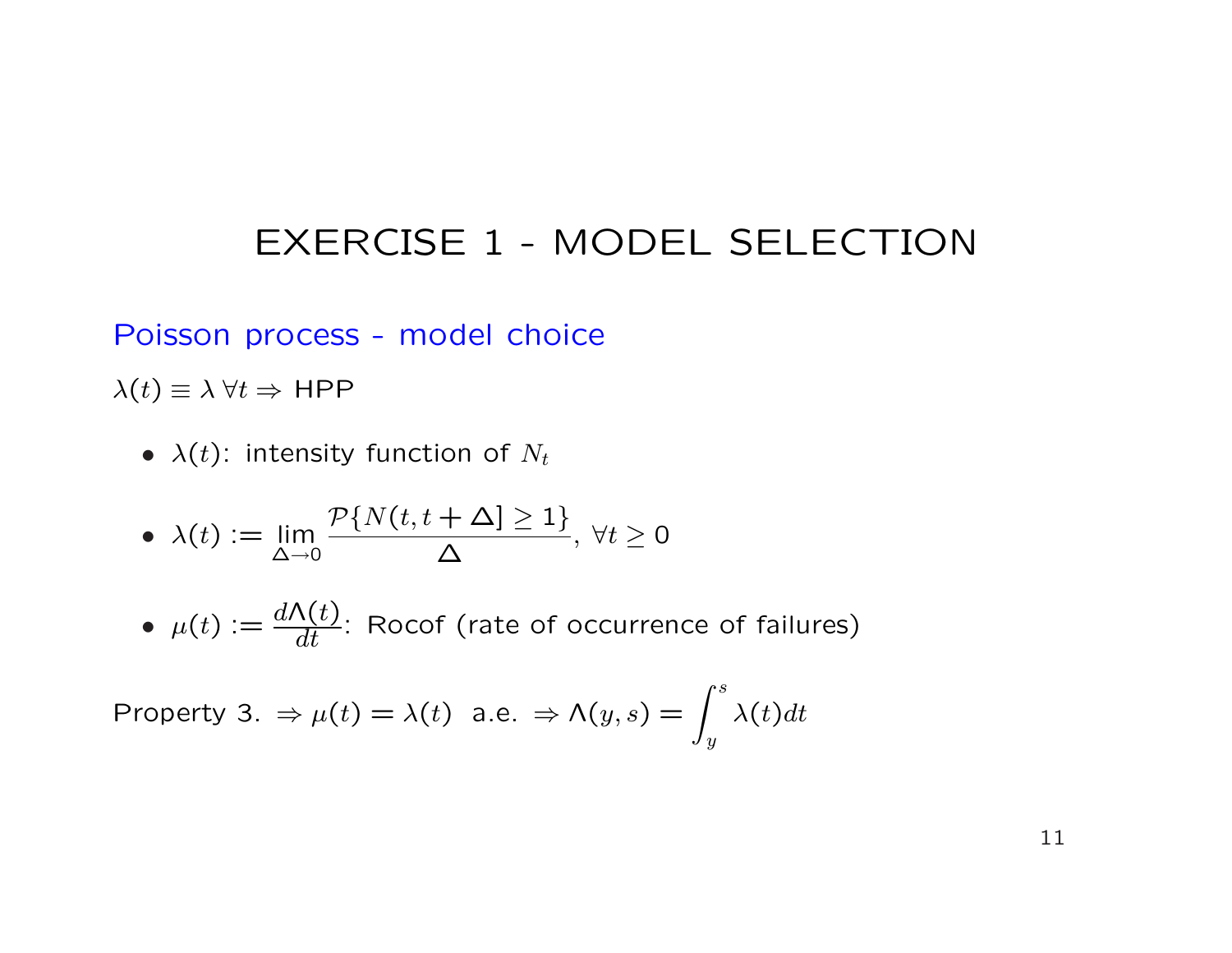# EXERCISE 1 - MODEL SELECTION

## Poisson process - model choice

$\lambda(t) \equiv \lambda \; \forall t \Rightarrow$ HPP

- $\lambda(t)$: intensity function of $N_t$
- $\lambda(t) := \lim_{\Delta \to 0} \frac{\mathcal{P}\{N(t, t+\Delta] \geq 1\}}{\Delta}$, $\forall t \geq 0$
- $\mu(t) := \frac{d\Lambda(t)}{dt}$: Rocof (rate of occurrence of failures)

Property 3. $\Rightarrow \mu(t) = \lambda(t)$ a.e. $\Rightarrow \Lambda(y, s) = \int_y^s \lambda(t) dt$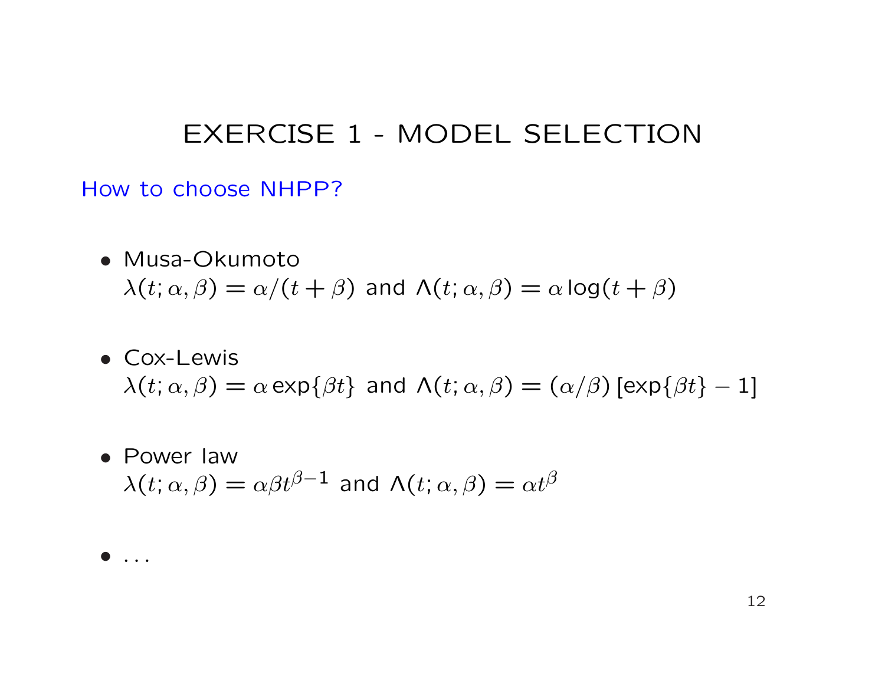# EXERCISE 1 - MODEL SELECTION

How to choose NHPP?

- Musa-Okumoto
  $\lambda(t; \alpha, \beta) = \alpha/(t + \beta)$ and $\Lambda(t; \alpha, \beta) = \alpha \log(t + \beta)$

- Cox-Lewis
  $\lambda(t; \alpha, \beta) = \alpha \exp\{\beta t\}$ and $\Lambda(t; \alpha, \beta) = (\alpha/\beta) [\exp\{\beta t\} - 1]$

- Power law
  $\lambda(t; \alpha, \beta) = \alpha\beta t^{\beta-1}$ and $\Lambda(t; \alpha, \beta) = \alpha t^{\beta}$

- ...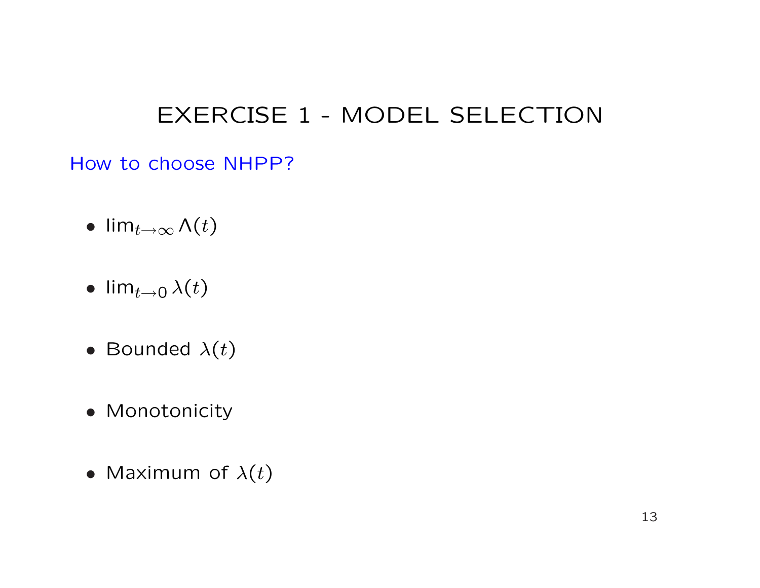# EXERCISE 1 - MODEL SELECTION

How to choose NHPP?

- $\lim_{t\to\infty} \Lambda(t)$
- $\lim_{t\to 0} \lambda(t)$
- Bounded $\lambda(t)$
- Monotonicity
- Maximum of $\lambda(t)$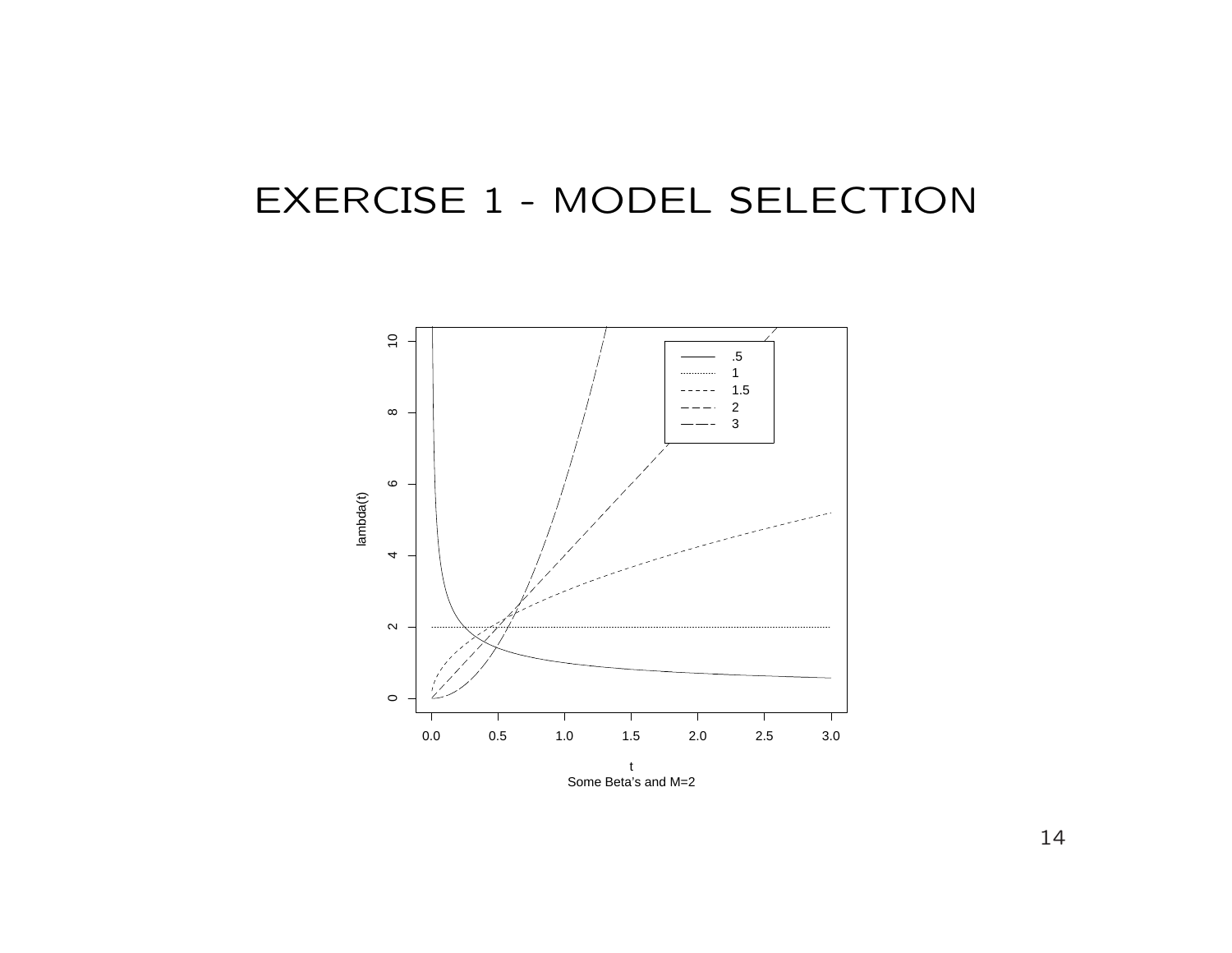# EXERCISE 1 - MODEL SELECTION

Some Beta's and M=2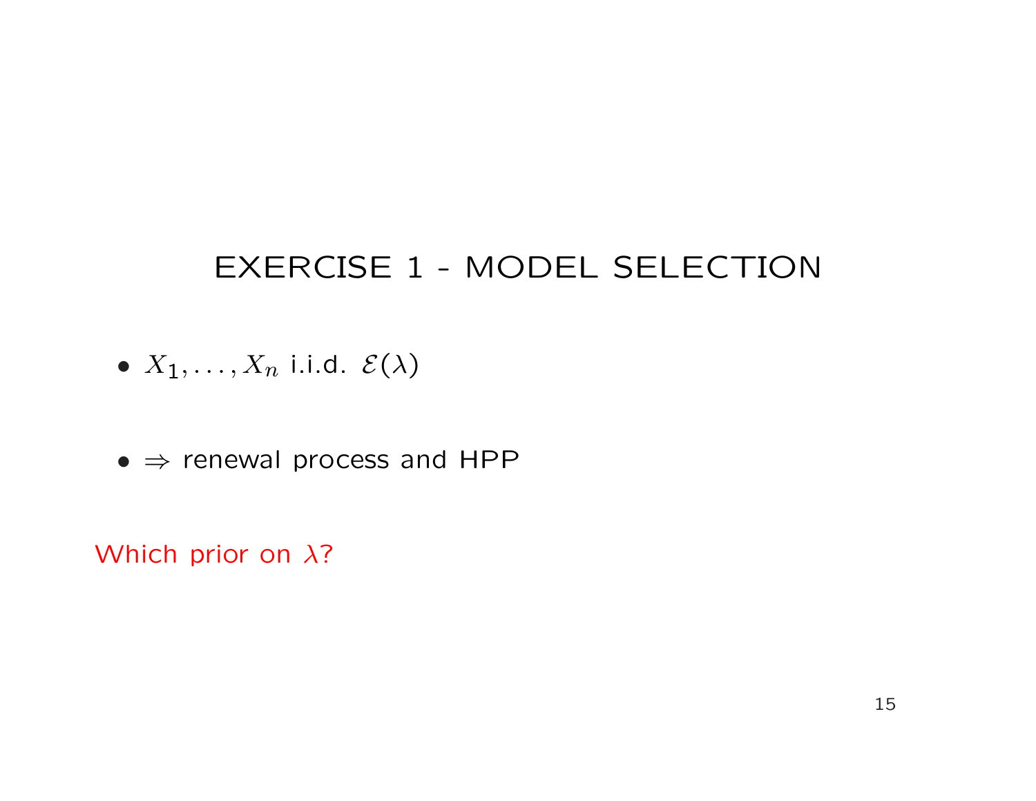# EXERCISE 1 - MODEL SELECTION

- $X_1, \ldots, X_n$ i.i.d. $\mathcal{E}(\lambda)$
- $\Rightarrow$ renewal process and HPP

Which prior on $\lambda$?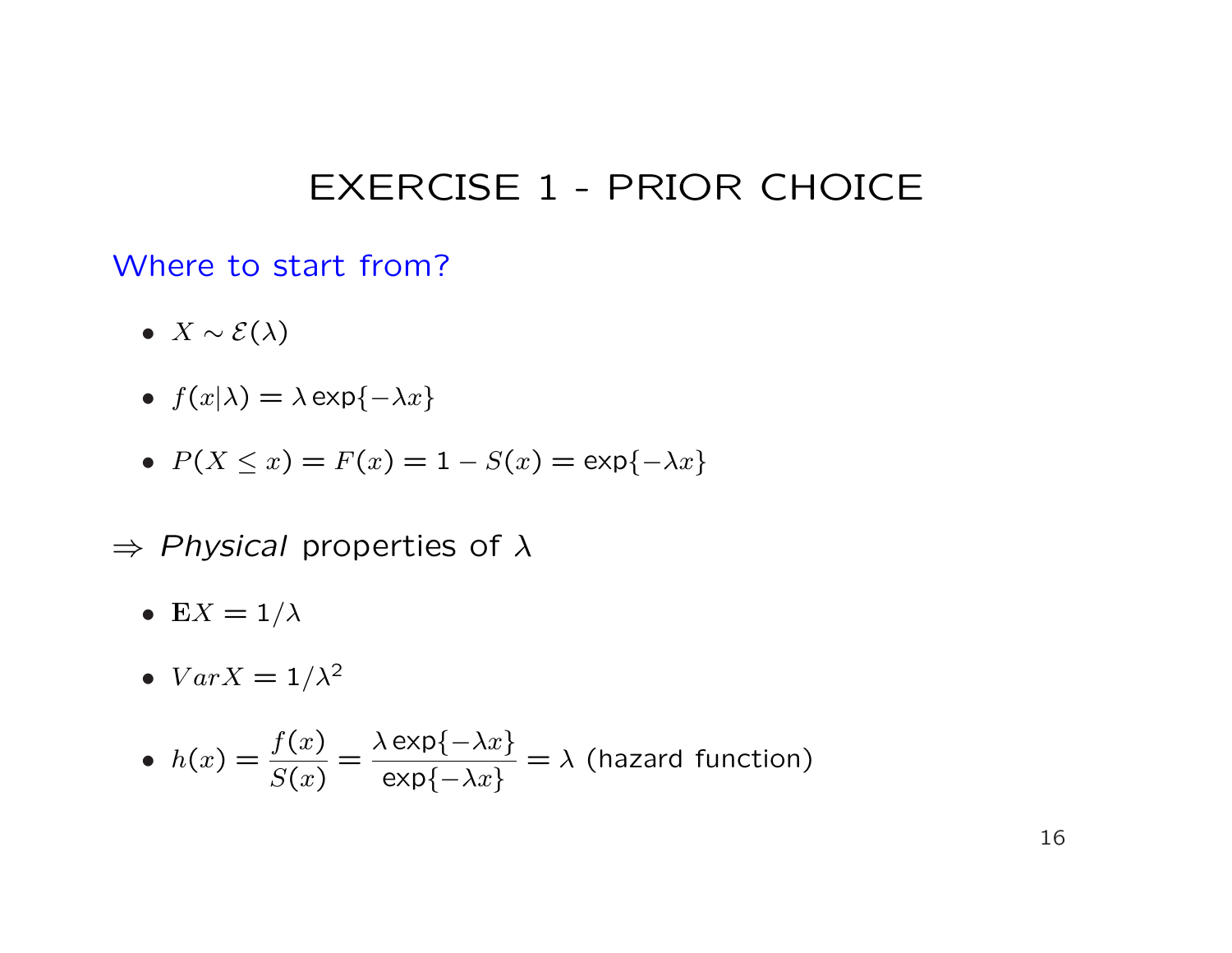# EXERCISE 1 - PRIOR CHOICE

Where to start from?

- $X \sim \mathcal{E}(\lambda)$
- $f(x|\lambda) = \lambda \exp\{-\lambda x\}$
- $P(X \leq x) = F(x) = 1 - S(x) = \exp\{-\lambda x\}$

$\Rightarrow$ *Physical* properties of $\lambda$

- $\mathbf{E}X = 1/\lambda$
- $VarX = 1/\lambda^2$
- $h(x) = \dfrac{f(x)}{S(x)} = \dfrac{\lambda \exp\{-\lambda x\}}{\exp\{-\lambda x\}} = \lambda$ (hazard function)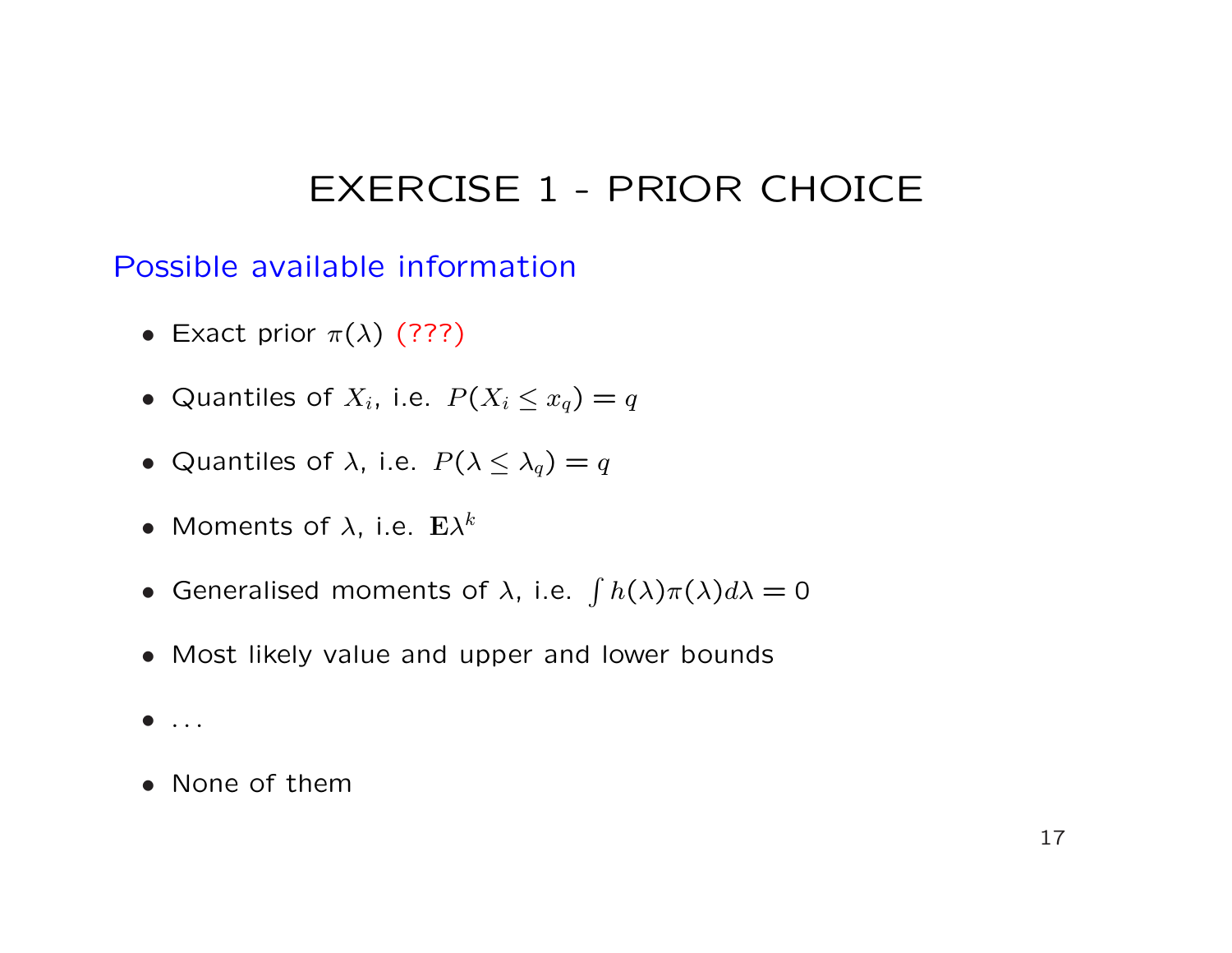# EXERCISE 1 - PRIOR CHOICE

## Possible available information

- Exact prior $\pi(\lambda)$ (???)
- Quantiles of $X_i$, i.e. $P(X_i \leq x_q) = q$
- Quantiles of $\lambda$, i.e. $P(\lambda \leq \lambda_q) = q$
- Moments of $\lambda$, i.e. $\mathbf{E}\lambda^k$
- Generalised moments of $\lambda$, i.e. $\int h(\lambda)\pi(\lambda)d\lambda = 0$
- Most likely value and upper and lower bounds
- ...
- None of them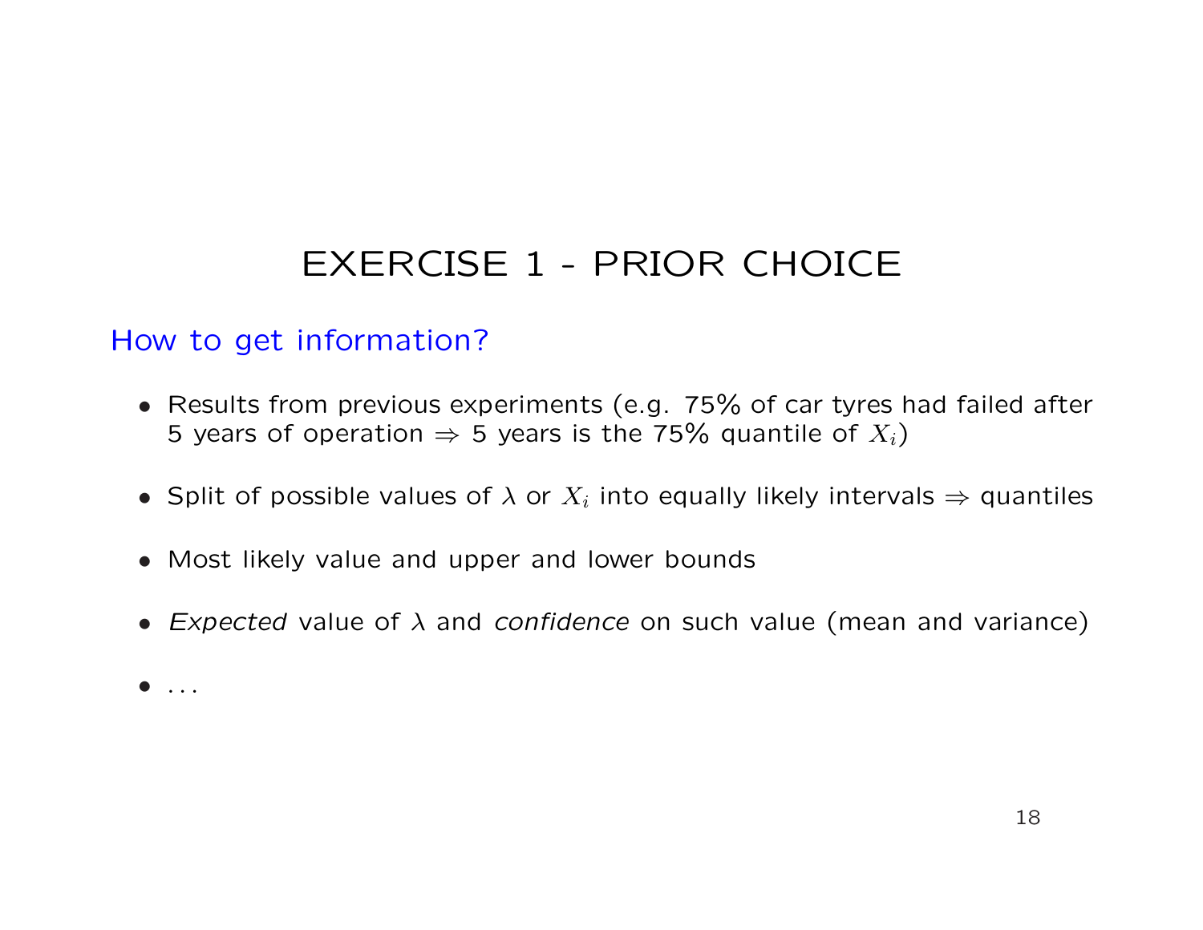# EXERCISE 1 - PRIOR CHOICE

## How to get information?

- Results from previous experiments (e.g. 75% of car tyres had failed after 5 years of operation $\Rightarrow$ 5 years is the 75% quantile of $X_i$)

- Split of possible values of $\lambda$ or $X_i$ into equally likely intervals $\Rightarrow$ quantiles

- Most likely value and upper and lower bounds

- *Expected* value of $\lambda$ and *confidence* on such value (mean and variance)

- ...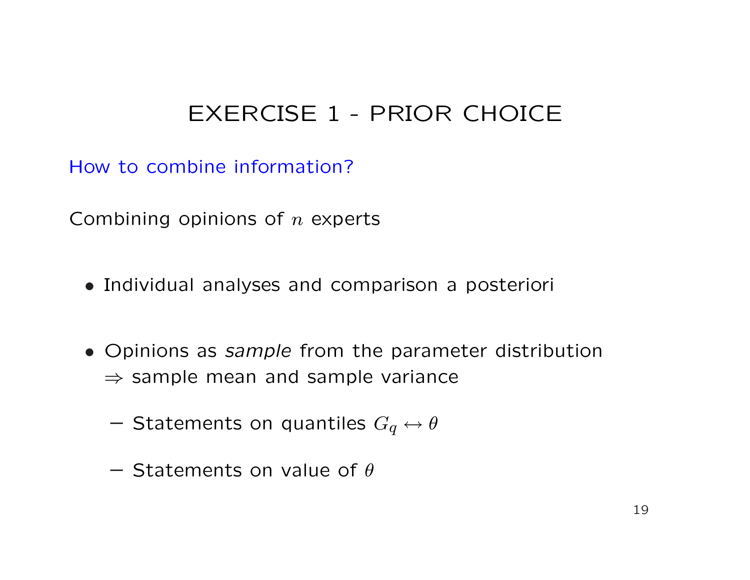# EXERCISE 1 - PRIOR CHOICE

How to combine information?

Combining opinions of $n$ experts

- Individual analyses and comparison a posteriori

- Opinions as *sample* from the parameter distribution
  $\Rightarrow$ sample mean and sample variance

  - Statements on quantiles $G_q \leftrightarrow \theta$

  - Statements on value of $\theta$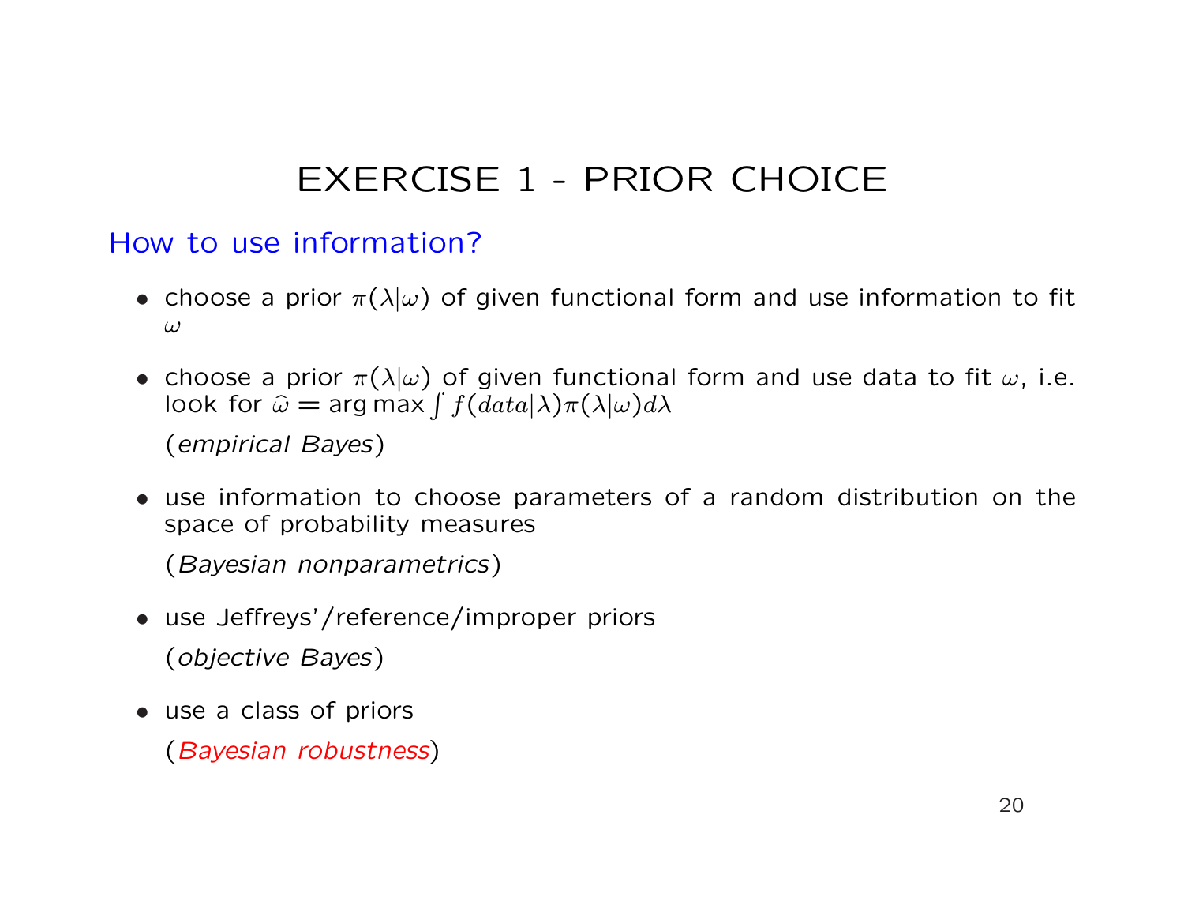# EXERCISE 1 - PRIOR CHOICE

## How to use information?

- choose a prior $\pi(\lambda|\omega)$ of given functional form and use information to fit $\omega$
- choose a prior $\pi(\lambda|\omega)$ of given functional form and use data to fit $\omega$, i.e. look for $\widehat{\omega} = \arg\max \int f(data|\lambda)\pi(\lambda|\omega)d\lambda$

  (*empirical Bayes*)
- use information to choose parameters of a random distribution on the space of probability measures

  (*Bayesian nonparametrics*)
- use Jeffreys'/reference/improper priors

  (*objective Bayes*)
- use a class of priors

  (*Bayesian robustness*)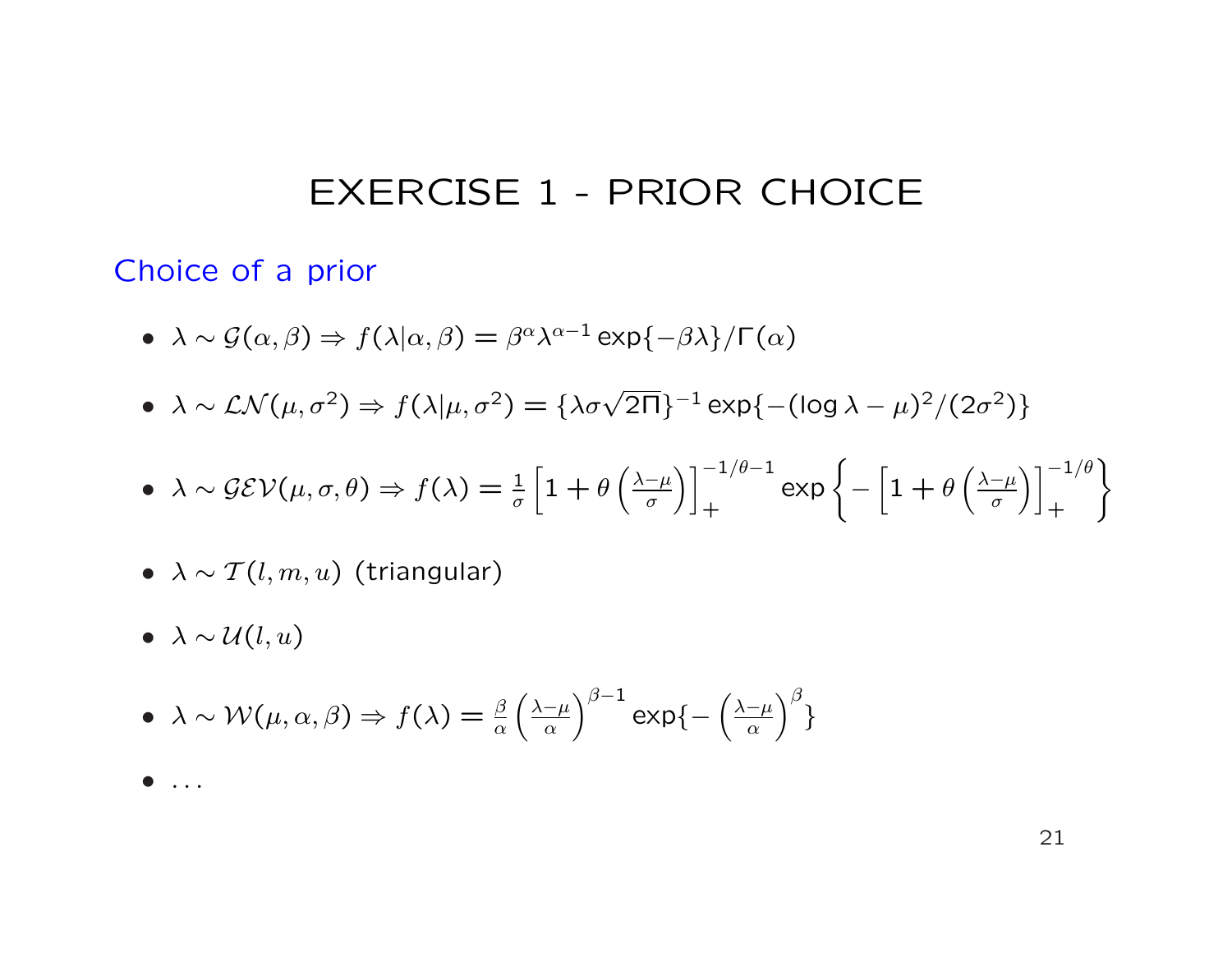# EXERCISE 1 - PRIOR CHOICE

## Choice of a prior

- $\lambda \sim \mathcal{G}(\alpha, \beta) \Rightarrow f(\lambda|\alpha, \beta) = \beta^\alpha \lambda^{\alpha-1} \exp\{-\beta\lambda\}/\Gamma(\alpha)$
- $\lambda \sim \mathcal{LN}(\mu, \sigma^2) \Rightarrow f(\lambda|\mu, \sigma^2) = \{\lambda\sigma\sqrt{2\Pi}\}^{-1} \exp\{-(\log\lambda - \mu)^2/(2\sigma^2)\}$
- $\lambda \sim \mathcal{GEV}(\mu, \sigma, \theta) \Rightarrow f(\lambda) = \frac{1}{\sigma}\left[1 + \theta\left(\frac{\lambda-\mu}{\sigma}\right)\right]_+^{-1/\theta-1} \exp\left\{-\left[1 + \theta\left(\frac{\lambda-\mu}{\sigma}\right)\right]_+^{-1/\theta}\right\}$
- $\lambda \sim \mathcal{T}(l, m, u)$ (triangular)
- $\lambda \sim \mathcal{U}(l, u)$
- $\lambda \sim \mathcal{W}(\mu, \alpha, \beta) \Rightarrow f(\lambda) = \frac{\beta}{\alpha}\left(\frac{\lambda-\mu}{\alpha}\right)^{\beta-1} \exp\{-\left(\frac{\lambda-\mu}{\alpha}\right)^\beta\}$
- ...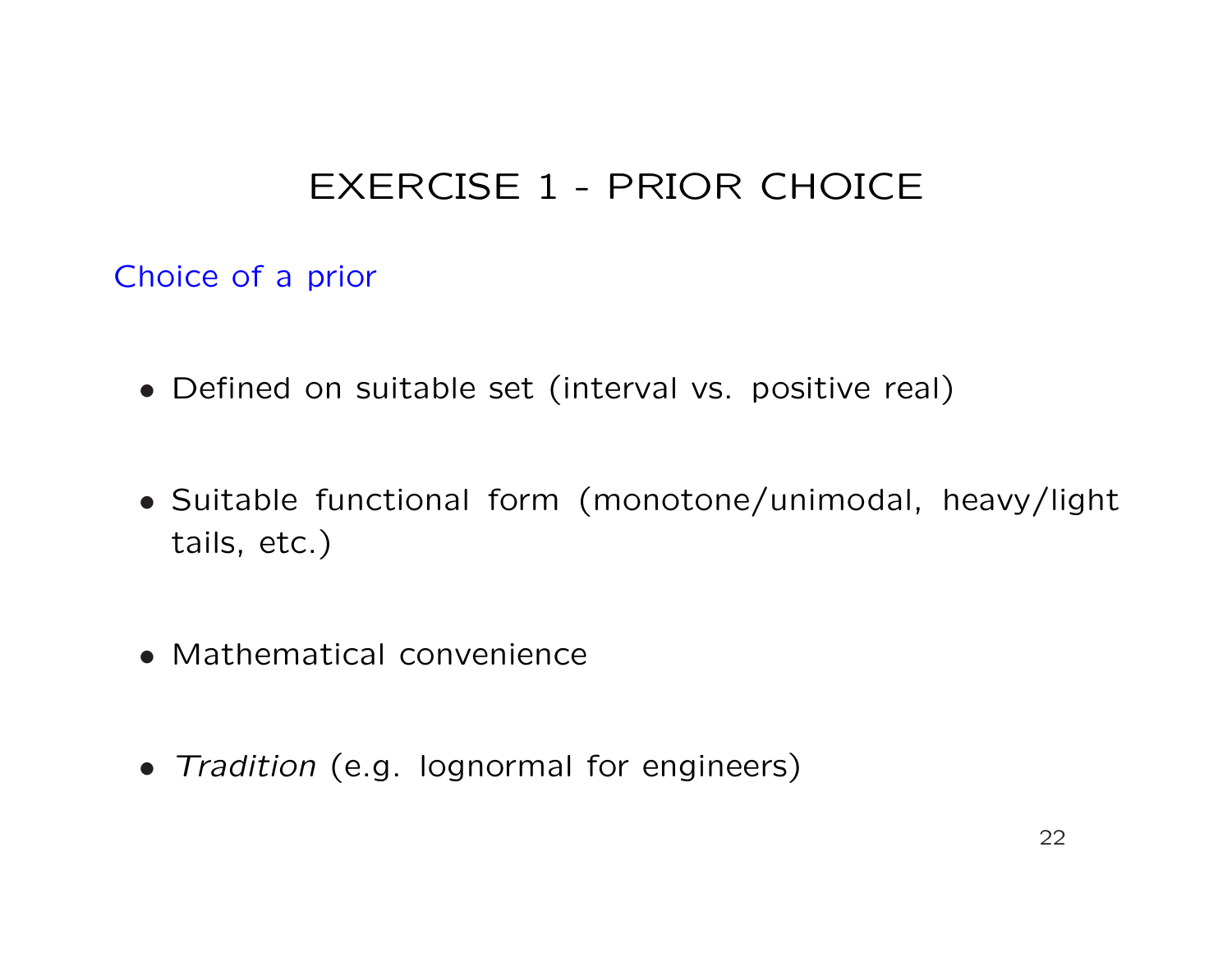# EXERCISE 1 - PRIOR CHOICE

## Choice of a prior

- Defined on suitable set (interval vs. positive real)

- Suitable functional form (monotone/unimodal, heavy/light tails, etc.)

- Mathematical convenience

- *Tradition* (e.g. lognormal for engineers)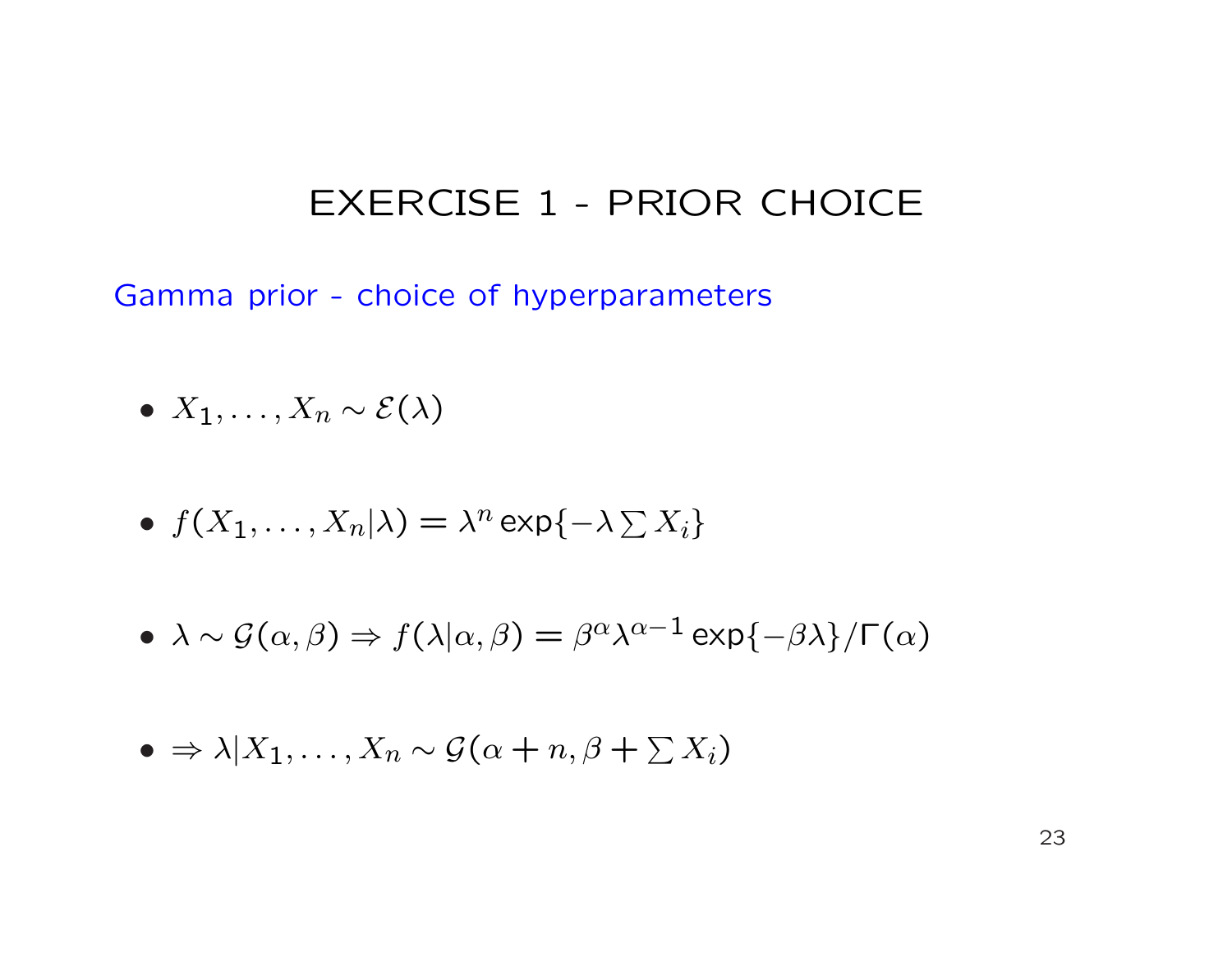# EXERCISE 1 - PRIOR CHOICE

## Gamma prior - choice of hyperparameters

- $X_1, \ldots, X_n \sim \mathcal{E}(\lambda)$

- $f(X_1, \ldots, X_n | \lambda) = \lambda^n \exp\{-\lambda \sum X_i\}$

- $\lambda \sim \mathcal{G}(\alpha, \beta) \Rightarrow f(\lambda | \alpha, \beta) = \beta^\alpha \lambda^{\alpha-1} \exp\{-\beta\lambda\} / \Gamma(\alpha)$

- $\Rightarrow \lambda | X_1, \ldots, X_n \sim \mathcal{G}(\alpha + n, \beta + \sum X_i)$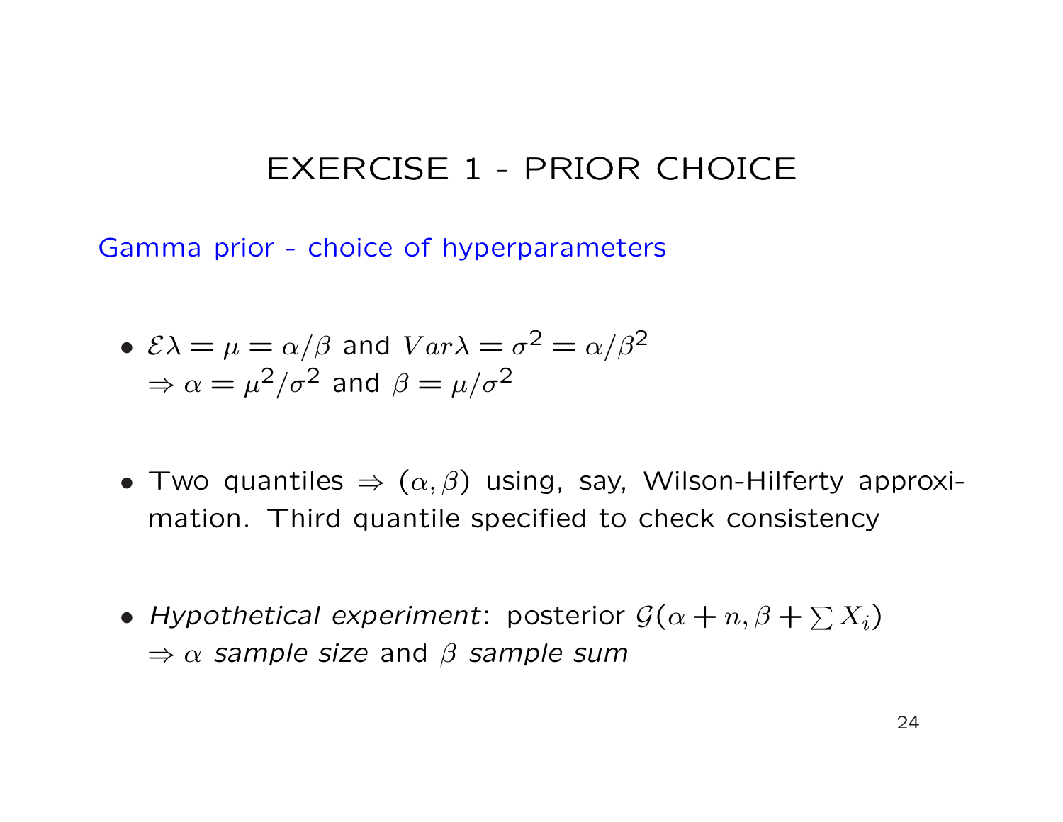# EXERCISE 1 - PRIOR CHOICE

Gamma prior - choice of hyperparameters

- $\mathcal{E}\lambda = \mu = \alpha/\beta$ and $Var\lambda = \sigma^2 = \alpha/\beta^2$
  $\Rightarrow \alpha = \mu^2/\sigma^2$ and $\beta = \mu/\sigma^2$

- Two quantiles $\Rightarrow (\alpha, \beta)$ using, say, Wilson-Hilferty approximation. Third quantile specified to check consistency

- *Hypothetical experiment*: posterior $\mathcal{G}(\alpha + n, \beta + \sum X_i)$
  $\Rightarrow \alpha$ *sample size* and $\beta$ *sample sum*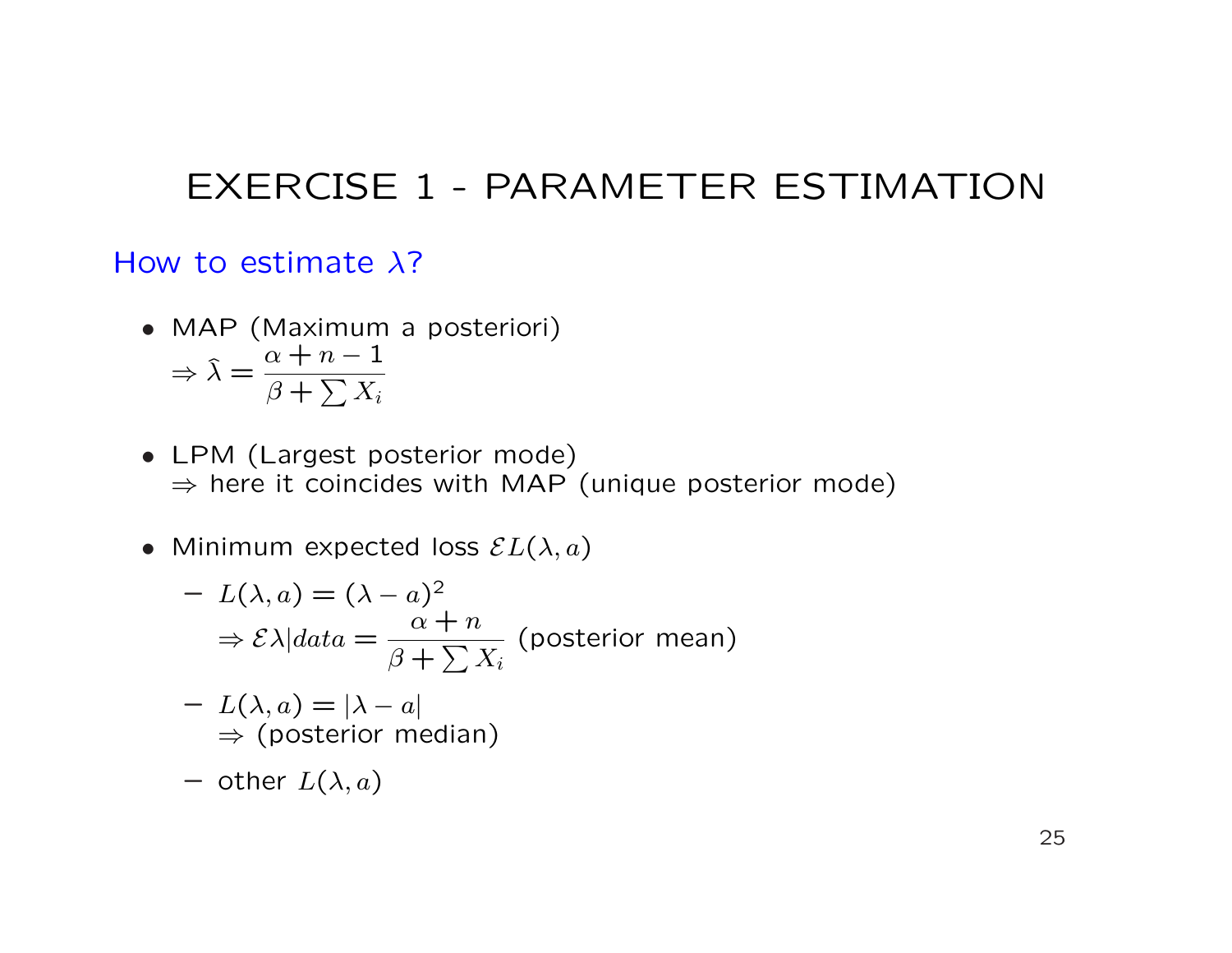# EXERCISE 1 - PARAMETER ESTIMATION

How to estimate $\lambda$?

- MAP (Maximum a posteriori)
  $\Rightarrow \hat{\lambda} = \dfrac{\alpha + n - 1}{\beta + \sum X_i}$

- LPM (Largest posterior mode)
  $\Rightarrow$ here it coincides with MAP (unique posterior mode)

- Minimum expected loss $\mathcal{E}L(\lambda, a)$

  - $L(\lambda, a) = (\lambda - a)^2$
    $\Rightarrow \mathcal{E}\lambda | data = \dfrac{\alpha + n}{\beta + \sum X_i}$ (posterior mean)

  - $L(\lambda, a) = |\lambda - a|$
    $\Rightarrow$ (posterior median)

  - other $L(\lambda, a)$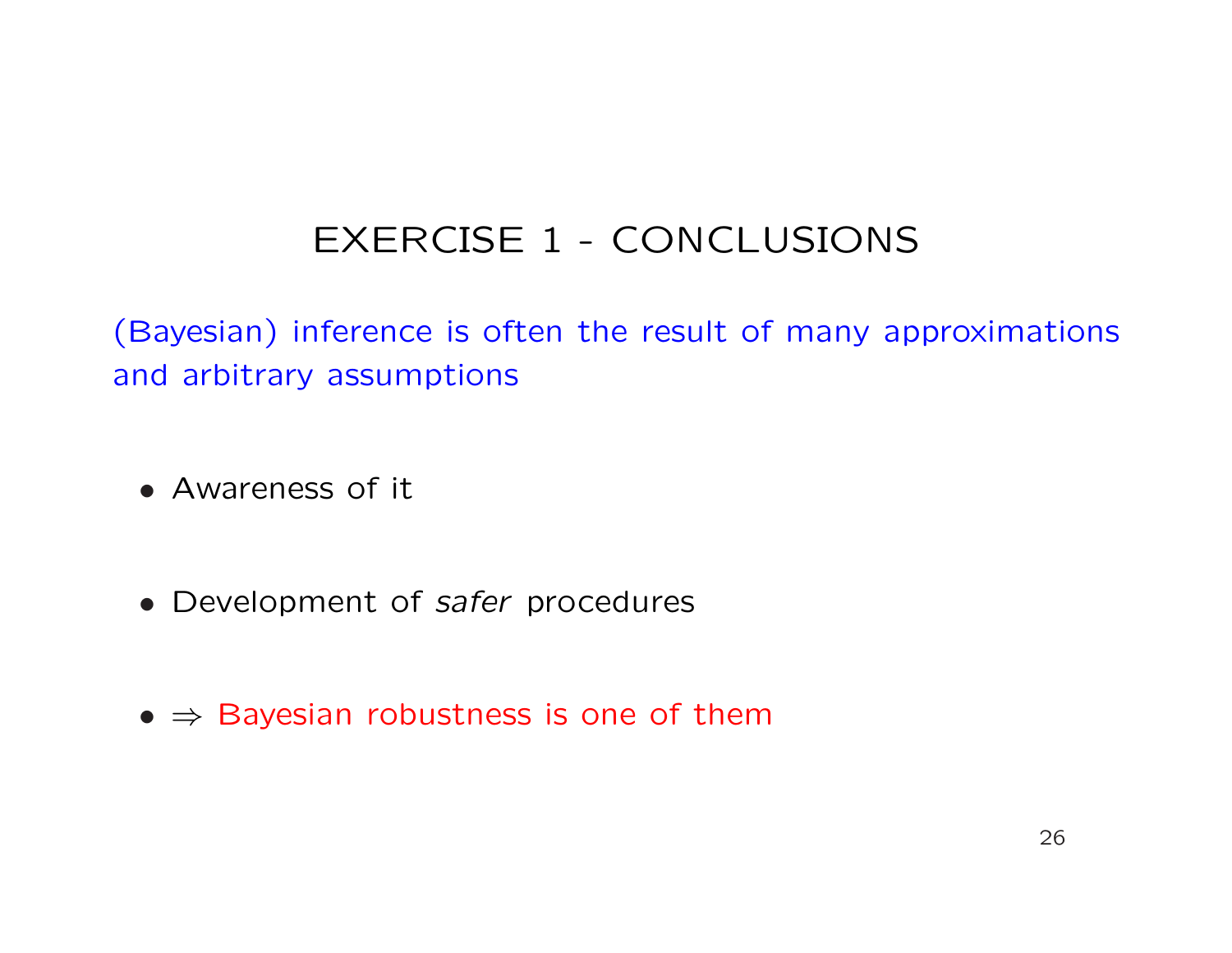# EXERCISE 1 - CONCLUSIONS

(Bayesian) inference is often the result of many approximations and arbitrary assumptions

- Awareness of it
- Development of *safer* procedures
- $\Rightarrow$ Bayesian robustness is one of them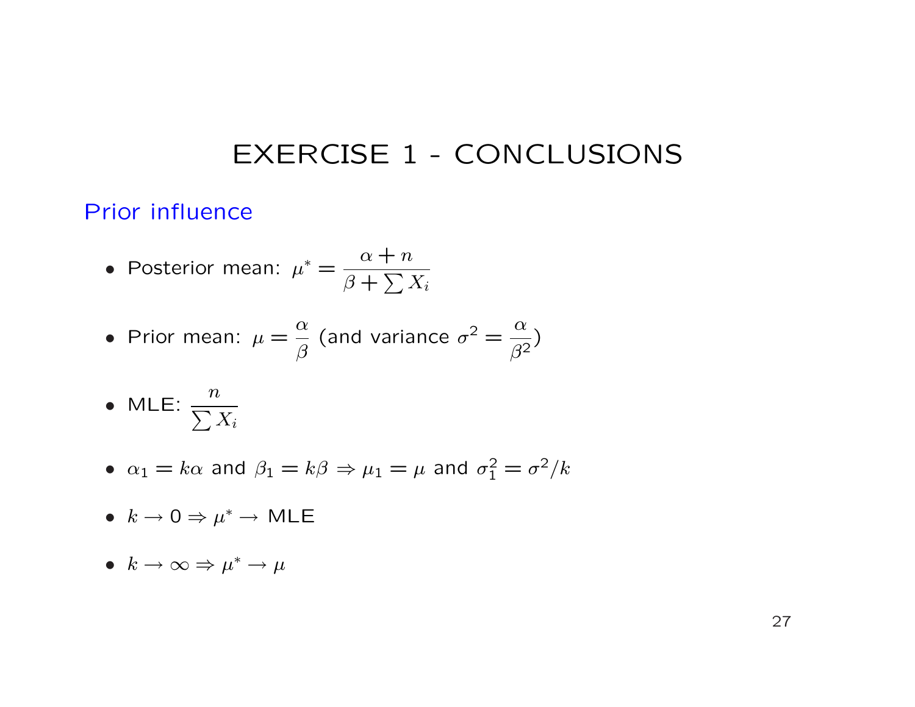# EXERCISE 1 - CONCLUSIONS

## Prior influence

- Posterior mean: $\mu^* = \dfrac{\alpha + n}{\beta + \sum X_i}$
- Prior mean: $\mu = \dfrac{\alpha}{\beta}$ (and variance $\sigma^2 = \dfrac{\alpha}{\beta^2}$)
- MLE: $\dfrac{n}{\sum X_i}$
- $\alpha_1 = k\alpha$ and $\beta_1 = k\beta \Rightarrow \mu_1 = \mu$ and $\sigma_1^2 = \sigma^2/k$
- $k \to 0 \Rightarrow \mu^* \to$ MLE
- $k \to \infty \Rightarrow \mu^* \to \mu$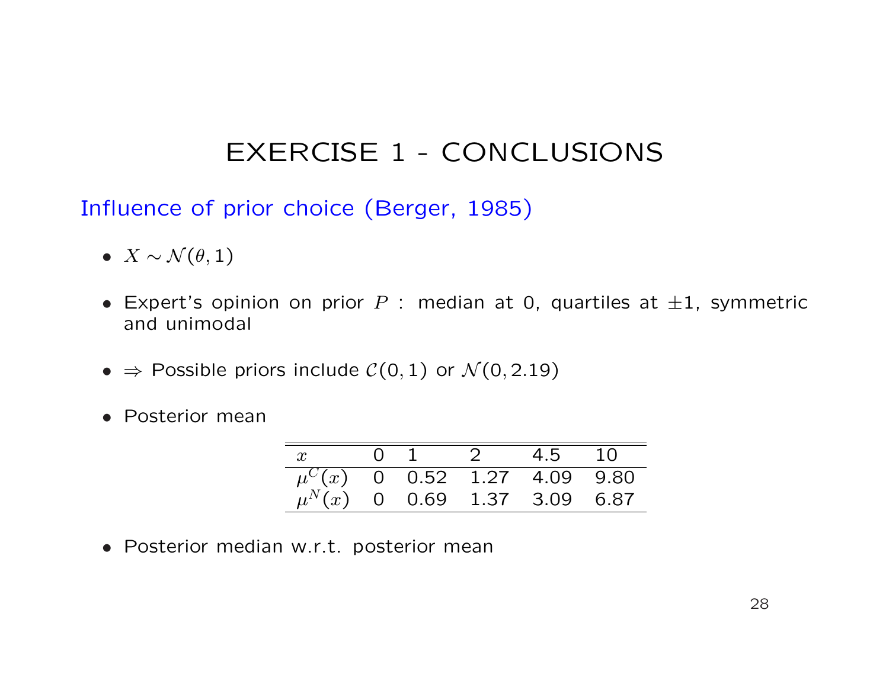# EXERCISE 1 - CONCLUSIONS

## Influence of prior choice (Berger, 1985)

- $X \sim \mathcal{N}(\theta, 1)$
- Expert's opinion on prior $P$ : median at 0, quartiles at $\pm 1$, symmetric and unimodal
- $\Rightarrow$ Possible priors include $\mathcal{C}(0, 1)$ or $\mathcal{N}(0, 2.19)$
- Posterior mean

| $x$ | 0 | 1 | 2 | 4.5 | 10 |
|---|---|---|---|---|---|
| $\mu^C(x)$ | 0 | 0.52 | 1.27 | 4.09 | 9.80 |
| $\mu^N(x)$ | 0 | 0.69 | 1.37 | 3.09 | 6.87 |

- Posterior median w.r.t. posterior mean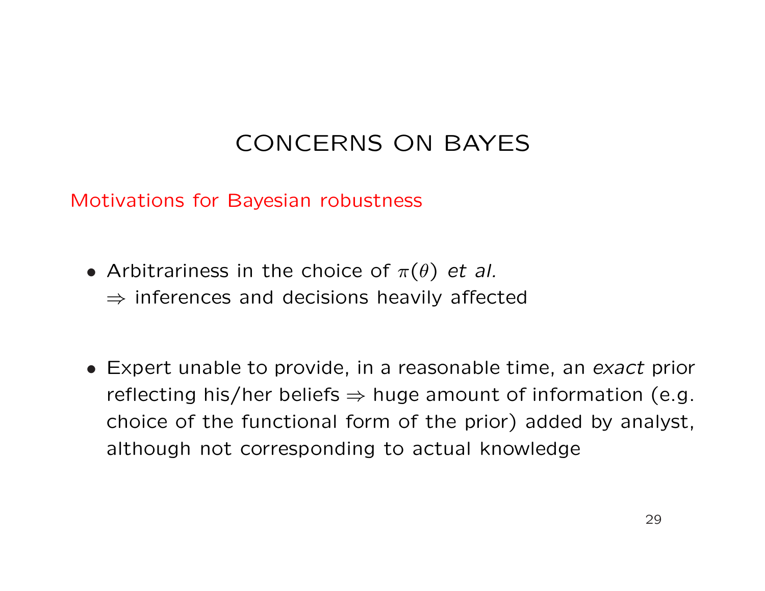# CONCERNS ON BAYES

## Motivations for Bayesian robustness

- Arbitrariness in the choice of $\pi(\theta)$ *et al.*
  $\Rightarrow$ inferences and decisions heavily affected

- Expert unable to provide, in a reasonable time, an *exact* prior reflecting his/her beliefs $\Rightarrow$ huge amount of information (e.g. choice of the functional form of the prior) added by analyst, although not corresponding to actual knowledge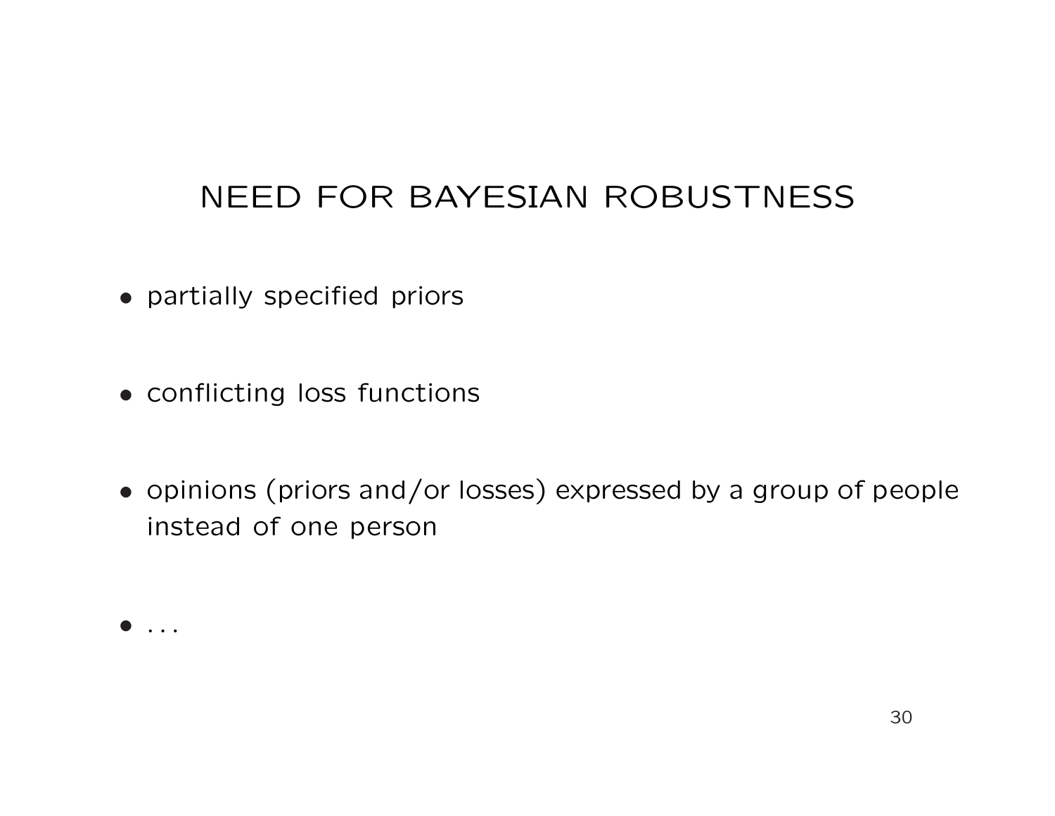# NEED FOR BAYESIAN ROBUSTNESS

- partially specified priors
- conflicting loss functions
- opinions (priors and/or losses) expressed by a group of people instead of one person
- ...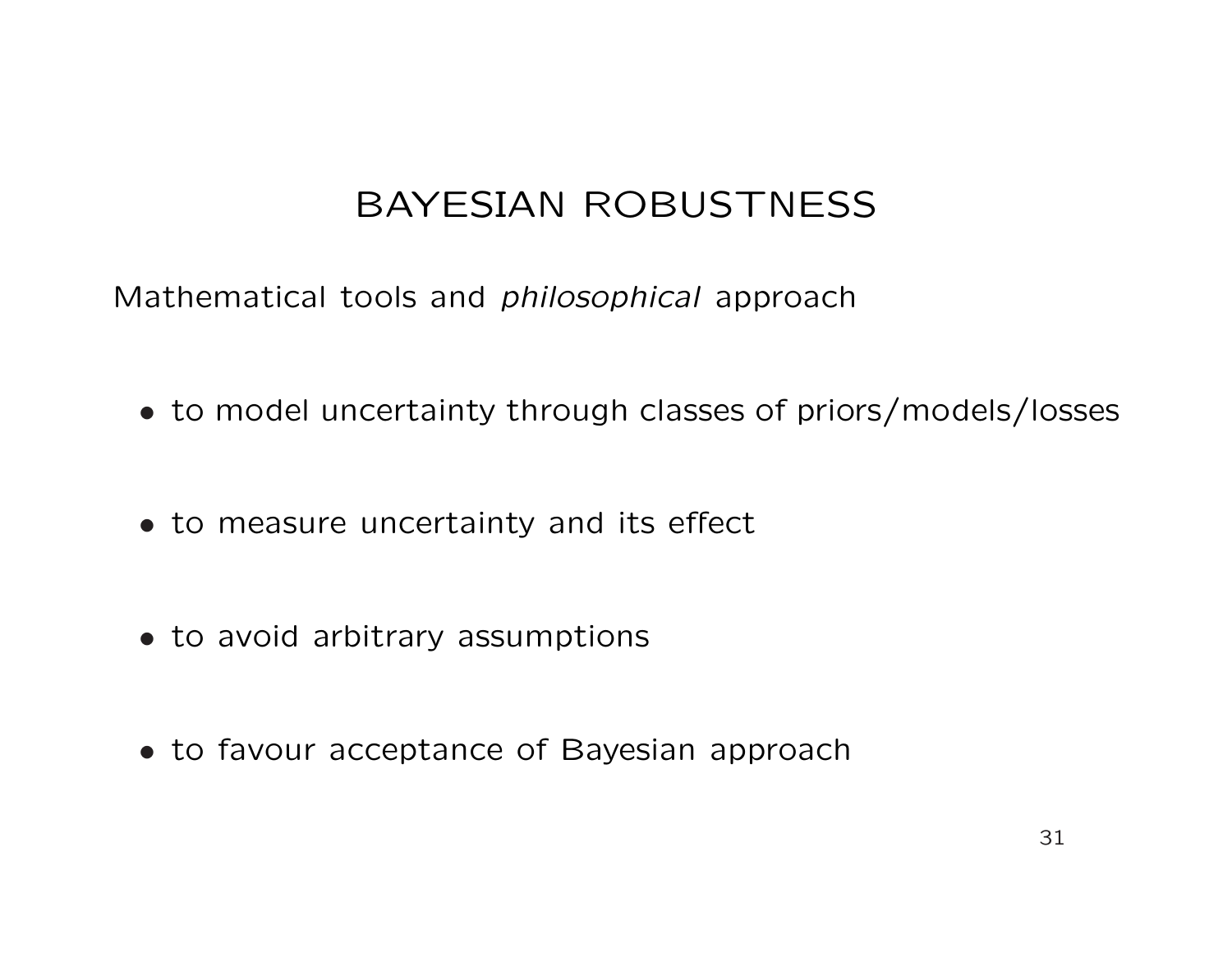# BAYESIAN ROBUSTNESS

Mathematical tools and *philosophical* approach

- to model uncertainty through classes of priors/models/losses

- to measure uncertainty and its effect

- to avoid arbitrary assumptions

- to favour acceptance of Bayesian approach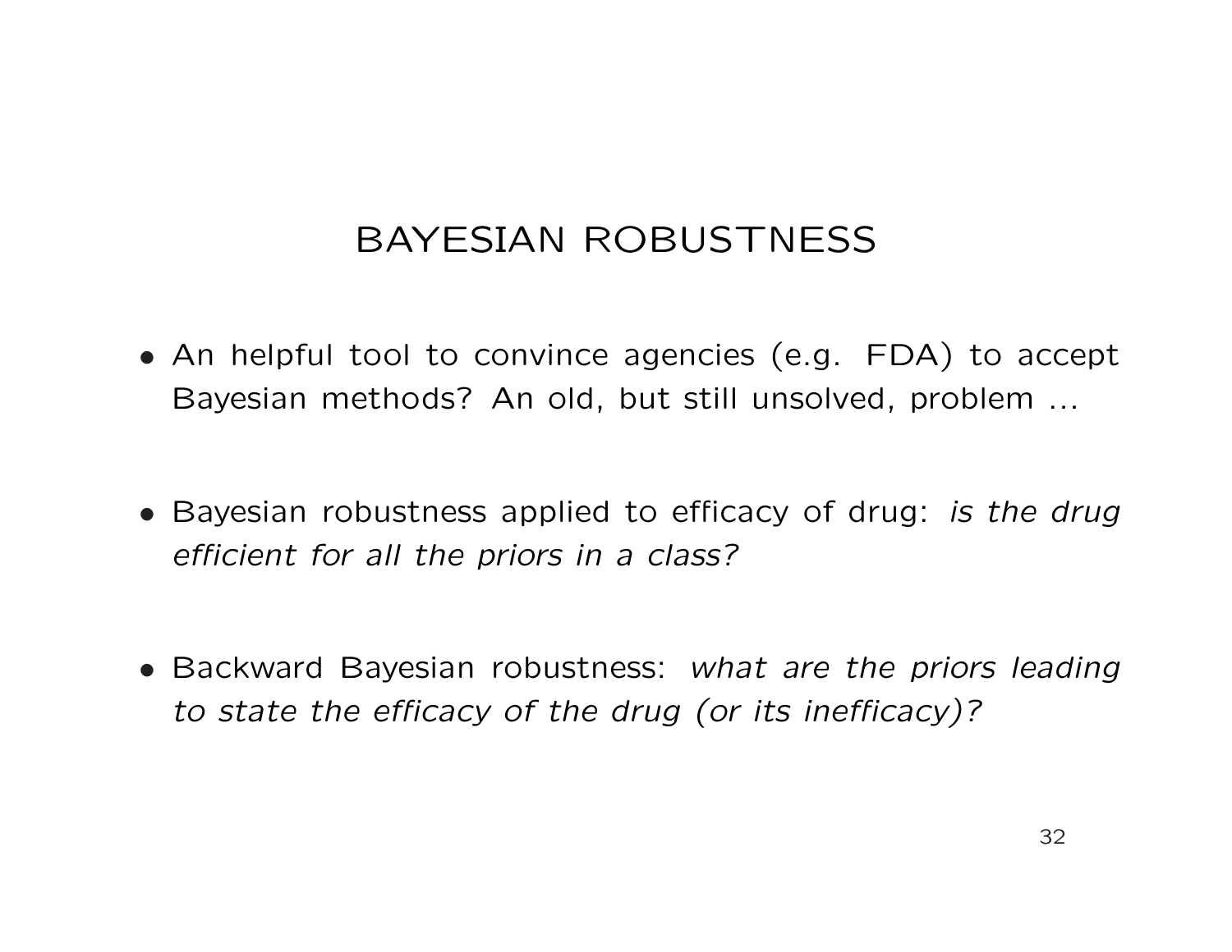# BAYESIAN ROBUSTNESS

- An helpful tool to convince agencies (e.g. FDA) to accept Bayesian methods? An old, but still unsolved, problem ...

- Bayesian robustness applied to efficacy of drug: *is the drug efficient for all the priors in a class?*

- Backward Bayesian robustness: *what are the priors leading to state the efficacy of the drug (or its inefficacy)?*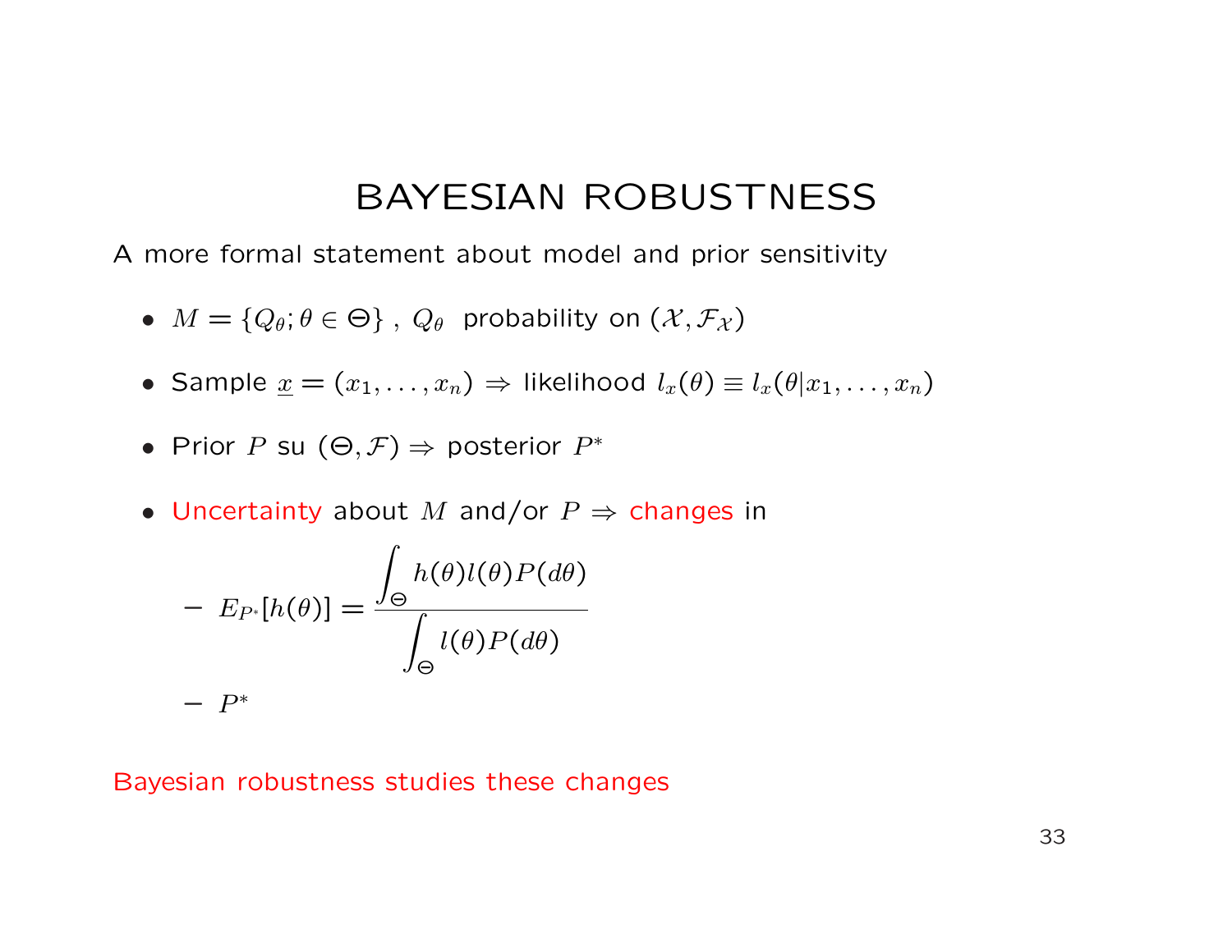# BAYESIAN ROBUSTNESS

A more formal statement about model and prior sensitivity

- $M = \{Q_\theta; \theta \in \Theta\}$ , $Q_\theta$ probability on $(\mathcal{X}, \mathcal{F}_\mathcal{X})$
- Sample $\underline{x} = (x_1, \ldots, x_n) \Rightarrow$ likelihood $l_x(\theta) \equiv l_x(\theta | x_1, \ldots, x_n)$
- Prior $P$ su $(\Theta, \mathcal{F}) \Rightarrow$ posterior $P^*$
- Uncertainty about $M$ and/or $P \Rightarrow$ changes in
  - $E_{P^*}[h(\theta)] = \dfrac{\int_\Theta h(\theta) l(\theta) P(d\theta)}{\int_\Theta l(\theta) P(d\theta)}$
  - $P^*$

Bayesian robustness studies these changes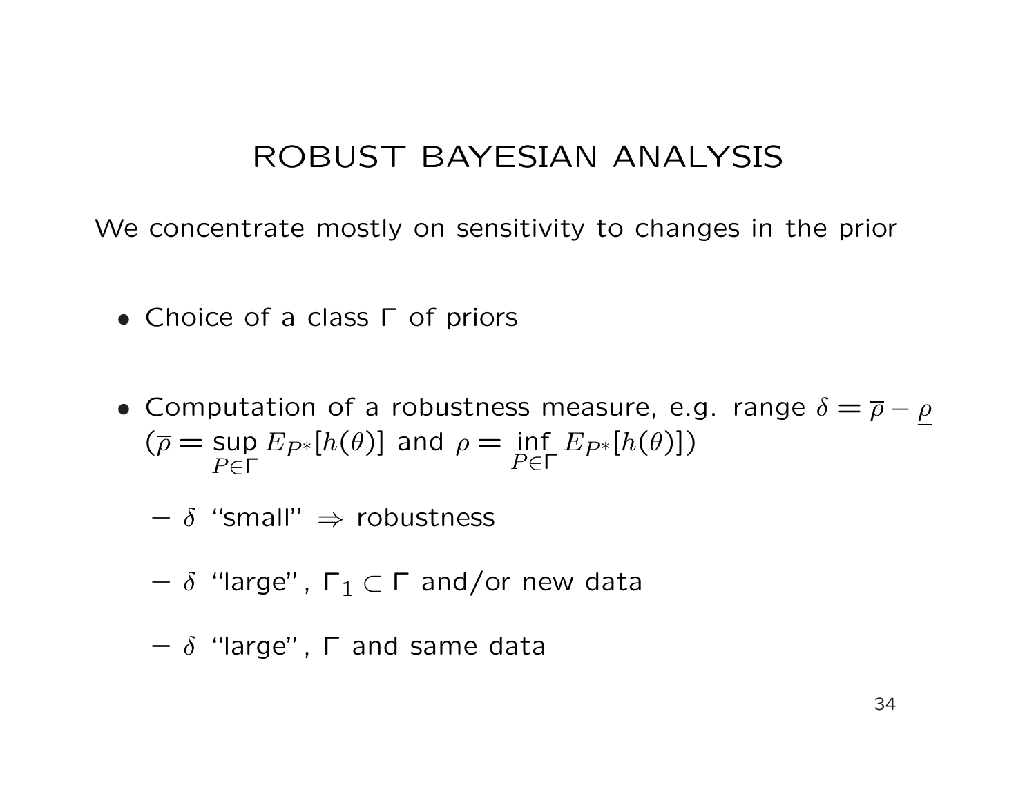# ROBUST BAYESIAN ANALYSIS

We concentrate mostly on sensitivity to changes in the prior

- Choice of a class $\Gamma$ of priors

- Computation of a robustness measure, e.g. range $\delta = \overline{\rho} - \underline{\rho}$ ($\overline{\rho} = \sup_{P \in \Gamma} E_{P^*}[h(\theta)]$ and $\underline{\rho} = \inf_{P \in \Gamma} E_{P^*}[h(\theta)]$)

  - $\delta$ "small" $\Rightarrow$ robustness

  - $\delta$ "large", $\Gamma_1 \subset \Gamma$ and/or new data

  - $\delta$ "large", $\Gamma$ and same data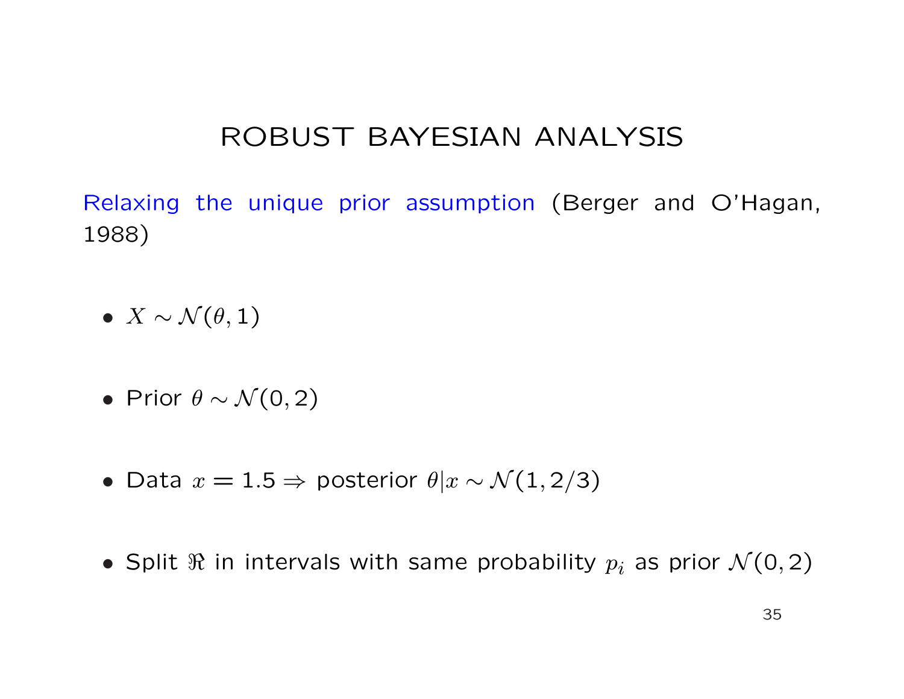# ROBUST BAYESIAN ANALYSIS

Relaxing the unique prior assumption (Berger and O'Hagan, 1988)

- $X \sim \mathcal{N}(\theta, 1)$
- Prior $\theta \sim \mathcal{N}(0, 2)$
- Data $x = 1.5 \Rightarrow$ posterior $\theta | x \sim \mathcal{N}(1, 2/3)$
- Split $\Re$ in intervals with same probability $p_i$ as prior $\mathcal{N}(0, 2)$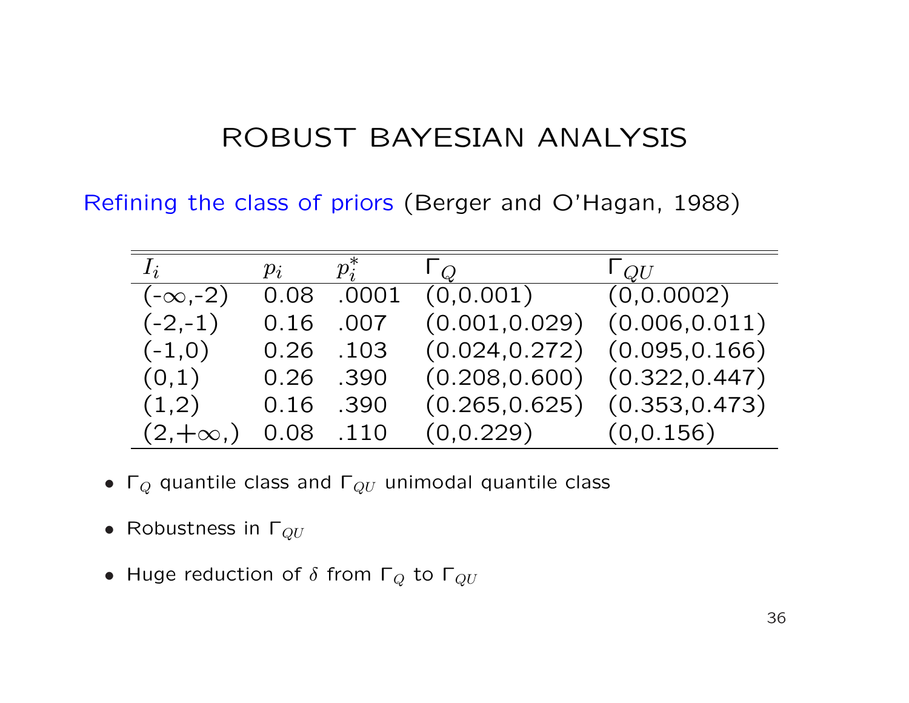# ROBUST BAYESIAN ANALYSIS

Refining the class of priors (Berger and O'Hagan, 1988)

| $I_i$ | $p_i$ | $p_i^*$ | $\Gamma_Q$ | $\Gamma_{QU}$ |
|---|---|---|---|---|
| (-∞,-2) | 0.08 | .0001 | (0,0.001) | (0,0.0002) |
| (-2,-1) | 0.16 | .007 | (0.001,0.029) | (0.006,0.011) |
| (-1,0) | 0.26 | .103 | (0.024,0.272) | (0.095,0.166) |
| (0,1) | 0.26 | .390 | (0.208,0.600) | (0.322,0.447) |
| (1,2) | 0.16 | .390 | (0.265,0.625) | (0.353,0.473) |
| (2,+∞,) | 0.08 | .110 | (0,0.229) | (0,0.156) |

- $\Gamma_Q$ quantile class and $\Gamma_{QU}$ unimodal quantile class
- Robustness in $\Gamma_{QU}$
- Huge reduction of $\delta$ from $\Gamma_Q$ to $\Gamma_{QU}$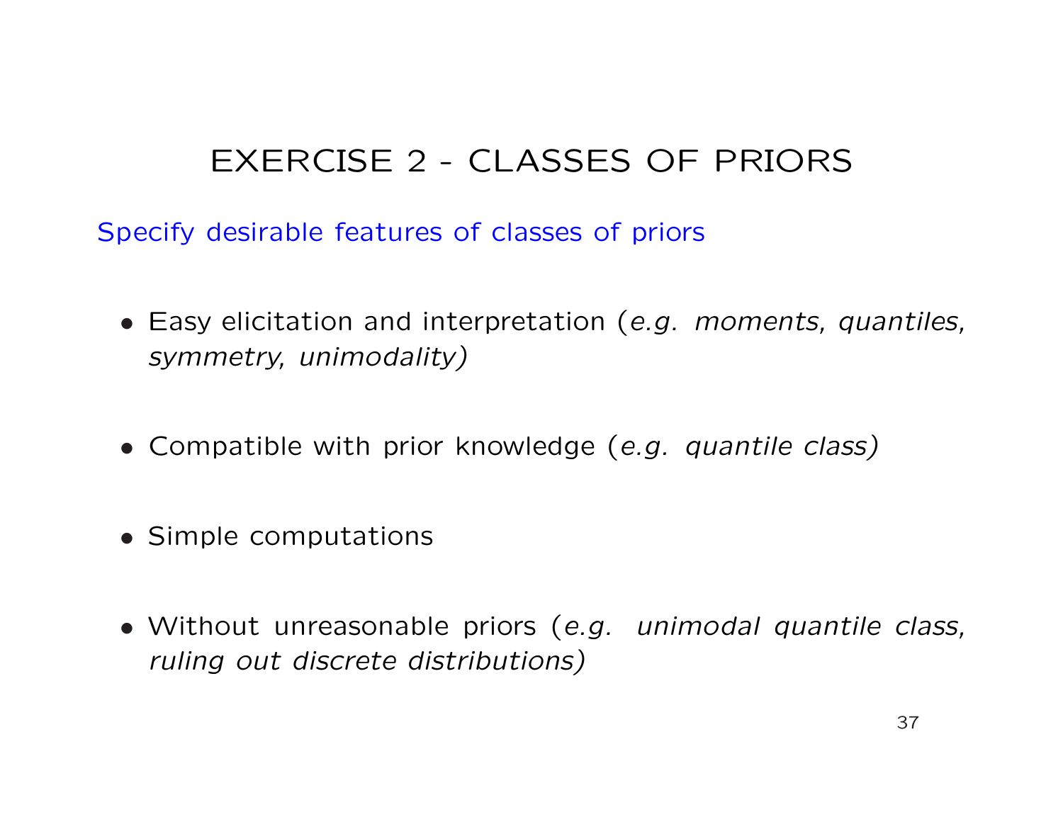# EXERCISE 2 - CLASSES OF PRIORS

Specify desirable features of classes of priors

- Easy elicitation and interpretation (*e.g. moments, quantiles, symmetry, unimodality)*
- Compatible with prior knowledge (*e.g. quantile class)*
- Simple computations
- Without unreasonable priors (*e.g. unimodal quantile class, ruling out discrete distributions)*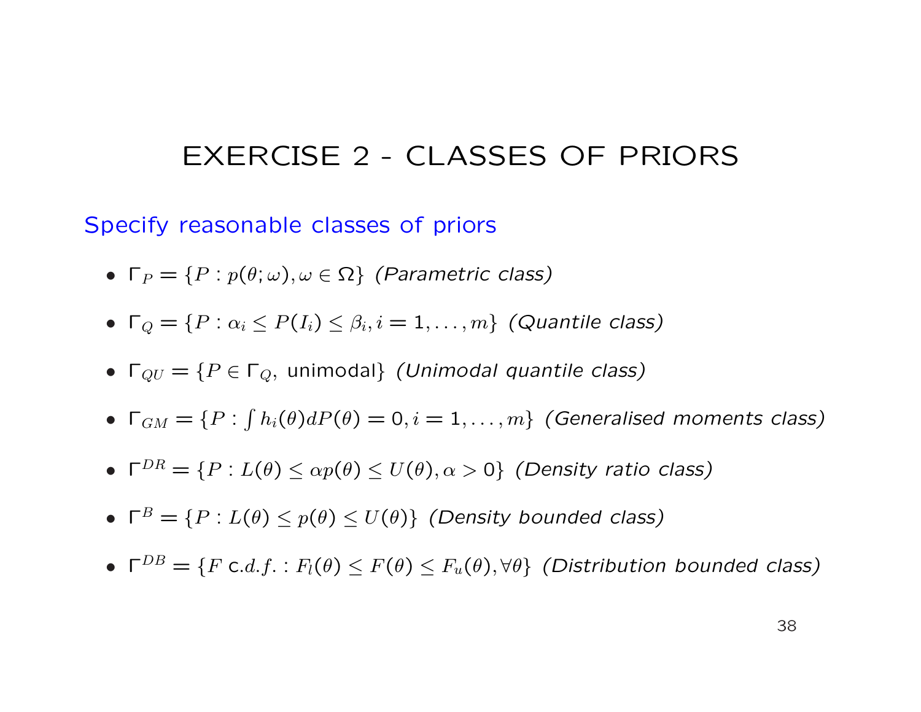# EXERCISE 2 - CLASSES OF PRIORS

Specify reasonable classes of priors

- $\Gamma_P = \{P : p(\theta; \omega), \omega \in \Omega\}$ *(Parametric class)*
- $\Gamma_Q = \{P : \alpha_i \leq P(I_i) \leq \beta_i, i = 1, \ldots, m\}$ *(Quantile class)*
- $\Gamma_{QU} = \{P \in \Gamma_Q, \text{ unimodal}\}$ *(Unimodal quantile class)*
- $\Gamma_{GM} = \{P : \int h_i(\theta) dP(\theta) = 0, i = 1, \ldots, m\}$ *(Generalised moments class)*
- $\Gamma^{DR} = \{P : L(\theta) \leq \alpha p(\theta) \leq U(\theta), \alpha > 0\}$ *(Density ratio class)*
- $\Gamma^{B} = \{P : L(\theta) \leq p(\theta) \leq U(\theta)\}$ *(Density bounded class)*
- $\Gamma^{DB} = \{F \text{ c.}d.f. : F_l(\theta) \leq F(\theta) \leq F_u(\theta), \forall \theta\}$ *(Distribution bounded class)*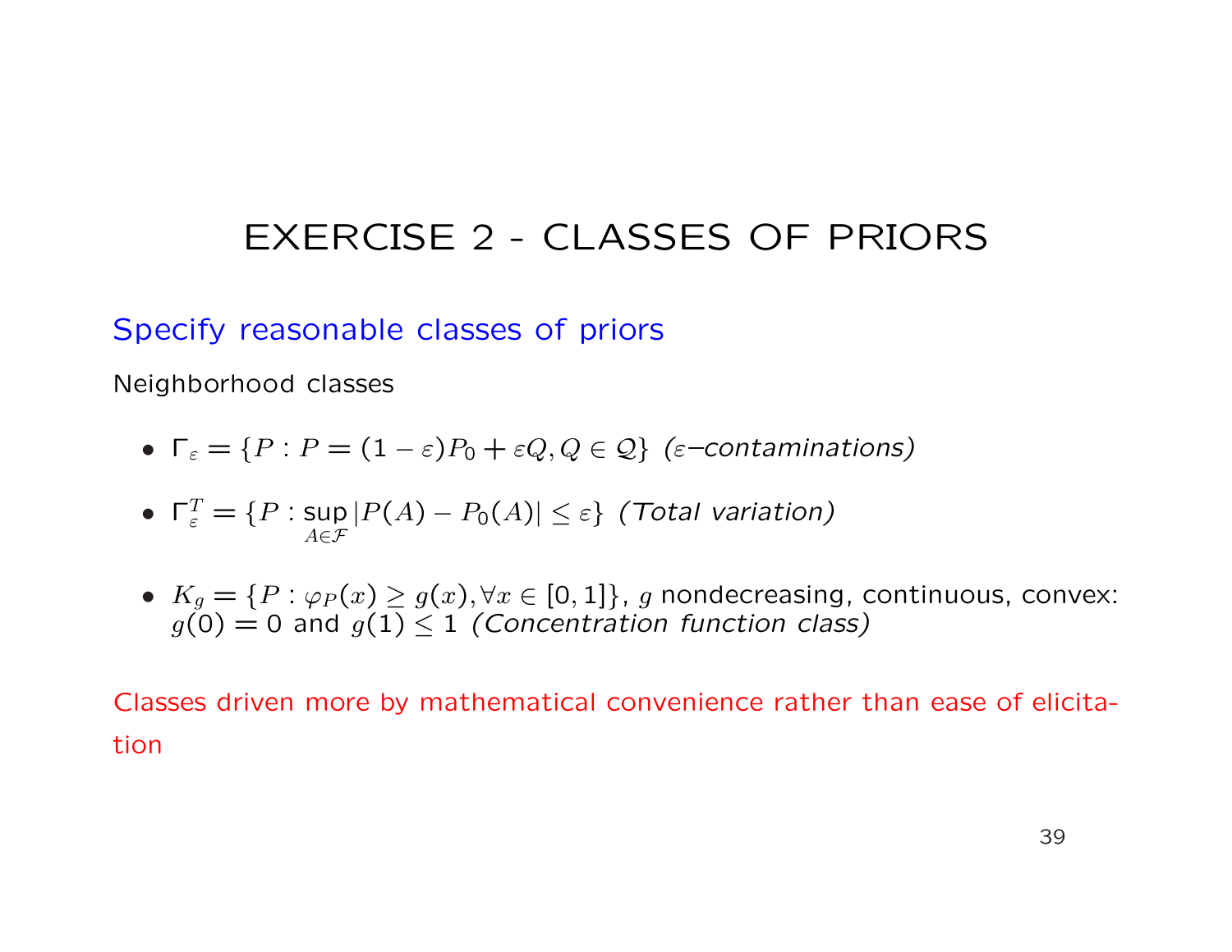# EXERCISE 2 - CLASSES OF PRIORS

## Specify reasonable classes of priors

Neighborhood classes

- $\Gamma_\varepsilon = \{P : P = (1-\varepsilon)P_0 + \varepsilon Q, Q \in \mathcal{Q}\}$ *($\varepsilon$–contaminations)*
- $\Gamma_\varepsilon^T = \{P : \sup_{A \in \mathcal{F}} |P(A) - P_0(A)| \leq \varepsilon\}$ *(Total variation)*
- $K_g = \{P : \varphi_P(x) \geq g(x), \forall x \in [0,1]\}$, $g$ nondecreasing, continuous, convex: $g(0) = 0$ and $g(1) \leq 1$ *(Concentration function class)*

Classes driven more by mathematical convenience rather than ease of elicitation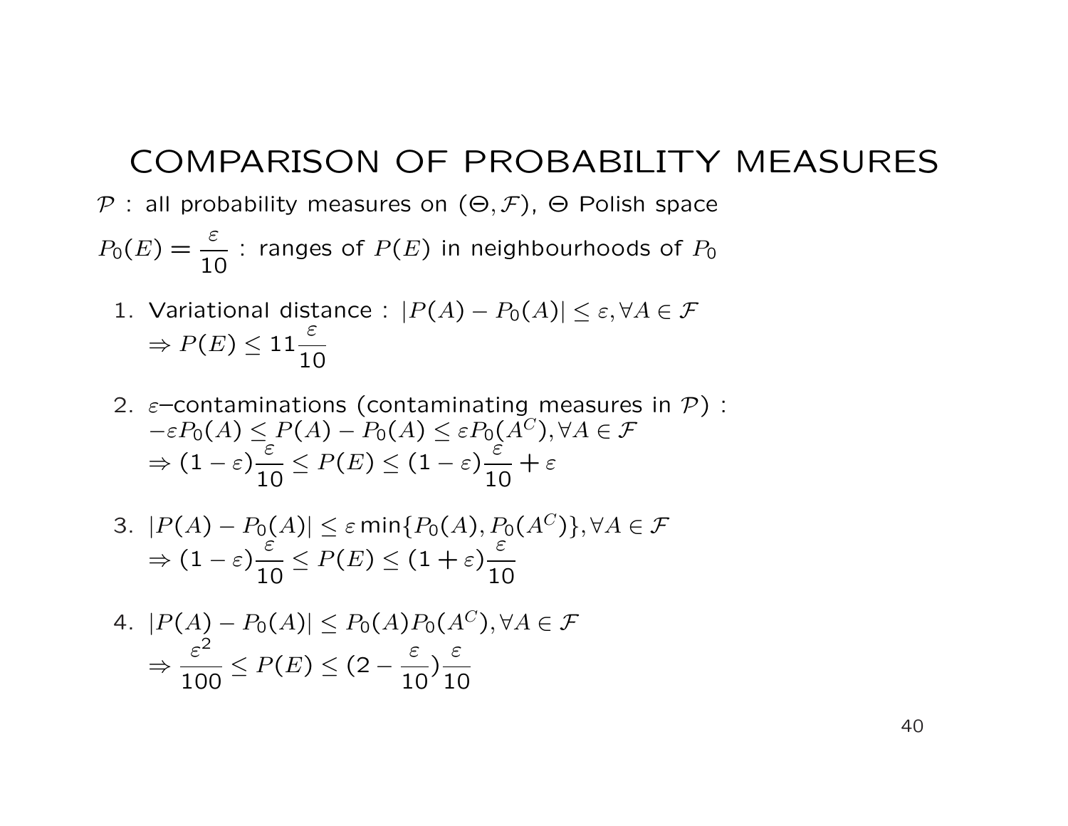# COMPARISON OF PROBABILITY MEASURES

$\mathcal{P}$ : all probability measures on $(\Theta, \mathcal{F})$, $\Theta$ Polish space

$P_0(E) = \dfrac{\varepsilon}{10}$ : ranges of $P(E)$ in neighbourhoods of $P_0$

1. Variational distance : $|P(A) - P_0(A)| \leq \varepsilon, \forall A \in \mathcal{F}$
   $\Rightarrow P(E) \leq 11\dfrac{\varepsilon}{10}$

2. $\varepsilon$–contaminations (contaminating measures in $\mathcal{P}$) :
   $-\varepsilon P_0(A) \leq P(A) - P_0(A) \leq \varepsilon P_0(A^C), \forall A \in \mathcal{F}$
   $\Rightarrow (1-\varepsilon)\dfrac{\varepsilon}{10} \leq P(E) \leq (1-\varepsilon)\dfrac{\varepsilon}{10} + \varepsilon$

3. $|P(A) - P_0(A)| \leq \varepsilon \min\{P_0(A), P_0(A^C)\}, \forall A \in \mathcal{F}$
   $\Rightarrow (1-\varepsilon)\dfrac{\varepsilon}{10} \leq P(E) \leq (1+\varepsilon)\dfrac{\varepsilon}{10}$

4. $|P(A) - P_0(A)| \leq P_0(A)P_0(A^C), \forall A \in \mathcal{F}$
   $\Rightarrow \dfrac{\varepsilon^2}{100} \leq P(E) \leq (2 - \dfrac{\varepsilon}{10})\dfrac{\varepsilon}{10}$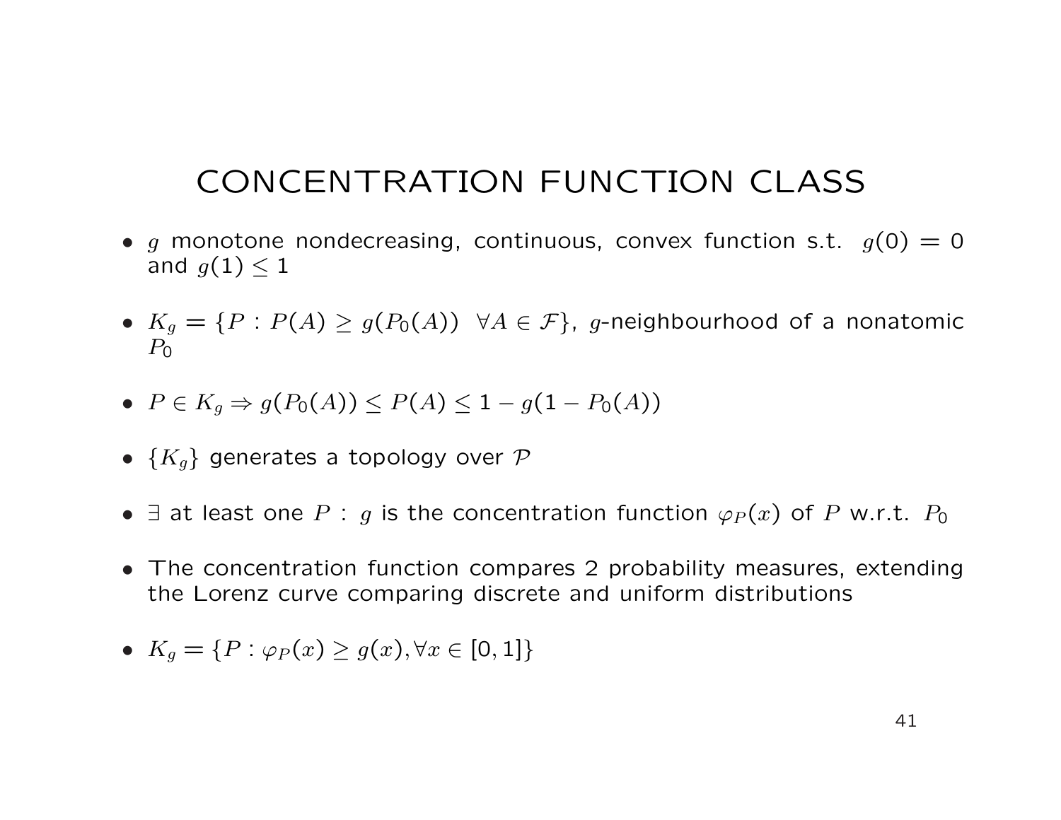# CONCENTRATION FUNCTION CLASS

- $g$ monotone nondecreasing, continuous, convex function s.t. $g(0) = 0$ and $g(1) \leq 1$
- $K_g = \{P : P(A) \geq g(P_0(A)) \;\; \forall A \in \mathcal{F}\}$, $g$-neighbourhood of a nonatomic $P_0$
- $P \in K_g \Rightarrow g(P_0(A)) \leq P(A) \leq 1 - g(1 - P_0(A))$
- $\{K_g\}$ generates a topology over $\mathcal{P}$
- $\exists$ at least one $P$ : $g$ is the concentration function $\varphi_P(x)$ of $P$ w.r.t. $P_0$
- The concentration function compares 2 probability measures, extending the Lorenz curve comparing discrete and uniform distributions
- $K_g = \{P : \varphi_P(x) \geq g(x), \forall x \in [0,1]\}$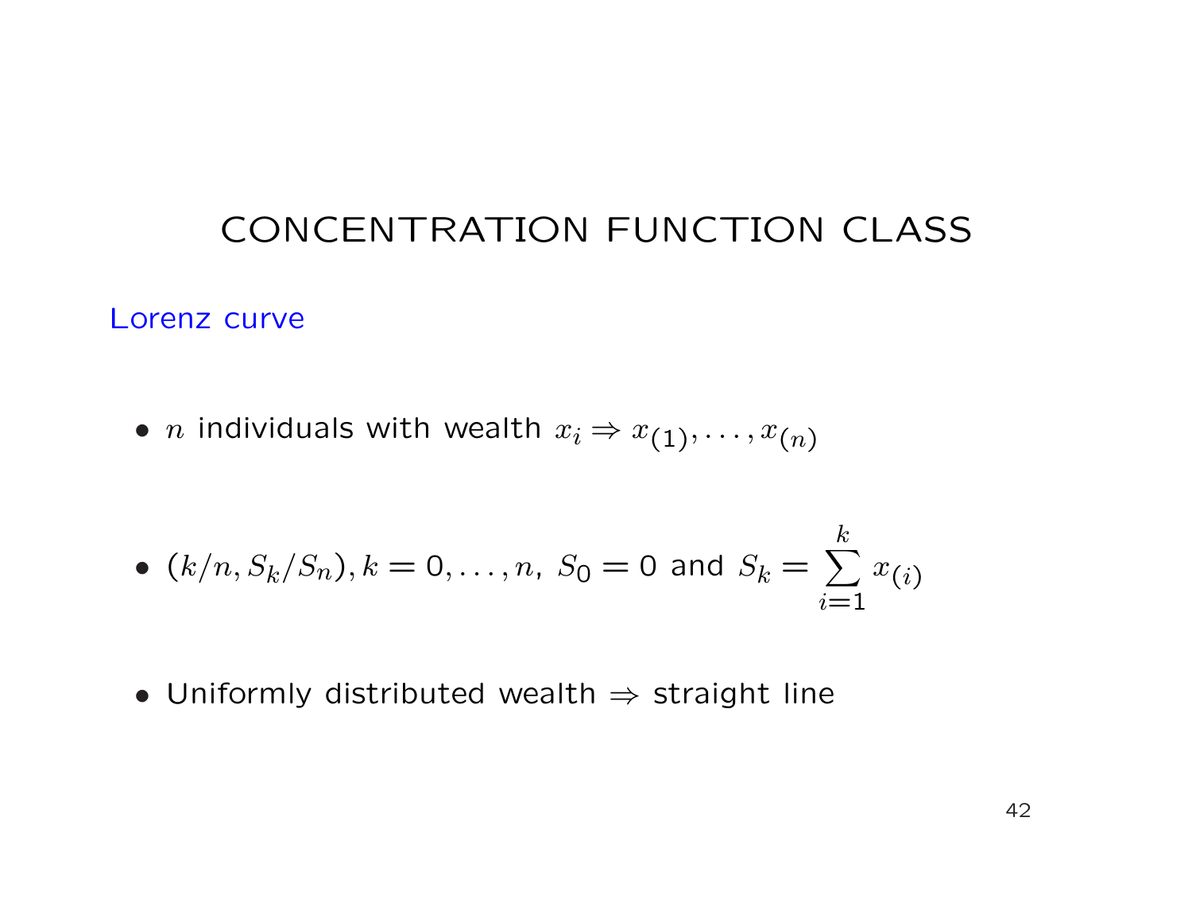# CONCENTRATION FUNCTION CLASS

## Lorenz curve

- $n$ individuals with wealth $x_i \Rightarrow x_{(1)}, \ldots, x_{(n)}$

- $(k/n, S_k/S_n), k = 0, \ldots, n,\ S_0 = 0$ and $S_k = \sum_{i=1}^{k} x_{(i)}$

- Uniformly distributed wealth $\Rightarrow$ straight line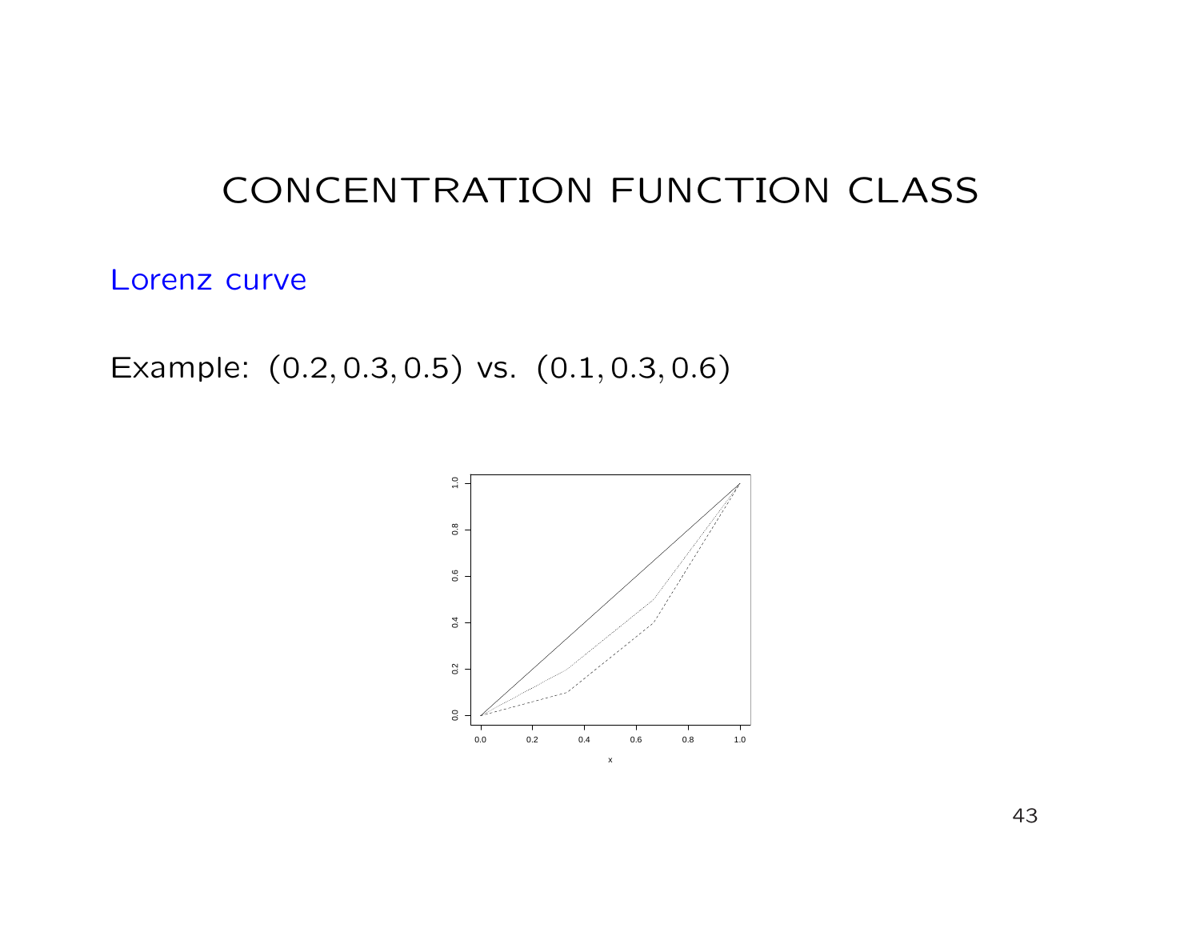# CONCENTRATION FUNCTION CLASS

Lorenz curve

Example: $(0.2, 0.3, 0.5)$ vs. $(0.1, 0.3, 0.6)$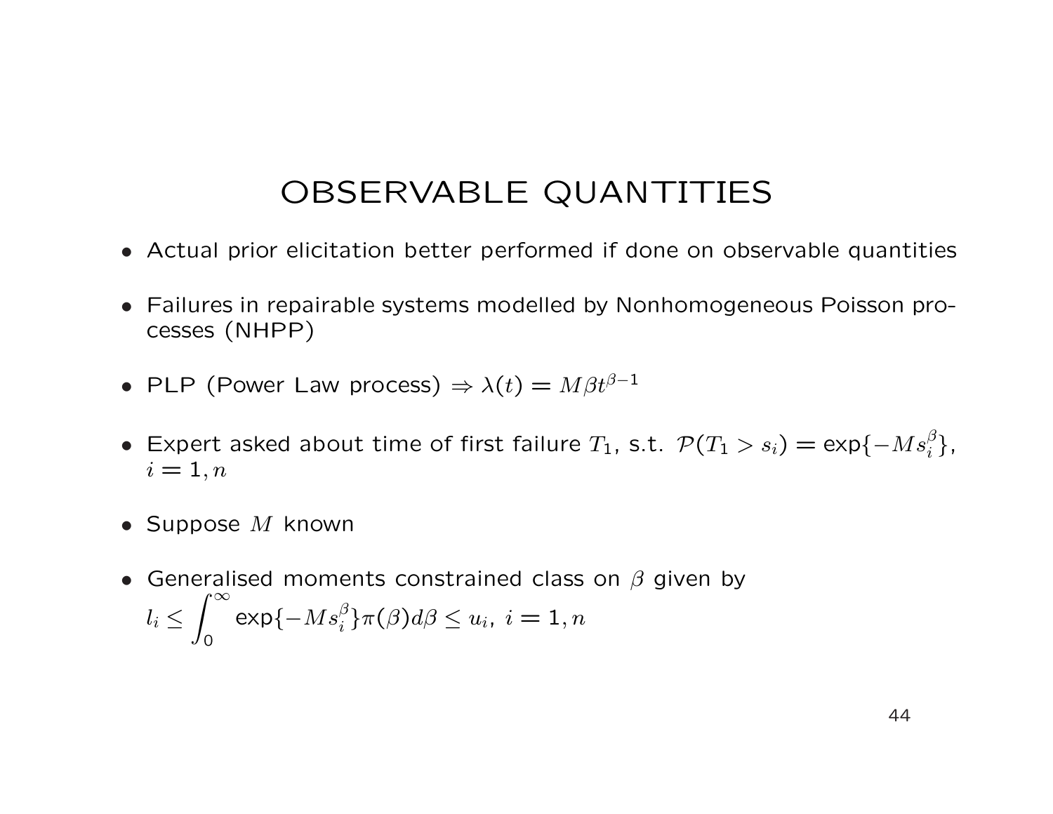# OBSERVABLE QUANTITIES

- Actual prior elicitation better performed if done on observable quantities
- Failures in repairable systems modelled by Nonhomogeneous Poisson processes (NHPP)
- PLP (Power Law process) $\Rightarrow \lambda(t) = M\beta t^{\beta-1}$
- Expert asked about time of first failure $T_1$, s.t. $\mathcal{P}(T_1 > s_i) = \exp\{-Ms_i^\beta\}$, $i = 1, n$
- Suppose $M$ known
- Generalised moments constrained class on $\beta$ given by $l_i \leq \int_0^\infty \exp\{-Ms_i^\beta\}\pi(\beta)d\beta \leq u_i,\ i = 1, n$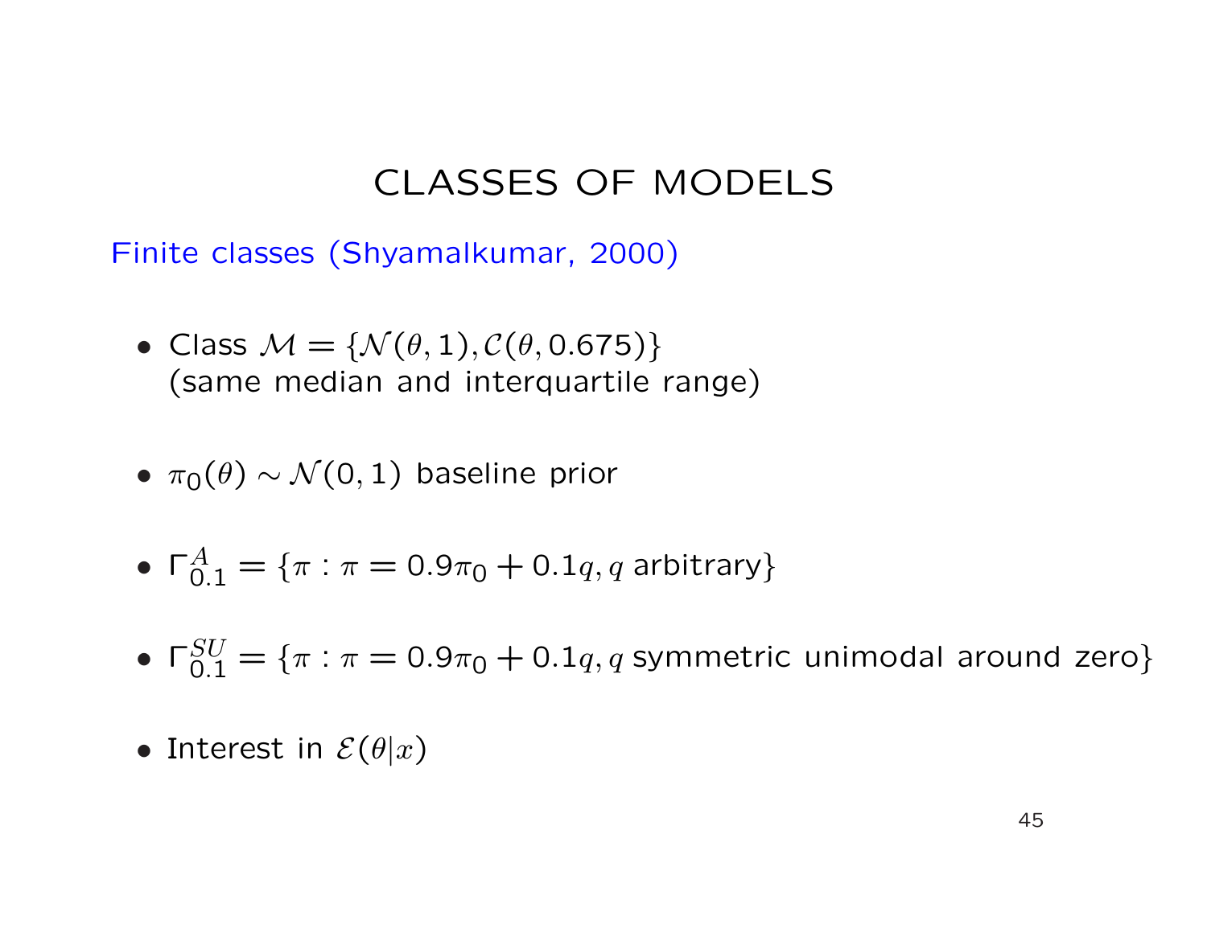# CLASSES OF MODELS

Finite classes (Shyamalkumar, 2000)

- Class $\mathcal{M} = \{\mathcal{N}(\theta, 1), \mathcal{C}(\theta, 0.675)\}$ (same median and interquartile range)

- $\pi_0(\theta) \sim \mathcal{N}(0, 1)$ baseline prior

- $\Gamma^A_{0.1} = \{\pi : \pi = 0.9\pi_0 + 0.1q, q \text{ arbitrary}\}$

- $\Gamma^{SU}_{0.1} = \{\pi : \pi = 0.9\pi_0 + 0.1q, q \text{ symmetric unimodal around zero}\}$

- Interest in $\mathcal{E}(\theta|x)$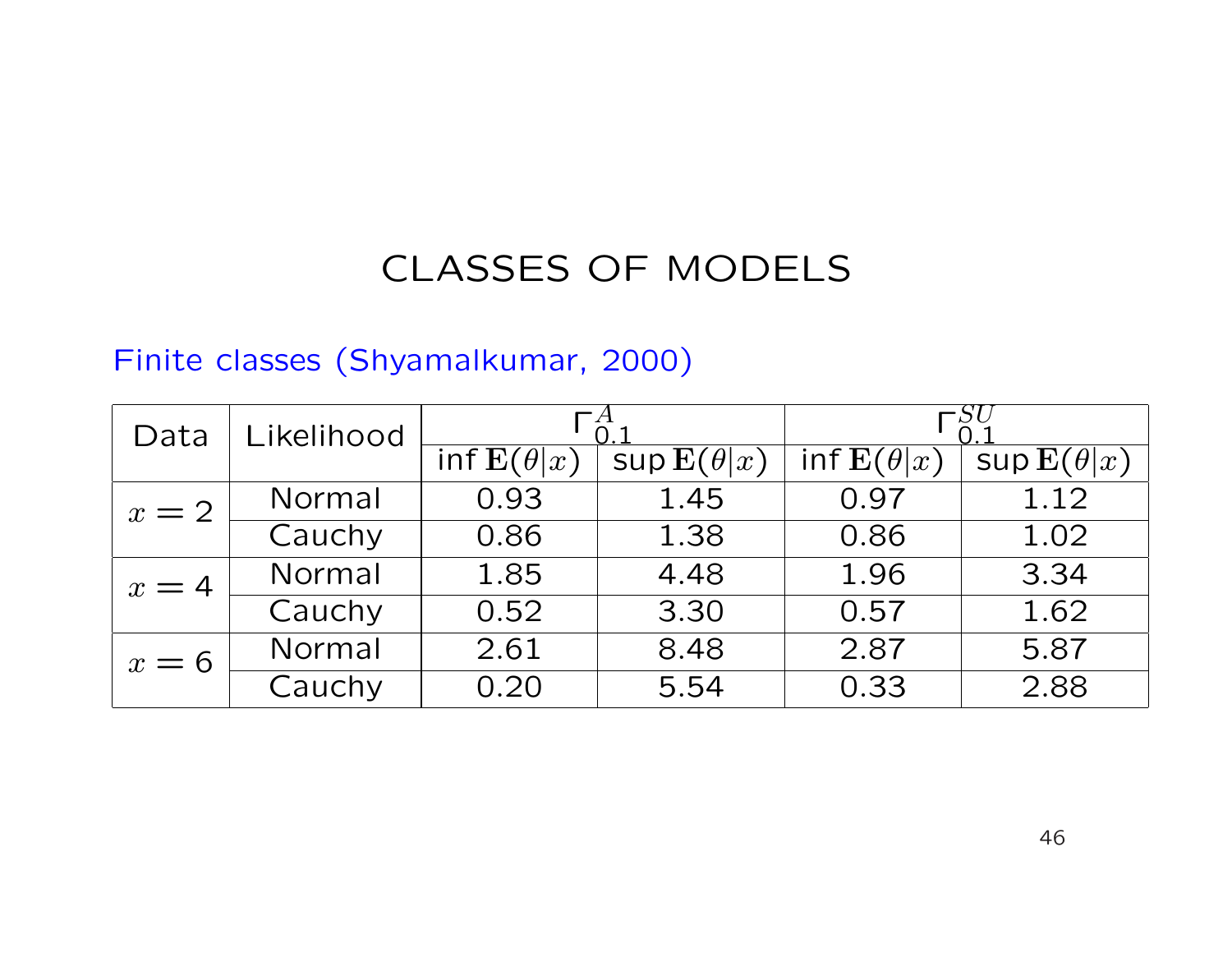# CLASSES OF MODELS

Finite classes (Shyamalkumar, 2000)

| Data | Likelihood | $\Gamma^{A}_{0.1}$ | | $\Gamma^{SU}_{0.1}$ | |
|---|---|---|---|---|---|
| | | inf $\mathbf{E}(\theta\|x)$ | sup $\mathbf{E}(\theta\|x)$ | inf $\mathbf{E}(\theta\|x)$ | sup $\mathbf{E}(\theta\|x)$ |
| $x = 2$ | Normal | 0.93 | 1.45 | 0.97 | 1.12 |
| | Cauchy | 0.86 | 1.38 | 0.86 | 1.02 |
| $x = 4$ | Normal | 1.85 | 4.48 | 1.96 | 3.34 |
| | Cauchy | 0.52 | 3.30 | 0.57 | 1.62 |
| $x = 6$ | Normal | 2.61 | 8.48 | 2.87 | 5.87 |
| | Cauchy | 0.20 | 5.54 | 0.33 | 2.88 |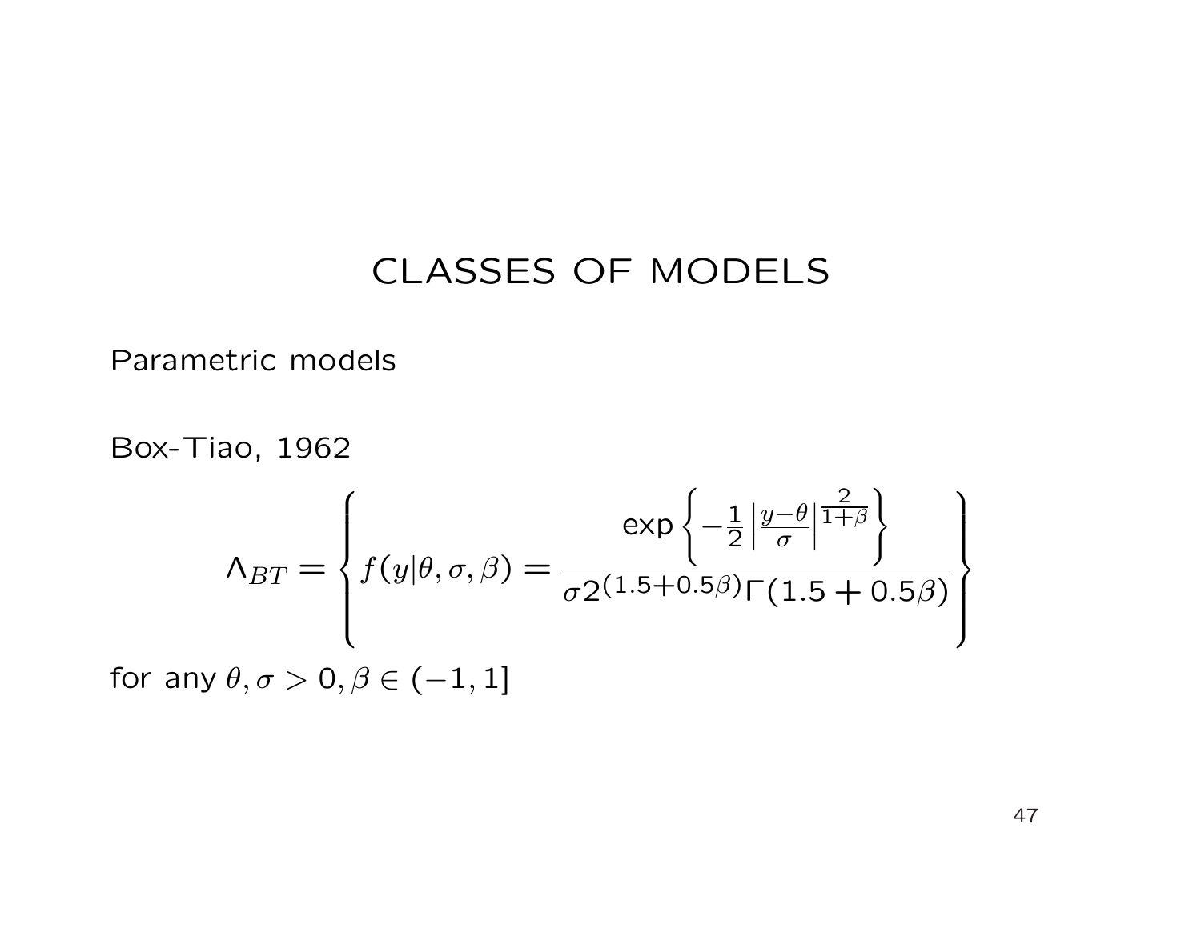# CLASSES OF MODELS

Parametric models

Box-Tiao, 1962

$$\Lambda_{BT} = \left\{ f(y|\theta, \sigma, \beta) = \frac{\exp\left\{-\frac{1}{2}\left|\frac{y-\theta}{\sigma}\right|^{\frac{2}{1+\beta}}\right\}}{\sigma 2^{(1.5+0.5\beta)}\Gamma(1.5+0.5\beta)} \right\}$$

for any $\theta, \sigma > 0, \beta \in (-1, 1]$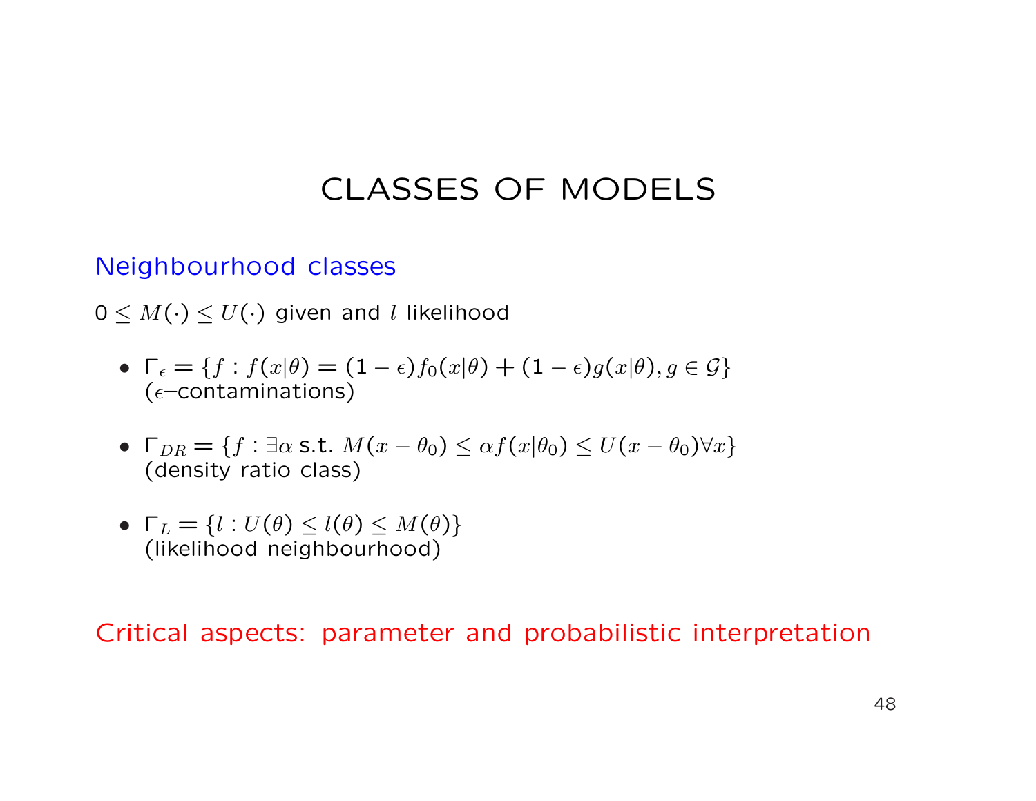# CLASSES OF MODELS

Neighbourhood classes

$0 \leq M(\cdot) \leq U(\cdot)$ given and $l$ likelihood

- $\Gamma_\epsilon = \{f : f(x|\theta) = (1-\epsilon)f_0(x|\theta) + (1-\epsilon)g(x|\theta), g \in \mathcal{G}\}$ ($\epsilon$–contaminations)
- $\Gamma_{DR} = \{f : \exists \alpha \text{ s.t. } M(x-\theta_0) \leq \alpha f(x|\theta_0) \leq U(x-\theta_0) \forall x\}$ (density ratio class)
- $\Gamma_L = \{l : U(\theta) \leq l(\theta) \leq M(\theta)\}$ (likelihood neighbourhood)

Critical aspects: parameter and probabilistic interpretation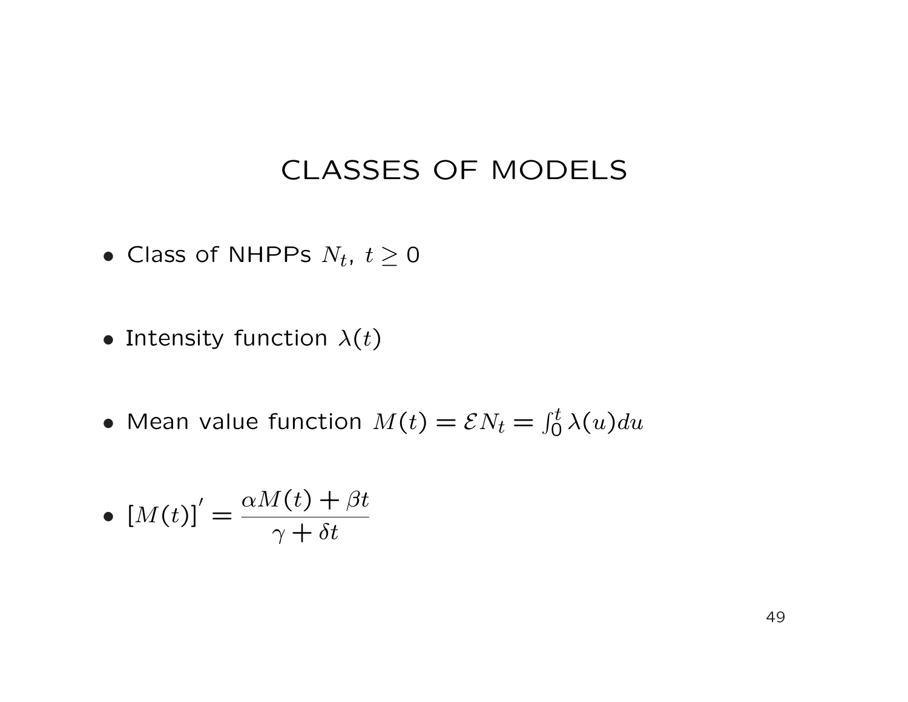# CLASSES OF MODELS

- Class of NHPPs $N_t$, $t \geq 0$

- Intensity function $\lambda(t)$

- Mean value function $M(t) = \mathcal{E}N_t = \int_0^t \lambda(u)du$

- $[M(t)]' = \dfrac{\alpha M(t) + \beta t}{\gamma + \delta t}$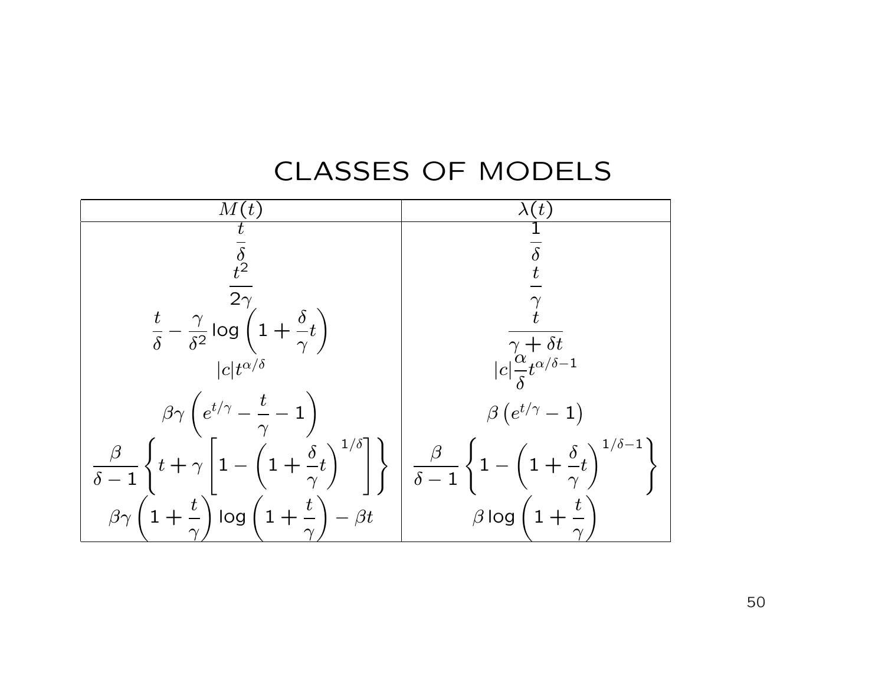# CLASSES OF MODELS

| $M(t)$ | $\lambda(t)$ |
|---|---|
| $\dfrac{t}{\delta}$ | $\dfrac{1}{\delta}$ |
| $\dfrac{t^2}{2\gamma}$ | $\dfrac{t}{\gamma}$ |
| $\dfrac{t}{\delta} - \dfrac{\gamma}{\delta^2} \log\left(1 + \dfrac{\delta}{\gamma} t\right)$ | $\dfrac{t}{\gamma + \delta t}$ |
| $\lvert c \rvert t^{\alpha/\delta}$ | $\lvert c \rvert \dfrac{\alpha}{\delta} t^{\alpha/\delta - 1}$ |
| $\beta\gamma\left(e^{t/\gamma} - \dfrac{t}{\gamma} - 1\right)$ | $\beta\left(e^{t/\gamma} - 1\right)$ |
| $\dfrac{\beta}{\delta - 1}\left\{t + \gamma\left[1 - \left(1 + \dfrac{\delta}{\gamma} t\right)^{1/\delta}\right]\right\}$ | $\dfrac{\beta}{\delta - 1}\left\{1 - \left(1 + \dfrac{\delta}{\gamma} t\right)^{1/\delta - 1}\right\}$ |
| $\beta\gamma\left(1 + \dfrac{t}{\gamma}\right) \log\left(1 + \dfrac{t}{\gamma}\right) - \beta t$ | $\beta \log\left(1 + \dfrac{t}{\gamma}\right)$ |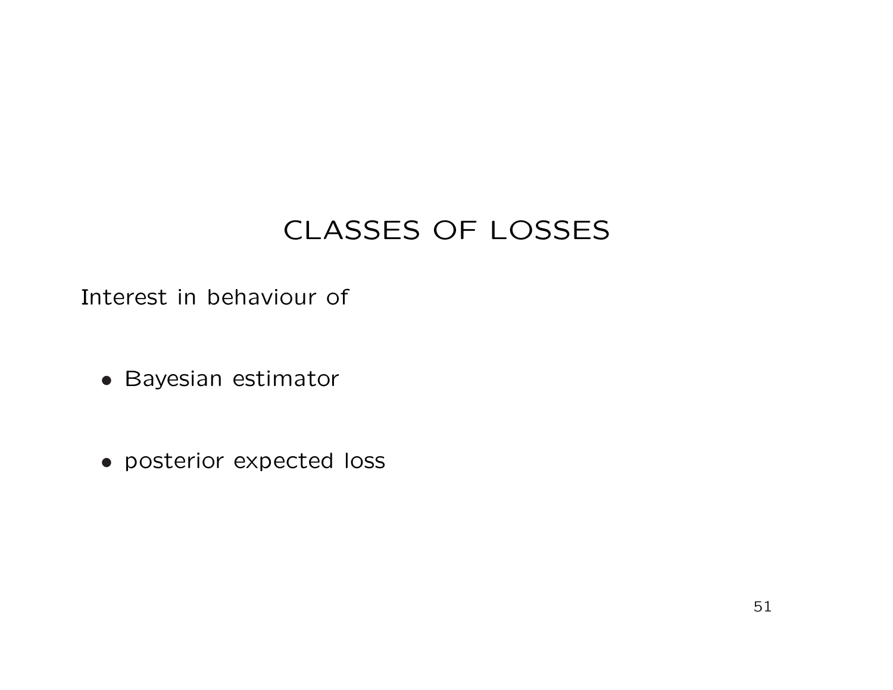# CLASSES OF LOSSES

Interest in behaviour of

- Bayesian estimator

- posterior expected loss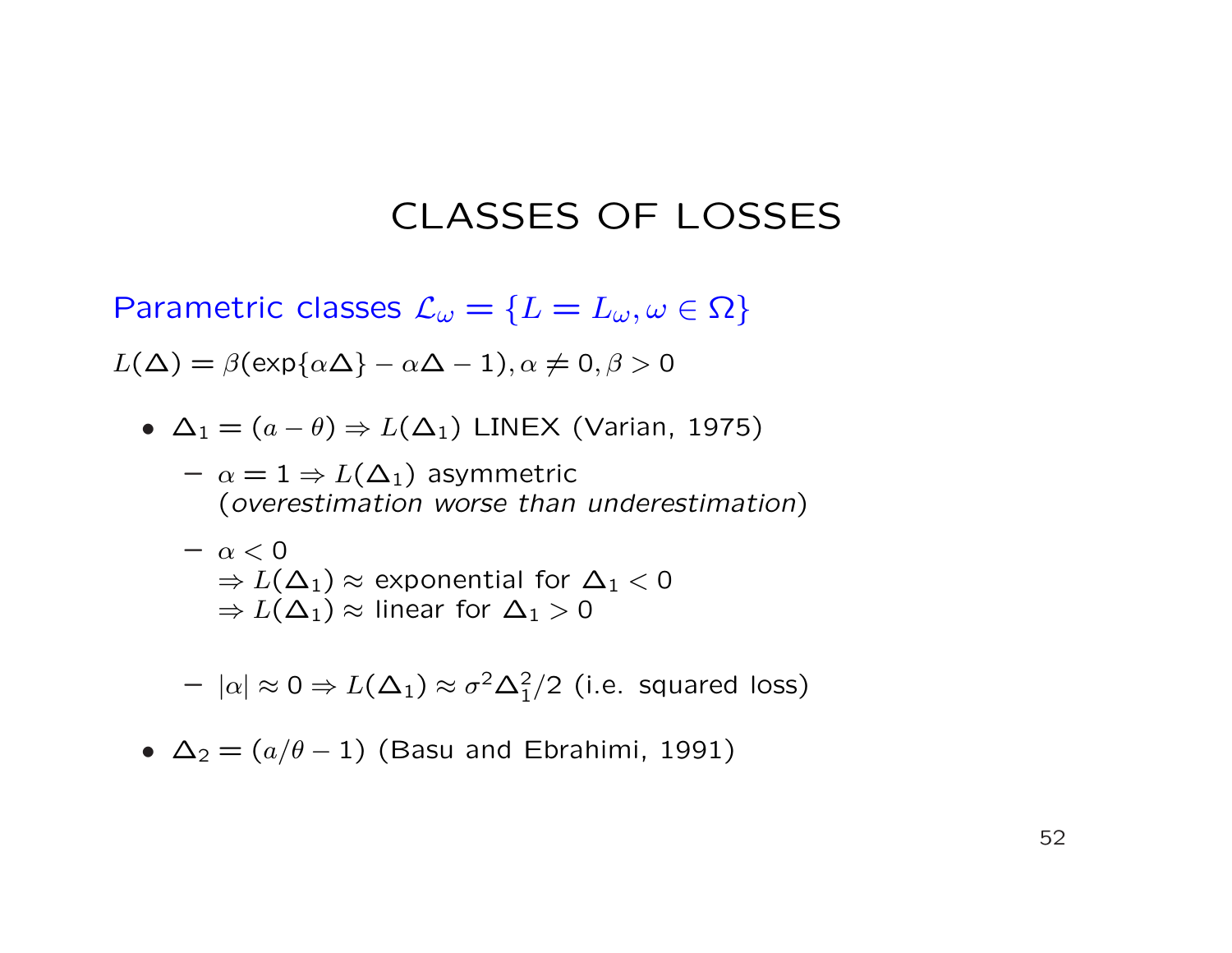# CLASSES OF LOSSES

Parametric classes $\mathcal{L}_\omega = \{L = L_\omega, \omega \in \Omega\}$

$L(\Delta) = \beta(\exp\{\alpha\Delta\} - \alpha\Delta - 1), \alpha \neq 0, \beta > 0$

- $\Delta_1 = (a - \theta) \Rightarrow L(\Delta_1)$ LINEX (Varian, 1975)
  - $\alpha = 1 \Rightarrow L(\Delta_1)$ asymmetric
    (*overestimation worse than underestimation*)
  - $\alpha < 0$
    $\Rightarrow L(\Delta_1) \approx$ exponential for $\Delta_1 < 0$
    $\Rightarrow L(\Delta_1) \approx$ linear for $\Delta_1 > 0$
  - $|\alpha| \approx 0 \Rightarrow L(\Delta_1) \approx \sigma^2 \Delta_1^2/2$ (i.e. squared loss)
- $\Delta_2 = (a/\theta - 1)$ (Basu and Ebrahimi, 1991)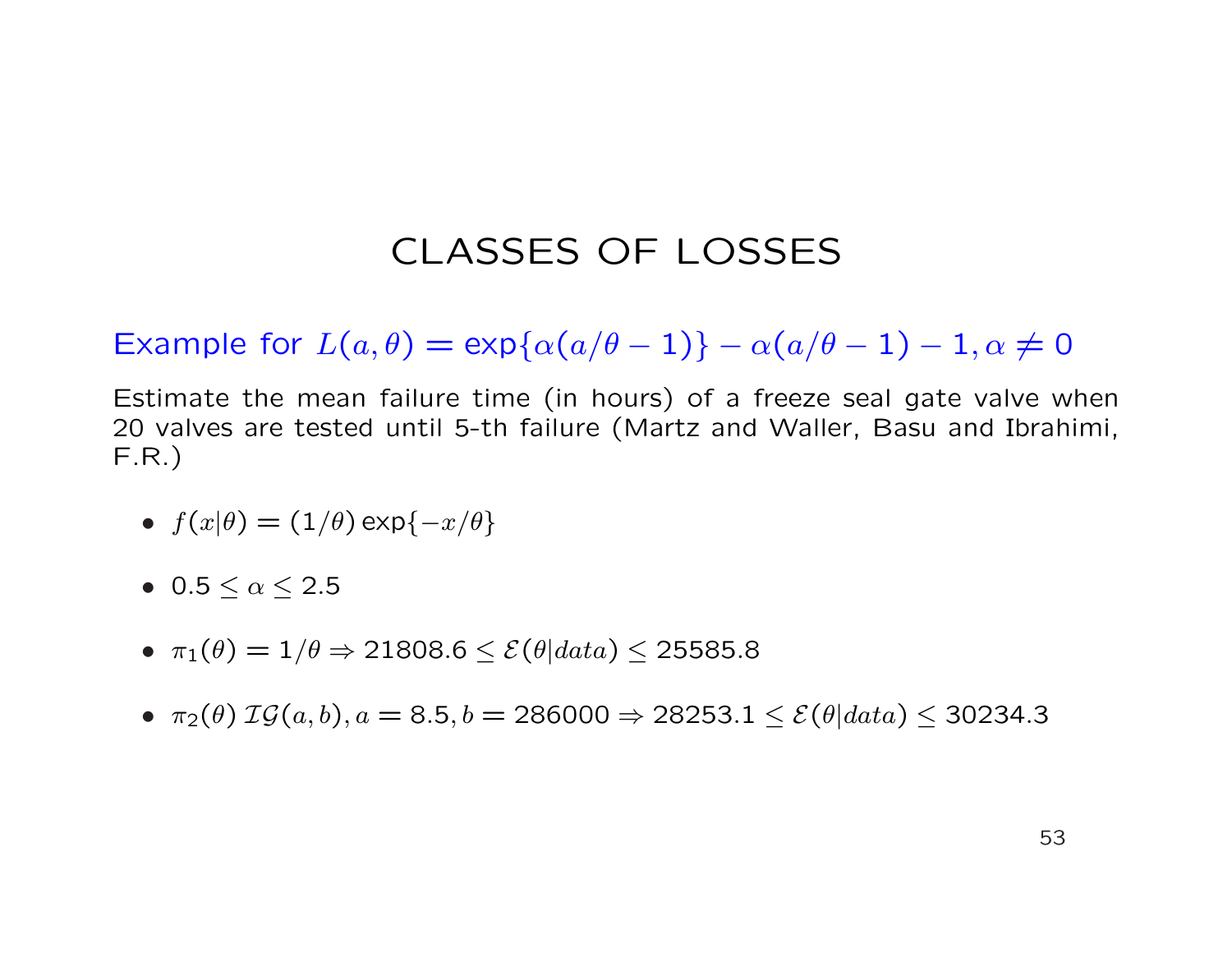# CLASSES OF LOSSES

Example for $L(a, \theta) = \exp\{\alpha(a/\theta - 1)\} - \alpha(a/\theta - 1) - 1, \alpha \neq 0$

Estimate the mean failure time (in hours) of a freeze seal gate valve when 20 valves are tested until 5-th failure (Martz and Waller, Basu and Ibrahimi, F.R.)

- $f(x|\theta) = (1/\theta)\exp\{-x/\theta\}$
- $0.5 \leq \alpha \leq 2.5$
- $\pi_1(\theta) = 1/\theta \Rightarrow 21808.6 \leq \mathcal{E}(\theta|data) \leq 25585.8$
- $\pi_2(\theta)\, \mathcal{IG}(a, b), a = 8.5, b = 286000 \Rightarrow 28253.1 \leq \mathcal{E}(\theta|data) \leq 30234.3$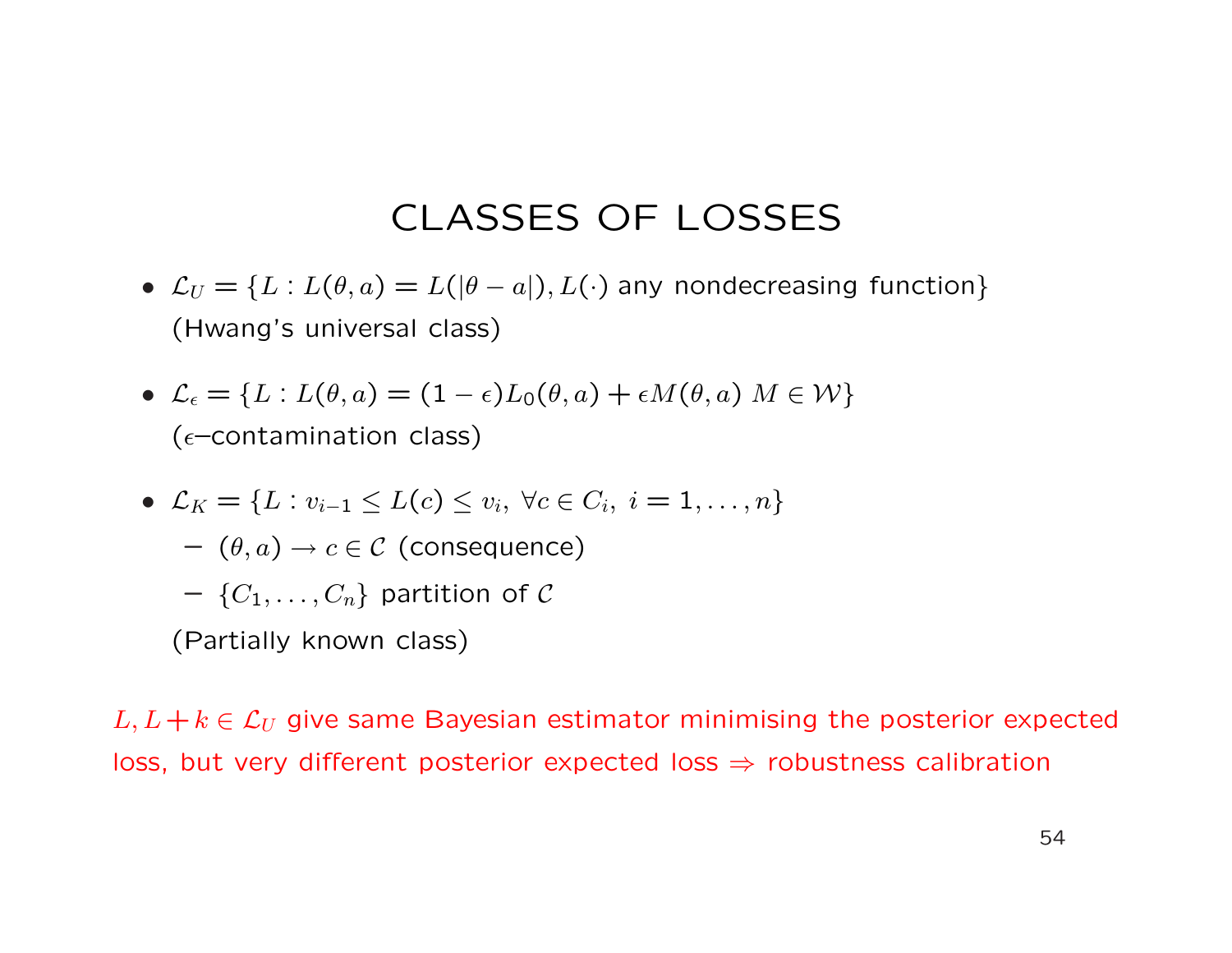# CLASSES OF LOSSES

- $\mathcal{L}_U = \{L : L(\theta, a) = L(|\theta - a|), L(\cdot)$ any nondecreasing function$\}$
  (Hwang's universal class)

- $\mathcal{L}_\epsilon = \{L : L(\theta, a) = (1-\epsilon)L_0(\theta, a) + \epsilon M(\theta, a) \; M \in \mathcal{W}\}$
  ($\epsilon$–contamination class)

- $\mathcal{L}_K = \{L : v_{i-1} \leq L(c) \leq v_i, \; \forall c \in C_i, \; i = 1, \ldots, n\}$
  - $(\theta, a) \rightarrow c \in \mathcal{C}$ (consequence)
  - $\{C_1, \ldots, C_n\}$ partition of $\mathcal{C}$

  (Partially known class)

$L, L + k \in \mathcal{L}_U$ give same Bayesian estimator minimising the posterior expected loss, but very different posterior expected loss $\Rightarrow$ robustness calibration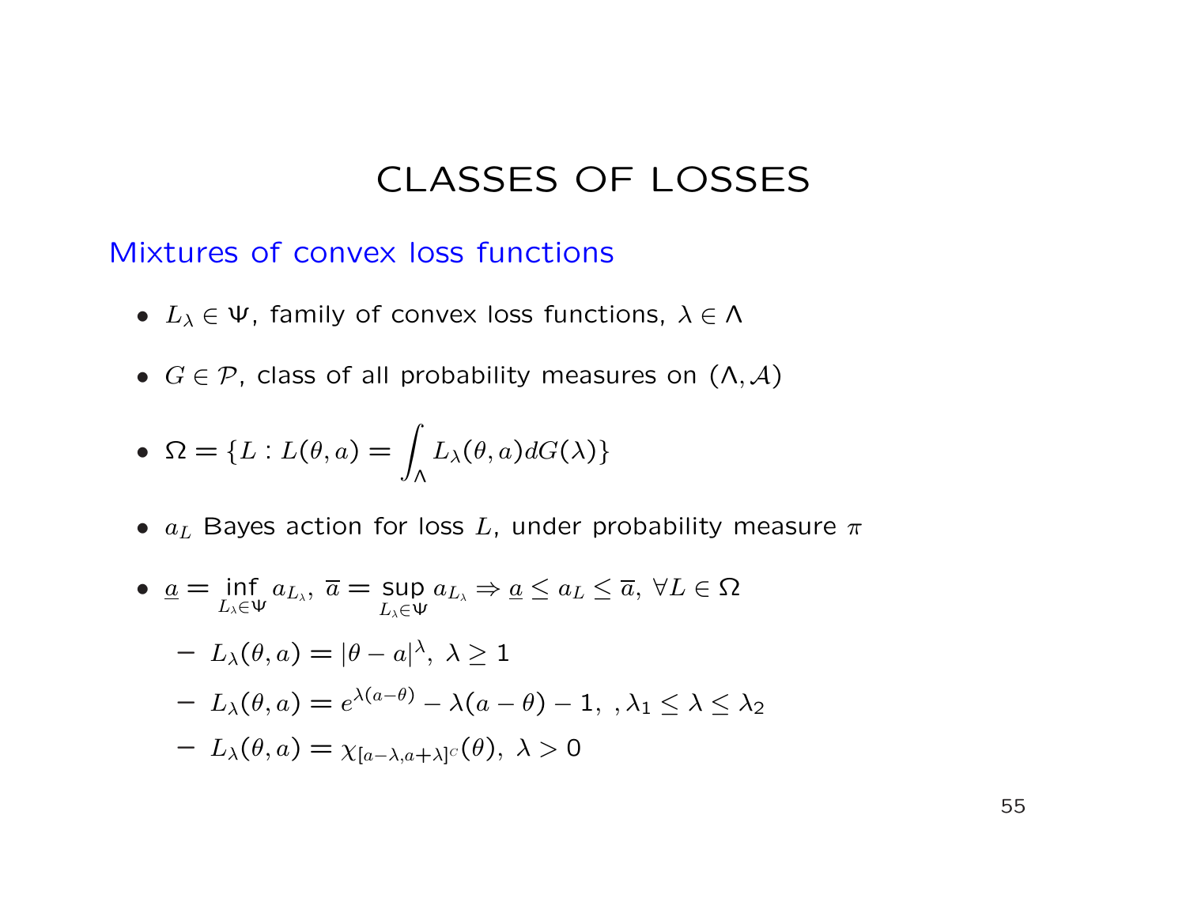# CLASSES OF LOSSES

## Mixtures of convex loss functions

- $L_\lambda \in \Psi$, family of convex loss functions, $\lambda \in \Lambda$
- $G \in \mathcal{P}$, class of all probability measures on $(\Lambda, \mathcal{A})$
- $\Omega = \{L : L(\theta, a) = \int_\Lambda L_\lambda(\theta, a) dG(\lambda)\}$
- $a_L$ Bayes action for loss $L$, under probability measure $\pi$
- $\underline{a} = \inf_{L_\lambda \in \Psi} a_{L_\lambda}$, $\overline{a} = \sup_{L_\lambda \in \Psi} a_{L_\lambda} \Rightarrow \underline{a} \leq a_L \leq \overline{a}$, $\forall L \in \Omega$
  - $L_\lambda(\theta, a) = |\theta - a|^\lambda$, $\lambda \geq 1$
  - $L_\lambda(\theta, a) = e^{\lambda(a-\theta)} - \lambda(a - \theta) - 1$, $, \lambda_1 \leq \lambda \leq \lambda_2$
  - $L_\lambda(\theta, a) = \chi_{[a-\lambda, a+\lambda]^C}(\theta)$, $\lambda > 0$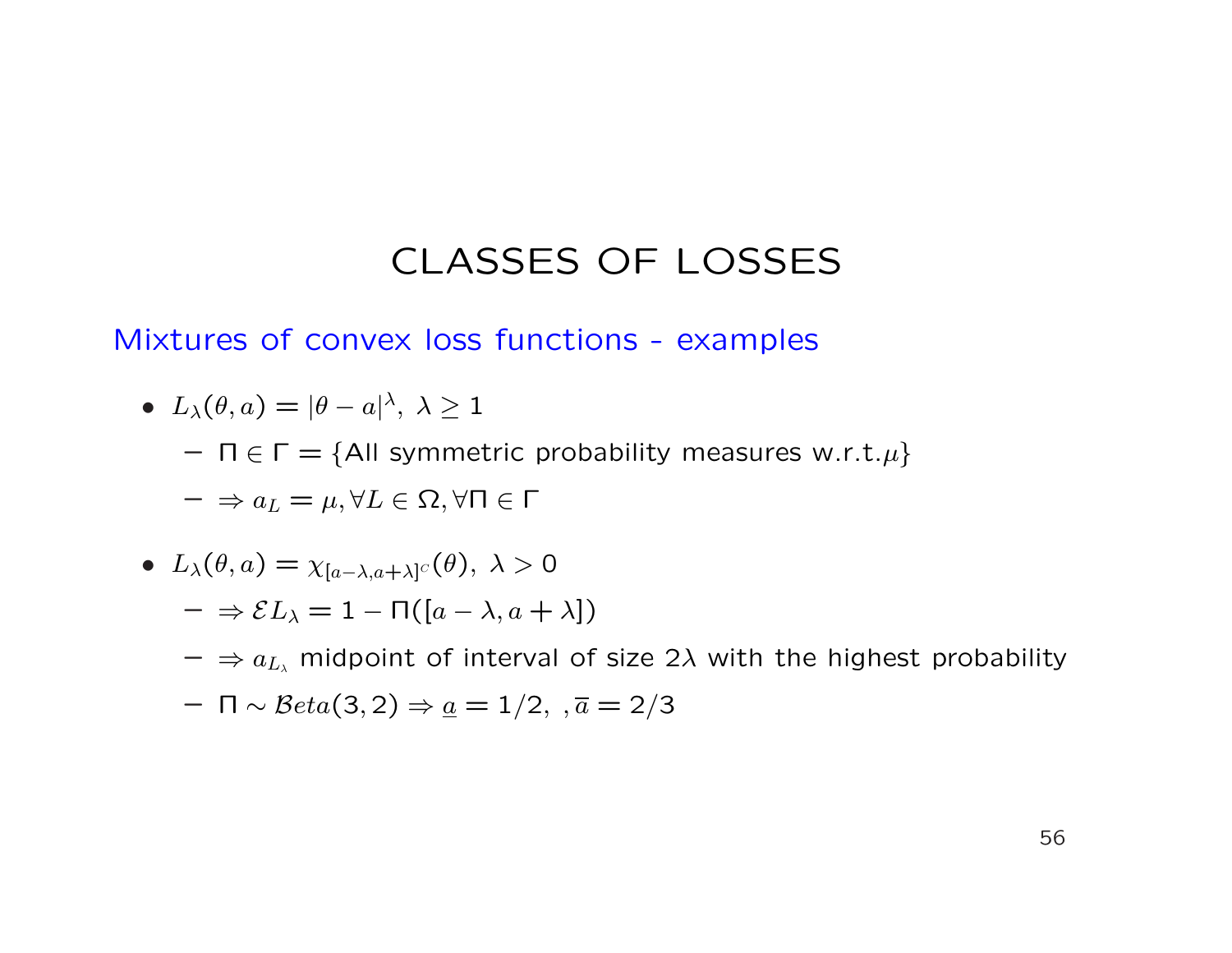# CLASSES OF LOSSES

## Mixtures of convex loss functions - examples

- $L_\lambda(\theta, a) = |\theta - a|^\lambda,\ \lambda \geq 1$
  - $\Pi \in \Gamma = \{$All symmetric probability measures w.r.t.$\mu\}$
  - $\Rightarrow a_L = \mu, \forall L \in \Omega, \forall \Pi \in \Gamma$

- $L_\lambda(\theta, a) = \chi_{[a-\lambda, a+\lambda]^C}(\theta),\ \lambda > 0$
  - $\Rightarrow \mathcal{E} L_\lambda = 1 - \Pi([a - \lambda, a + \lambda])$
  - $\Rightarrow a_{L_\lambda}$ midpoint of interval of size $2\lambda$ with the highest probability
  - $\Pi \sim \mathcal{B}eta(3, 2) \Rightarrow \underline{a} = 1/2,\ , \overline{a} = 2/3$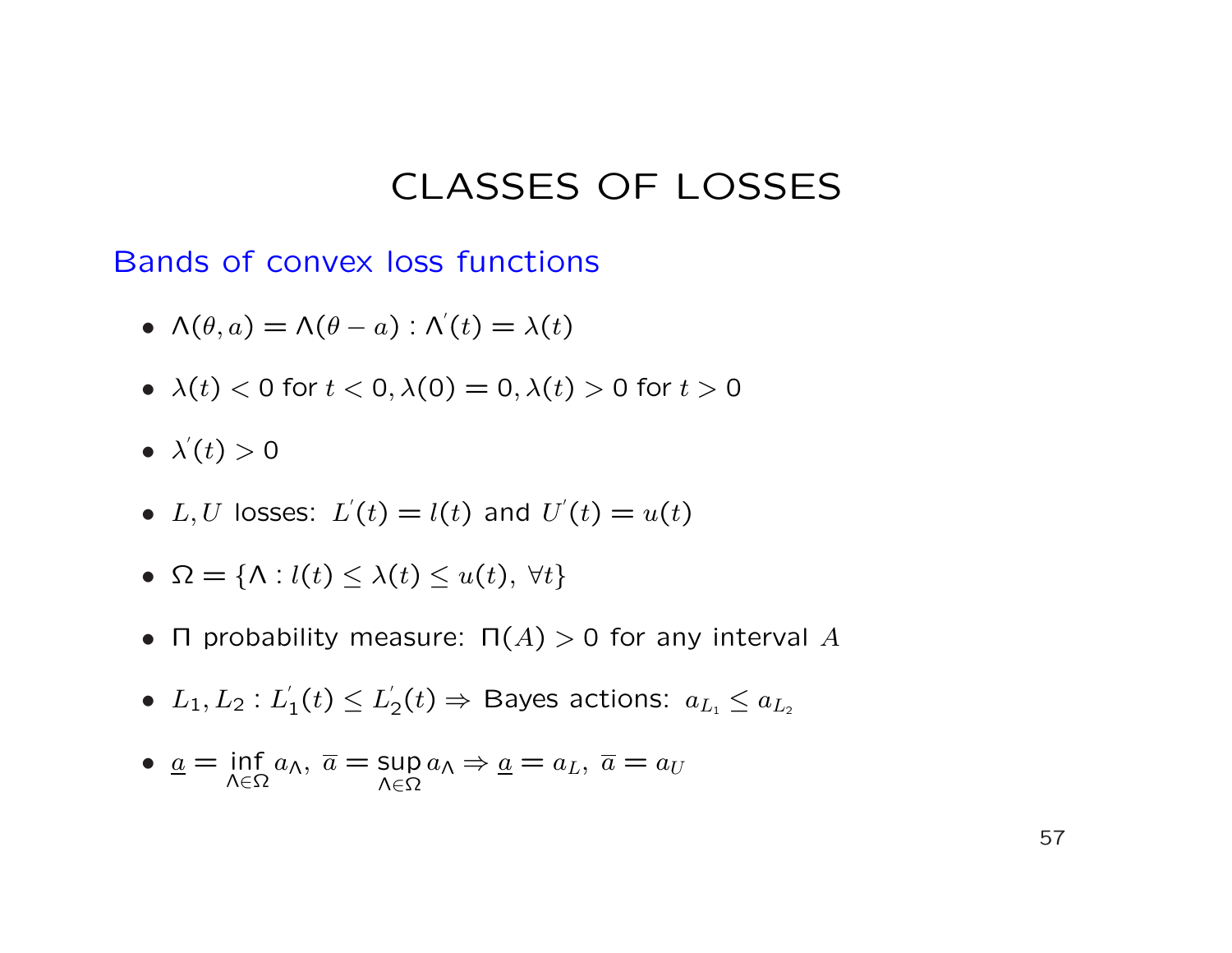# CLASSES OF LOSSES

## Bands of convex loss functions

- $\Lambda(\theta, a) = \Lambda(\theta - a) : \Lambda^{'}(t) = \lambda(t)$
- $\lambda(t) < 0$ for $t < 0, \lambda(0) = 0, \lambda(t) > 0$ for $t > 0$
- $\lambda^{'}(t) > 0$
- $L, U$ losses: $L^{'}(t) = l(t)$ and $U^{'}(t) = u(t)$
- $\Omega = \{\Lambda : l(t) \leq \lambda(t) \leq u(t),\ \forall t\}$
- $\Pi$ probability measure: $\Pi(A) > 0$ for any interval $A$
- $L_1, L_2 : L_1^{'}(t) \leq L_2^{'}(t) \Rightarrow$ Bayes actions: $a_{L_1} \leq a_{L_2}$
- $\underline{a} = \inf_{\Lambda \in \Omega} a_{\Lambda},\ \overline{a} = \sup_{\Lambda \in \Omega} a_{\Lambda} \Rightarrow \underline{a} = a_L,\ \overline{a} = a_U$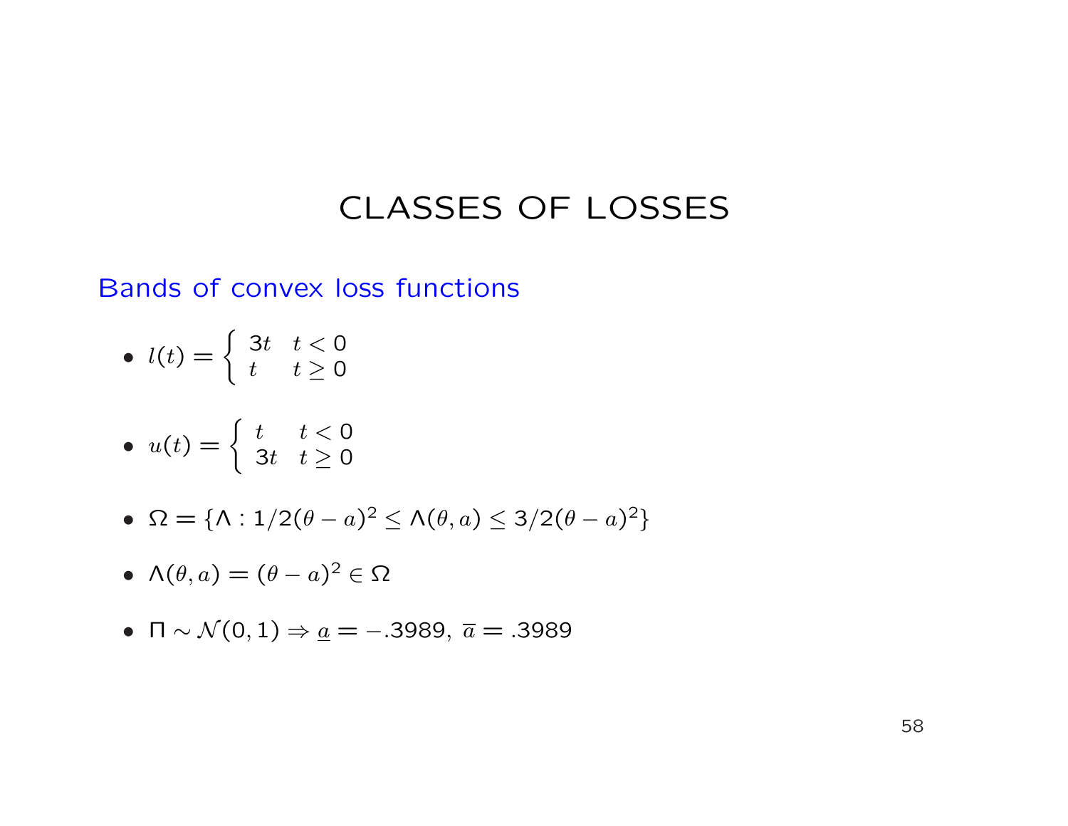# CLASSES OF LOSSES

Bands of convex loss functions

- $l(t) = \begin{cases} 3t & t < 0 \\ t & t \geq 0 \end{cases}$

- $u(t) = \begin{cases} t & t < 0 \\ 3t & t \geq 0 \end{cases}$

- $\Omega = \{\Lambda : 1/2(\theta - a)^2 \leq \Lambda(\theta, a) \leq 3/2(\theta - a)^2\}$

- $\Lambda(\theta, a) = (\theta - a)^2 \in \Omega$

- $\Pi \sim \mathcal{N}(0, 1) \Rightarrow \underline{a} = -.3989,\ \overline{a} = .3989$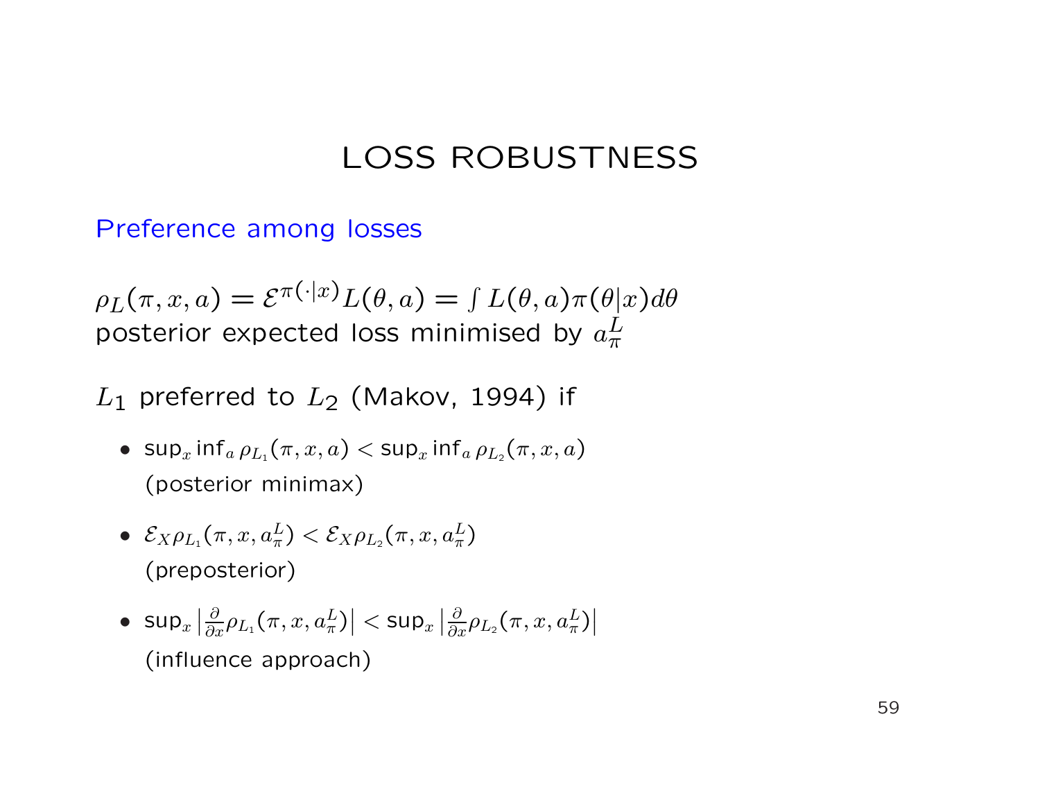# LOSS ROBUSTNESS

## Preference among losses

$\rho_L(\pi, x, a) = \mathcal{E}^{\pi(\cdot|x)} L(\theta, a) = \int L(\theta, a)\pi(\theta|x) d\theta$
posterior expected loss minimised by $a_\pi^L$

$L_1$ preferred to $L_2$ (Makov, 1994) if

- $\sup_x \inf_a \rho_{L_1}(\pi, x, a) < \sup_x \inf_a \rho_{L_2}(\pi, x, a)$
  (posterior minimax)
- $\mathcal{E}_X \rho_{L_1}(\pi, x, a_\pi^L) < \mathcal{E}_X \rho_{L_2}(\pi, x, a_\pi^L)$
  (preposterior)
- $\sup_x \left| \frac{\partial}{\partial x} \rho_{L_1}(\pi, x, a_\pi^L) \right| < \sup_x \left| \frac{\partial}{\partial x} \rho_{L_2}(\pi, x, a_\pi^L) \right|$
  (influence approach)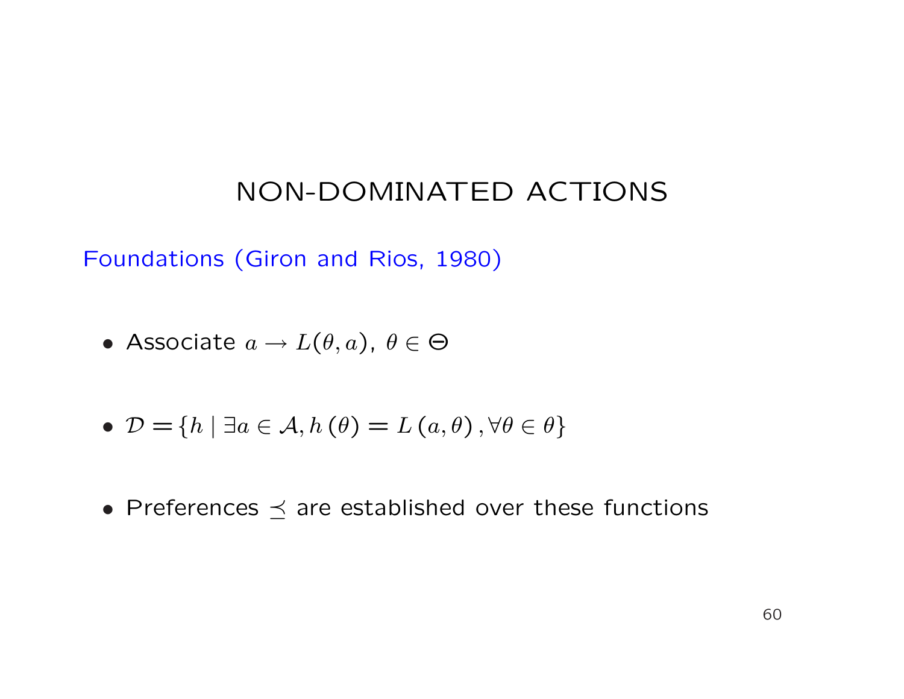# NON-DOMINATED ACTIONS

Foundations (Giron and Rios, 1980)

- Associate $a \rightarrow L(\theta, a)$, $\theta \in \Theta$

- $\mathcal{D} = \{h \mid \exists a \in \mathcal{A}, h(\theta) = L(a, \theta), \forall \theta \in \theta\}$

- Preferences $\preceq$ are established over these functions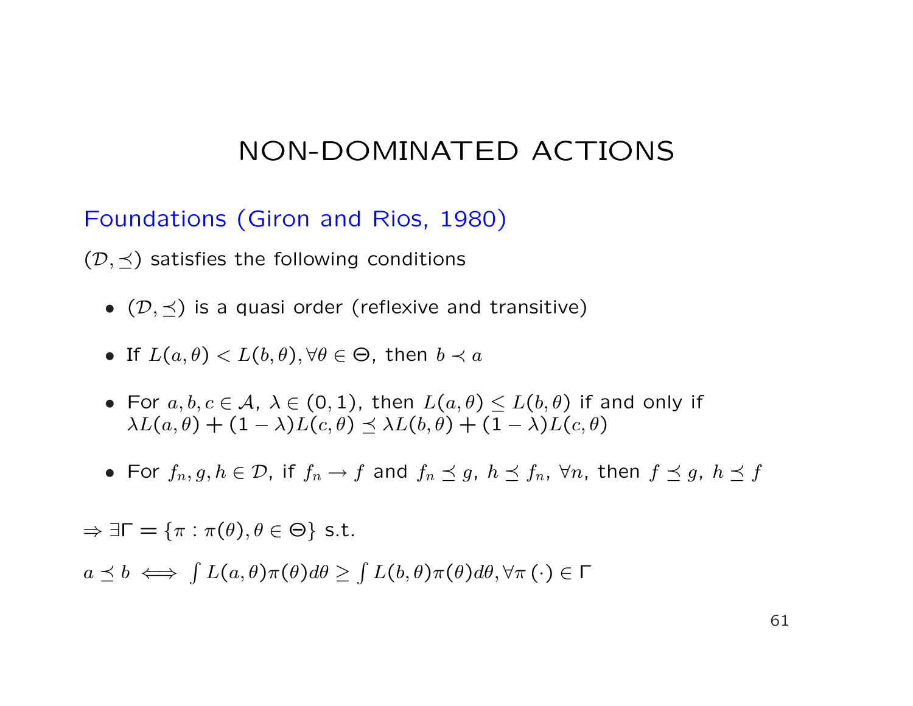# NON-DOMINATED ACTIONS

## Foundations (Giron and Rios, 1980)

$(\mathcal{D}, \preceq)$ satisfies the following conditions

- $(\mathcal{D}, \preceq)$ is a quasi order (reflexive and transitive)
- If $L(a,\theta) < L(b,\theta), \forall \theta \in \Theta$, then $b \prec a$
- For $a, b, c \in \mathcal{A}$, $\lambda \in (0,1)$, then $L(a,\theta) \leq L(b,\theta)$ if and only if $\lambda L(a,\theta) + (1-\lambda) L(c,\theta) \preceq \lambda L(b,\theta) + (1-\lambda) L(c,\theta)$
- For $f_n, g, h \in \mathcal{D}$, if $f_n \to f$ and $f_n \preceq g$, $h \preceq f_n$, $\forall n$, then $f \preceq g$, $h \preceq f$

$\Rightarrow \exists \Gamma = \{\pi : \pi(\theta), \theta \in \Theta\}$ s.t.

$a \preceq b \iff \int L(a,\theta)\pi(\theta)d\theta \geq \int L(b,\theta)\pi(\theta)d\theta, \forall \pi(\cdot) \in \Gamma$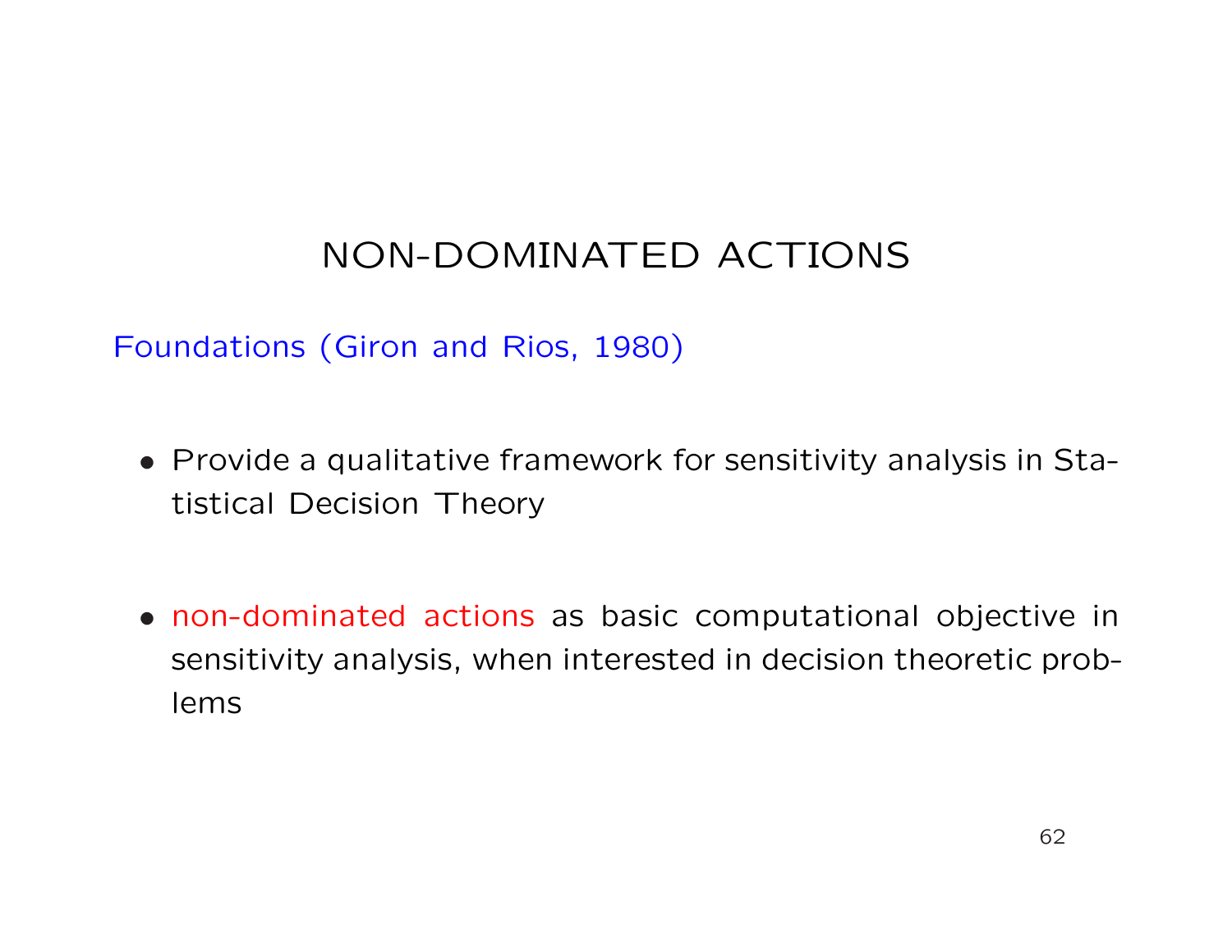# NON-DOMINATED ACTIONS

Foundations (Giron and Rios, 1980)

- Provide a qualitative framework for sensitivity analysis in Statistical Decision Theory

- non-dominated actions as basic computational objective in sensitivity analysis, when interested in decision theoretic problems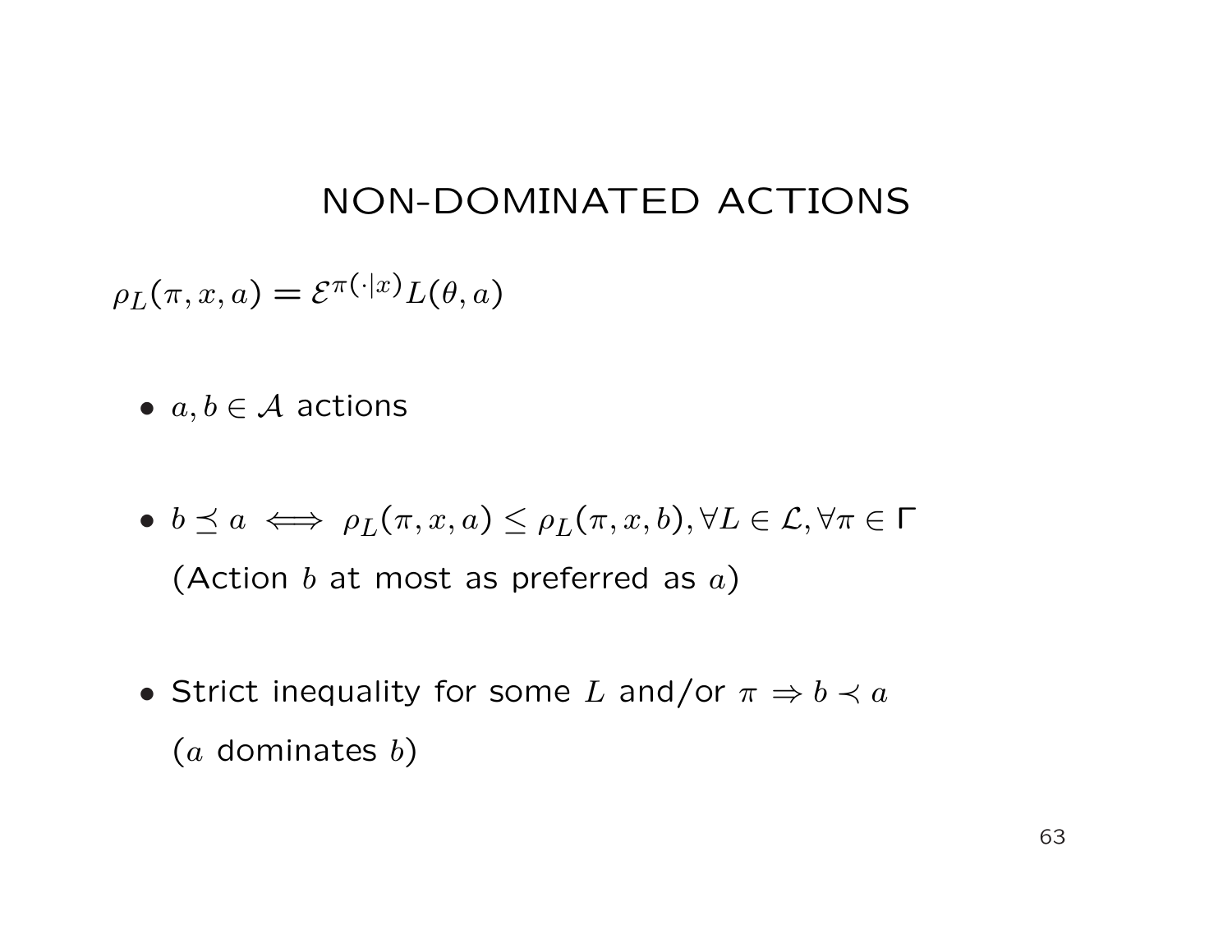# NON-DOMINATED ACTIONS

$\rho_L(\pi, x, a) = \mathcal{E}^{\pi(\cdot|x)} L(\theta, a)$

- $a, b \in \mathcal{A}$ actions

- $b \preceq a \iff \rho_L(\pi, x, a) \leq \rho_L(\pi, x, b), \forall L \in \mathcal{L}, \forall \pi \in \Gamma$
  (Action $b$ at most as preferred as $a$)

- Strict inequality for some $L$ and/or $\pi \Rightarrow b \prec a$
  ($a$ dominates $b$)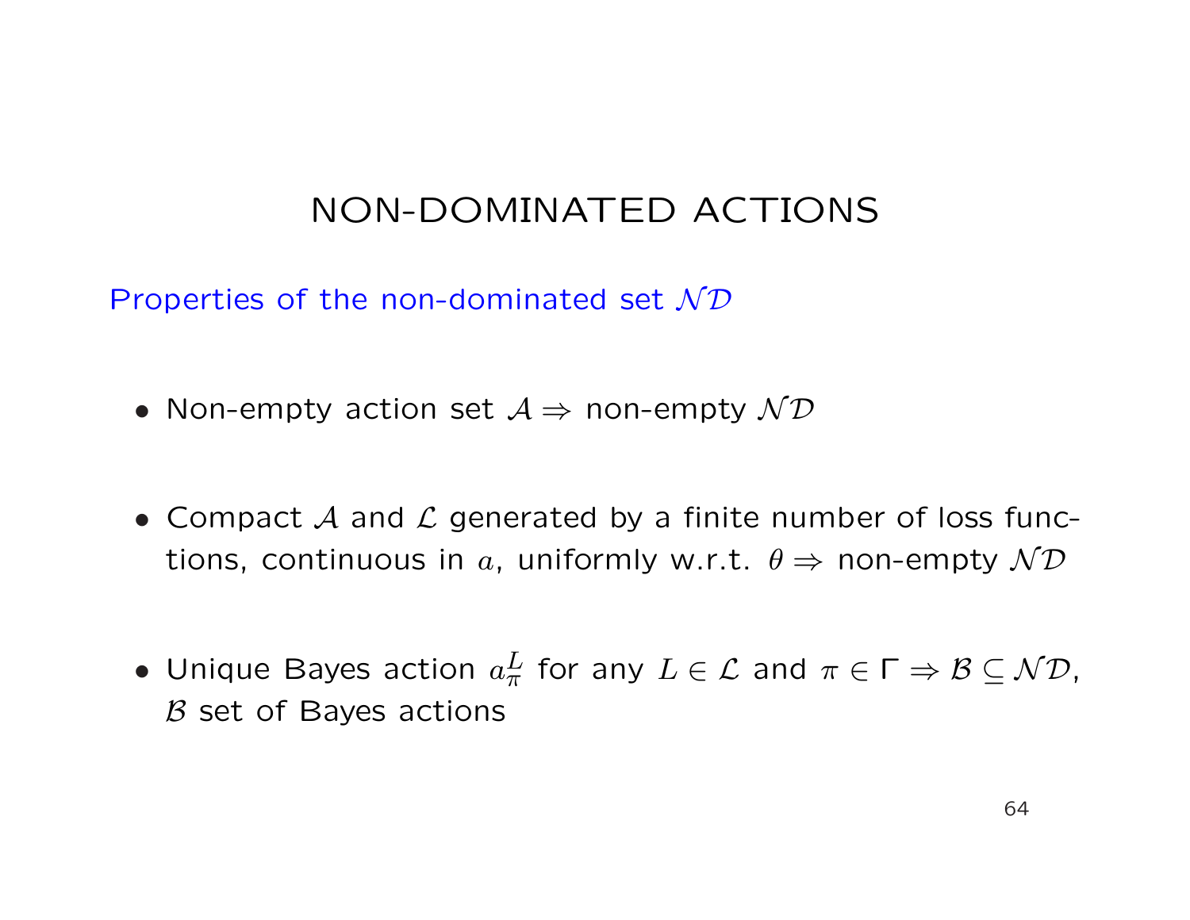# NON-DOMINATED ACTIONS

Properties of the non-dominated set $\mathcal{ND}$

- Non-empty action set $\mathcal{A} \Rightarrow$ non-empty $\mathcal{ND}$
- Compact $\mathcal{A}$ and $\mathcal{L}$ generated by a finite number of loss functions, continuous in $a$, uniformly w.r.t. $\theta \Rightarrow$ non-empty $\mathcal{ND}$
- Unique Bayes action $a_\pi^L$ for any $L \in \mathcal{L}$ and $\pi \in \Gamma \Rightarrow \mathcal{B} \subseteq \mathcal{ND}$, $\mathcal{B}$ set of Bayes actions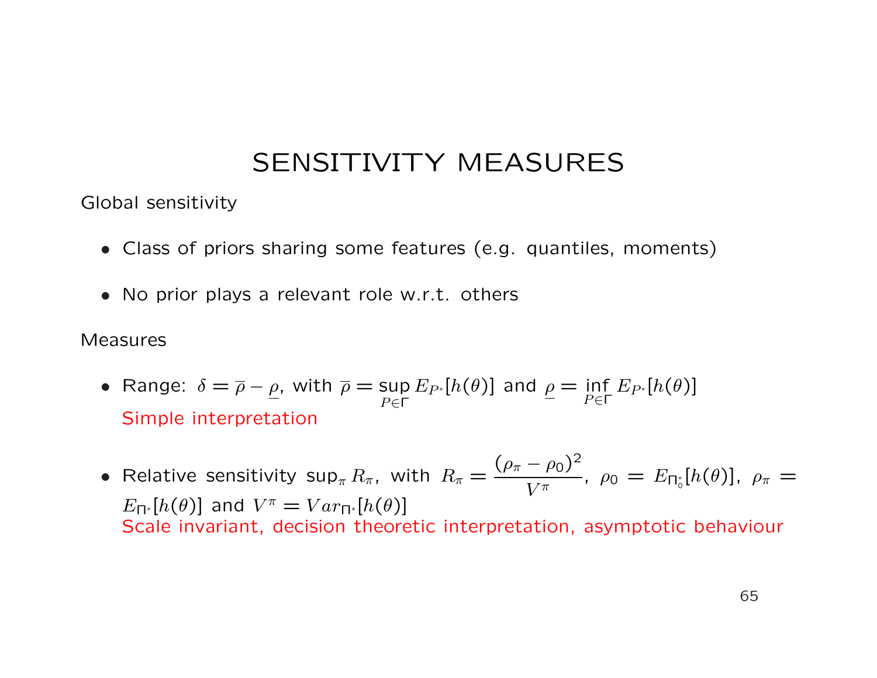# SENSITIVITY MEASURES

Global sensitivity

- Class of priors sharing some features (e.g. quantiles, moments)
- No prior plays a relevant role w.r.t. others

Measures

- Range: $\delta = \overline{\rho} - \underline{\rho}$, with $\overline{\rho} = \sup_{P \in \Gamma} E_{P^*}[h(\theta)]$ and $\underline{\rho} = \inf_{P \in \Gamma} E_{P^*}[h(\theta)]$
  Simple interpretation

- Relative sensitivity $\sup_\pi R_\pi$, with $R_\pi = \frac{(\rho_\pi - \rho_0)^2}{V^\pi}$, $\rho_0 = E_{\Pi_0^*}[h(\theta)]$, $\rho_\pi = E_{\Pi^*}[h(\theta)]$ and $V^\pi = Var_{\Pi^*}[h(\theta)]$
  Scale invariant, decision theoretic interpretation, asymptotic behaviour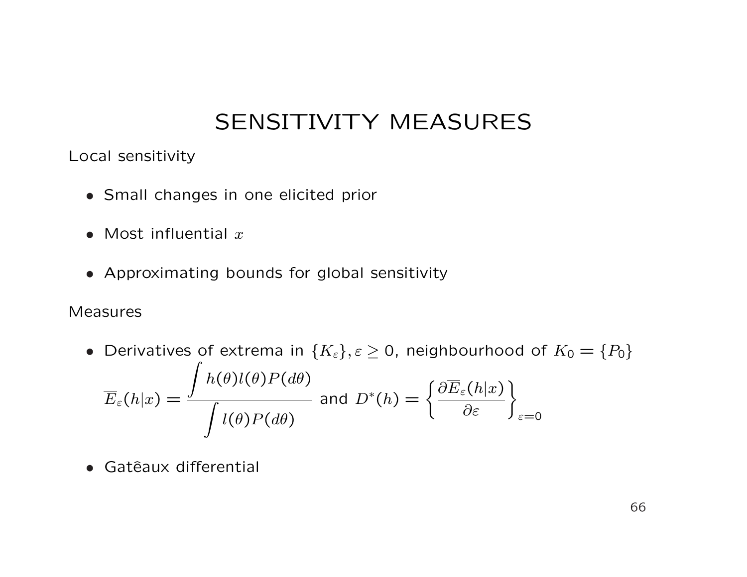# SENSITIVITY MEASURES

Local sensitivity

- Small changes in one elicited prior
- Most influential $x$
- Approximating bounds for global sensitivity

Measures

- Derivatives of extrema in $\{K_\varepsilon\}, \varepsilon \geq 0$, neighbourhood of $K_0 = \{P_0\}$

$$\overline{E}_\varepsilon(h|x) = \frac{\displaystyle\int h(\theta) l(\theta) P(d\theta)}{\displaystyle\int l(\theta) P(d\theta)} \text{ and } D^*(h) = \left\{ \frac{\partial \overline{E}_\varepsilon(h|x)}{\partial \varepsilon} \right\}_{\varepsilon=0}$$

- Gatêaux differential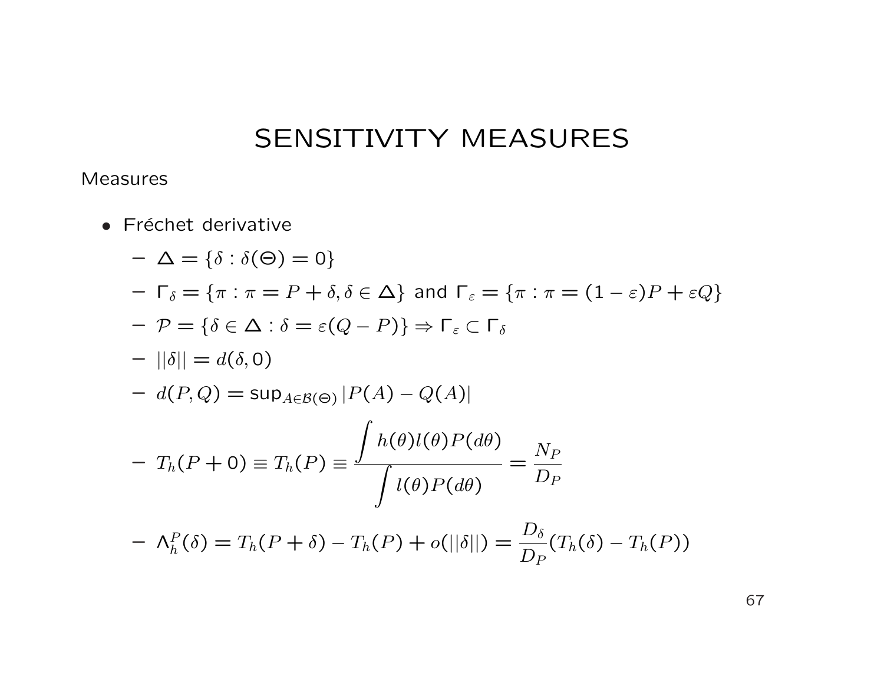# SENSITIVITY MEASURES

Measures

- Fréchet derivative
  - $\Delta = \{\delta : \delta(\Theta) = 0\}$
  - $\Gamma_\delta = \{\pi : \pi = P + \delta, \delta \in \Delta\}$ and $\Gamma_\varepsilon = \{\pi : \pi = (1-\varepsilon)P + \varepsilon Q\}$
  - $\mathcal{P} = \{\delta \in \Delta : \delta = \varepsilon(Q - P)\} \Rightarrow \Gamma_\varepsilon \subset \Gamma_\delta$
  - $||\delta|| = d(\delta, 0)$
  - $d(P, Q) = \sup_{A \in \mathcal{B}(\Theta)} |P(A) - Q(A)|$
  - $T_h(P + 0) \equiv T_h(P) \equiv \dfrac{\displaystyle\int h(\theta) l(\theta) P(d\theta)}{\displaystyle\int l(\theta) P(d\theta)} = \dfrac{N_P}{D_P}$
  - $\Lambda_h^P(\delta) = T_h(P + \delta) - T_h(P) + o(||\delta||) = \dfrac{D_\delta}{D_P}(T_h(\delta) - T_h(P))$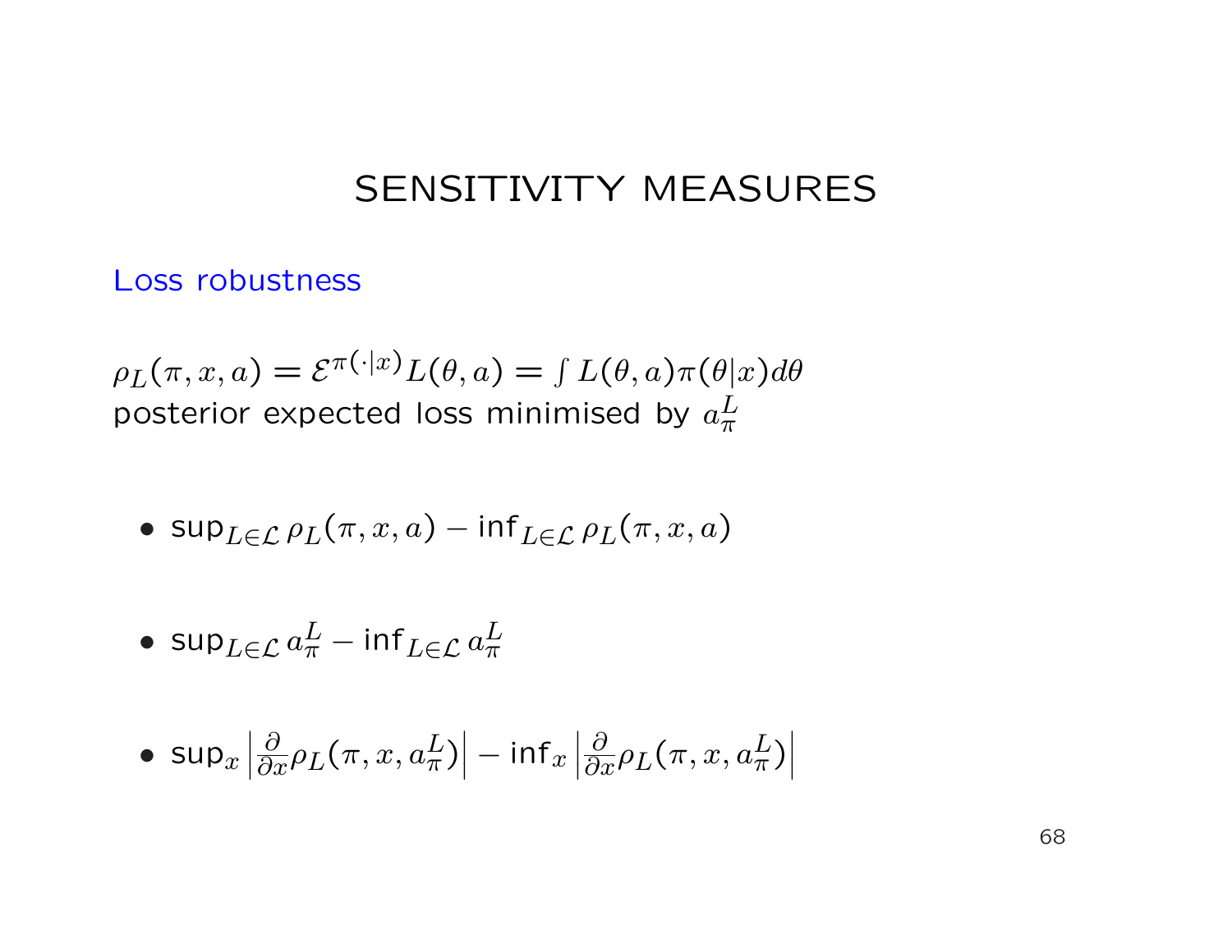# SENSITIVITY MEASURES

## Loss robustness

$\rho_L(\pi, x, a) = \mathcal{E}^{\pi(\cdot|x)} L(\theta, a) = \int L(\theta, a)\pi(\theta|x)d\theta$
posterior expected loss minimised by $a_\pi^L$

- $\sup_{L \in \mathcal{L}} \rho_L(\pi, x, a) - \inf_{L \in \mathcal{L}} \rho_L(\pi, x, a)$

- $\sup_{L \in \mathcal{L}} a_\pi^L - \inf_{L \in \mathcal{L}} a_\pi^L$

- $\sup_x \left| \frac{\partial}{\partial x} \rho_L(\pi, x, a_\pi^L) \right| - \inf_x \left| \frac{\partial}{\partial x} \rho_L(\pi, x, a_\pi^L) \right|$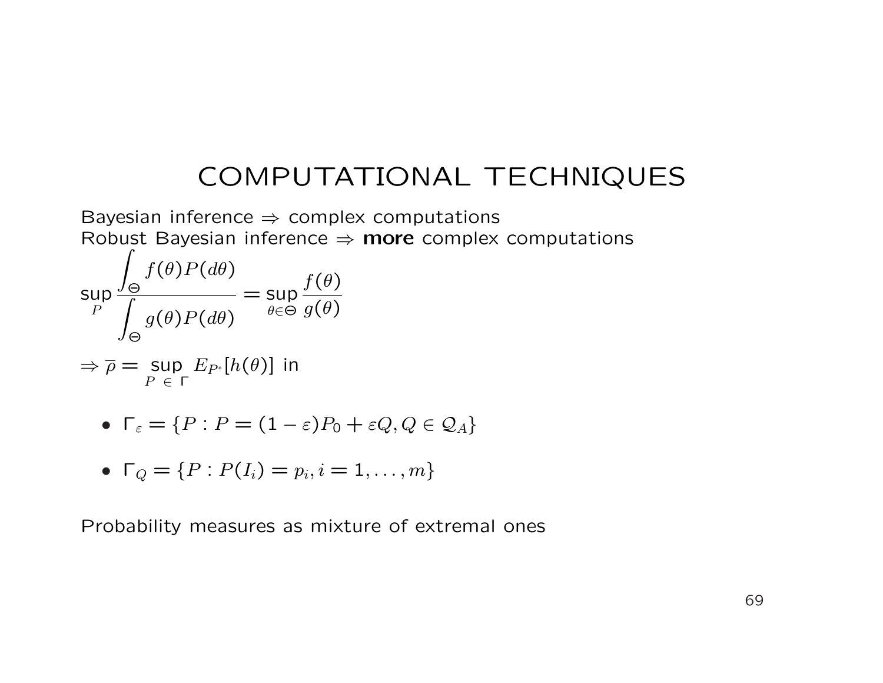# COMPUTATIONAL TECHNIQUES

Bayesian inference $\Rightarrow$ complex computations
Robust Bayesian inference $\Rightarrow$ **more** complex computations

$$\sup_P \frac{\int_\Theta f(\theta)P(d\theta)}{\int_\Theta g(\theta)P(d\theta)} = \sup_{\theta \in \Theta} \frac{f(\theta)}{g(\theta)}$$

$\Rightarrow \overline{\rho} = \sup_{P \,\in\, \Gamma} E_{P^*}[h(\theta)]$ in

- $\Gamma_\varepsilon = \{P : P = (1-\varepsilon)P_0 + \varepsilon Q, Q \in \mathcal{Q}_A\}$

- $\Gamma_Q = \{P : P(I_i) = p_i, i = 1, \ldots, m\}$

Probability measures as mixture of extremal ones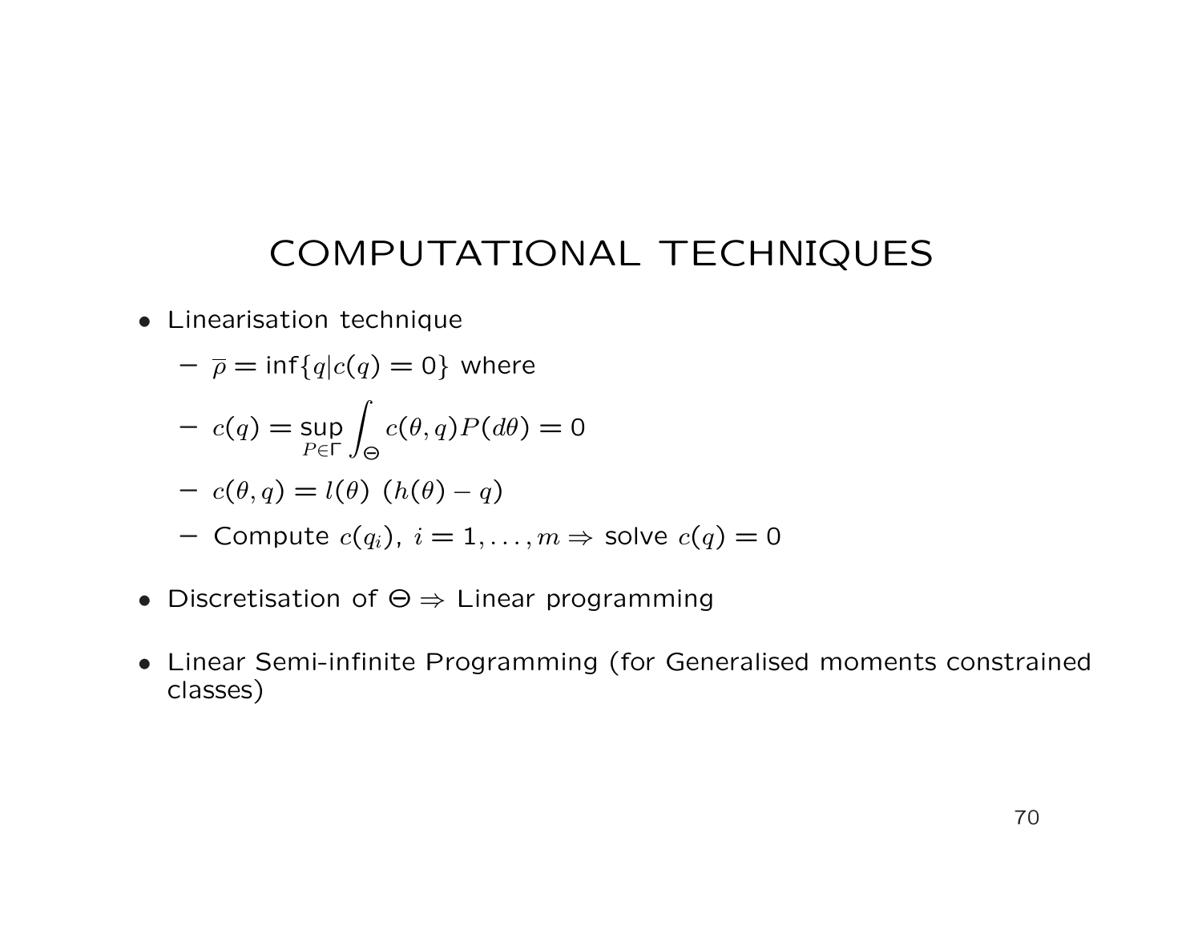# COMPUTATIONAL TECHNIQUES

- Linearisation technique
  - $\overline{\rho} = \inf\{q | c(q) = 0\}$ where
  - $c(q) = \sup_{P \in \Gamma} \int_{\Theta} c(\theta, q) P(d\theta) = 0$
  - $c(\theta, q) = l(\theta)\ (h(\theta) - q)$
  - Compute $c(q_i)$, $i = 1, \ldots, m \Rightarrow$ solve $c(q) = 0$
- Discretisation of $\Theta \Rightarrow$ Linear programming
- Linear Semi-infinite Programming (for Generalised moments constrained classes)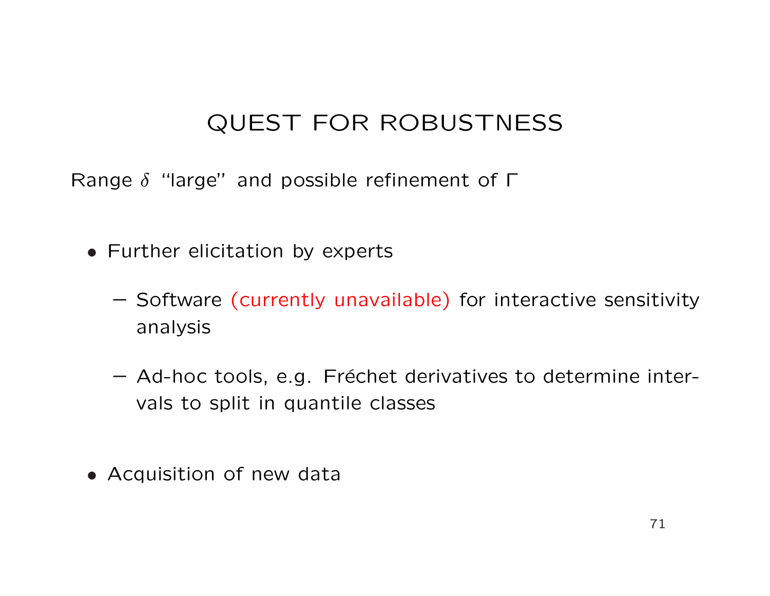# QUEST FOR ROBUSTNESS

Range $\delta$ "large" and possible refinement of $\Gamma$

- Further elicitation by experts
  - Software (currently unavailable) for interactive sensitivity analysis
  - Ad-hoc tools, e.g. Fréchet derivatives to determine intervals to split in quantile classes
- Acquisition of new data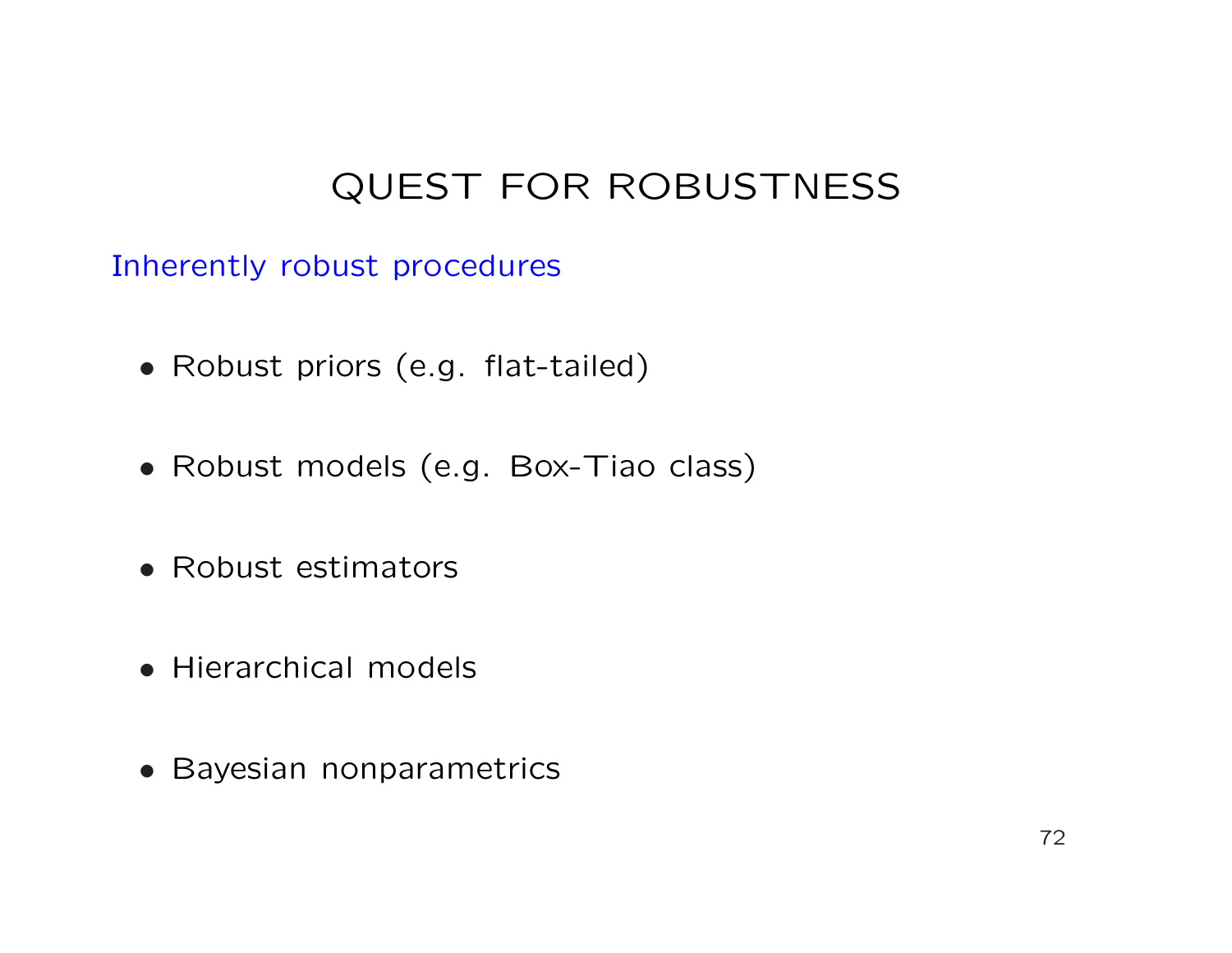# QUEST FOR ROBUSTNESS

Inherently robust procedures

- Robust priors (e.g. flat-tailed)
- Robust models (e.g. Box-Tiao class)
- Robust estimators
- Hierarchical models
- Bayesian nonparametrics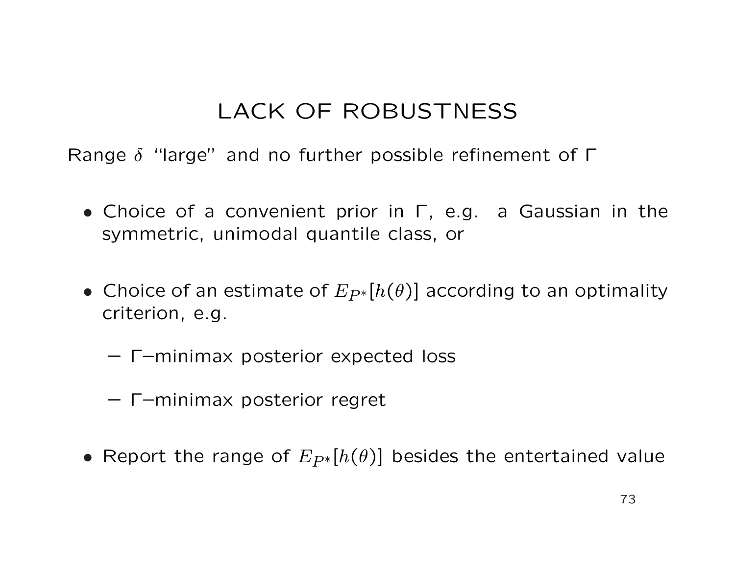# LACK OF ROBUSTNESS

Range $\delta$ "large" and no further possible refinement of $\Gamma$

- Choice of a convenient prior in $\Gamma$, e.g. a Gaussian in the symmetric, unimodal quantile class, or
- Choice of an estimate of $E_{P^*}[h(\theta)]$ according to an optimality criterion, e.g.
  - $\Gamma$–minimax posterior expected loss
  - $\Gamma$–minimax posterior regret
- Report the range of $E_{P^*}[h(\theta)]$ besides the entertained value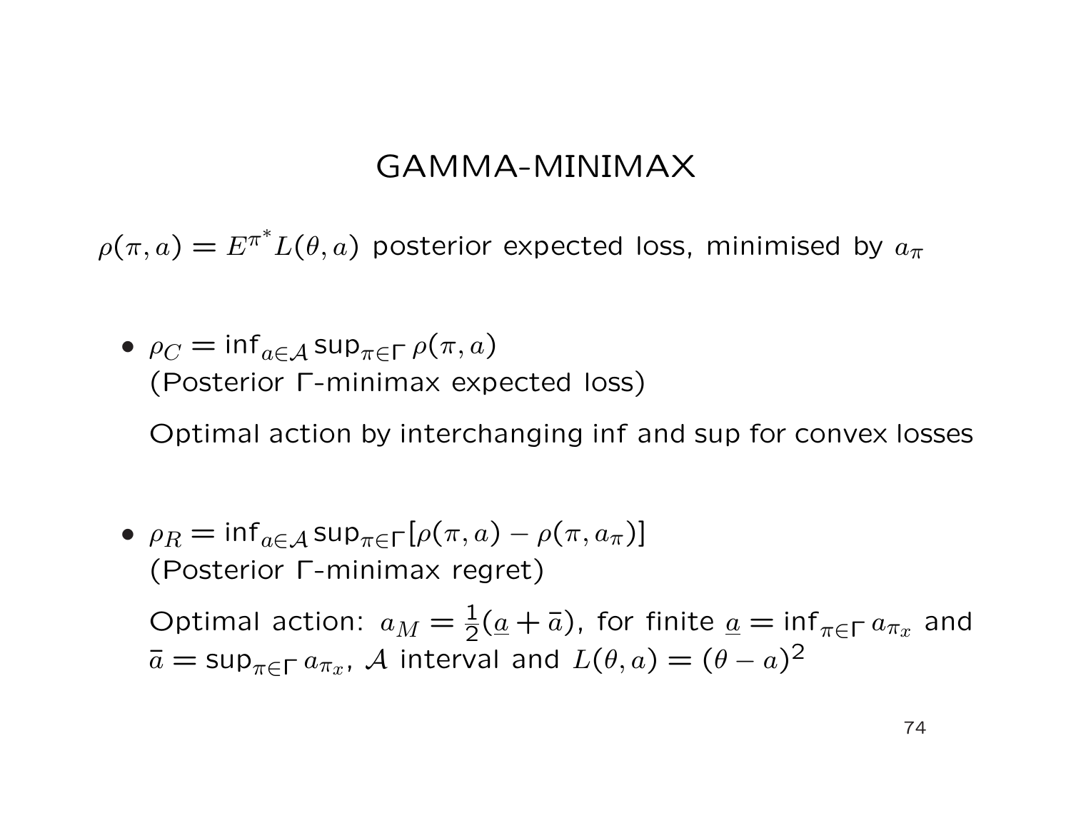# GAMMA-MINIMAX

$\rho(\pi, a) = E^{\pi^*} L(\theta, a)$ posterior expected loss, minimised by $a_\pi$

- $\rho_C = \inf_{a \in \mathcal{A}} \sup_{\pi \in \Gamma} \rho(\pi, a)$
  (Posterior $\Gamma$-minimax expected loss)

  Optimal action by interchanging inf and sup for convex losses

- $\rho_R = \inf_{a \in \mathcal{A}} \sup_{\pi \in \Gamma} [\rho(\pi, a) - \rho(\pi, a_\pi)]$
  (Posterior $\Gamma$-minimax regret)

  Optimal action: $a_M = \frac{1}{2}(\underline{a} + \bar{a})$, for finite $\underline{a} = \inf_{\pi \in \Gamma} a_{\pi_x}$ and $\bar{a} = \sup_{\pi \in \Gamma} a_{\pi_x}$, $\mathcal{A}$ interval and $L(\theta, a) = (\theta - a)^2$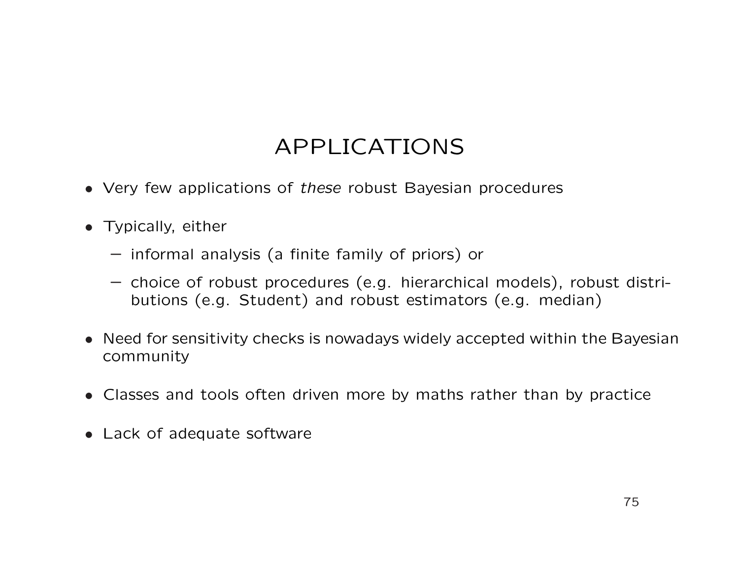# APPLICATIONS

- Very few applications of *these* robust Bayesian procedures
- Typically, either
  - informal analysis (a finite family of priors) or
  - choice of robust procedures (e.g. hierarchical models), robust distributions (e.g. Student) and robust estimators (e.g. median)
- Need for sensitivity checks is nowadays widely accepted within the Bayesian community
- Classes and tools often driven more by maths rather than by practice
- Lack of adequate software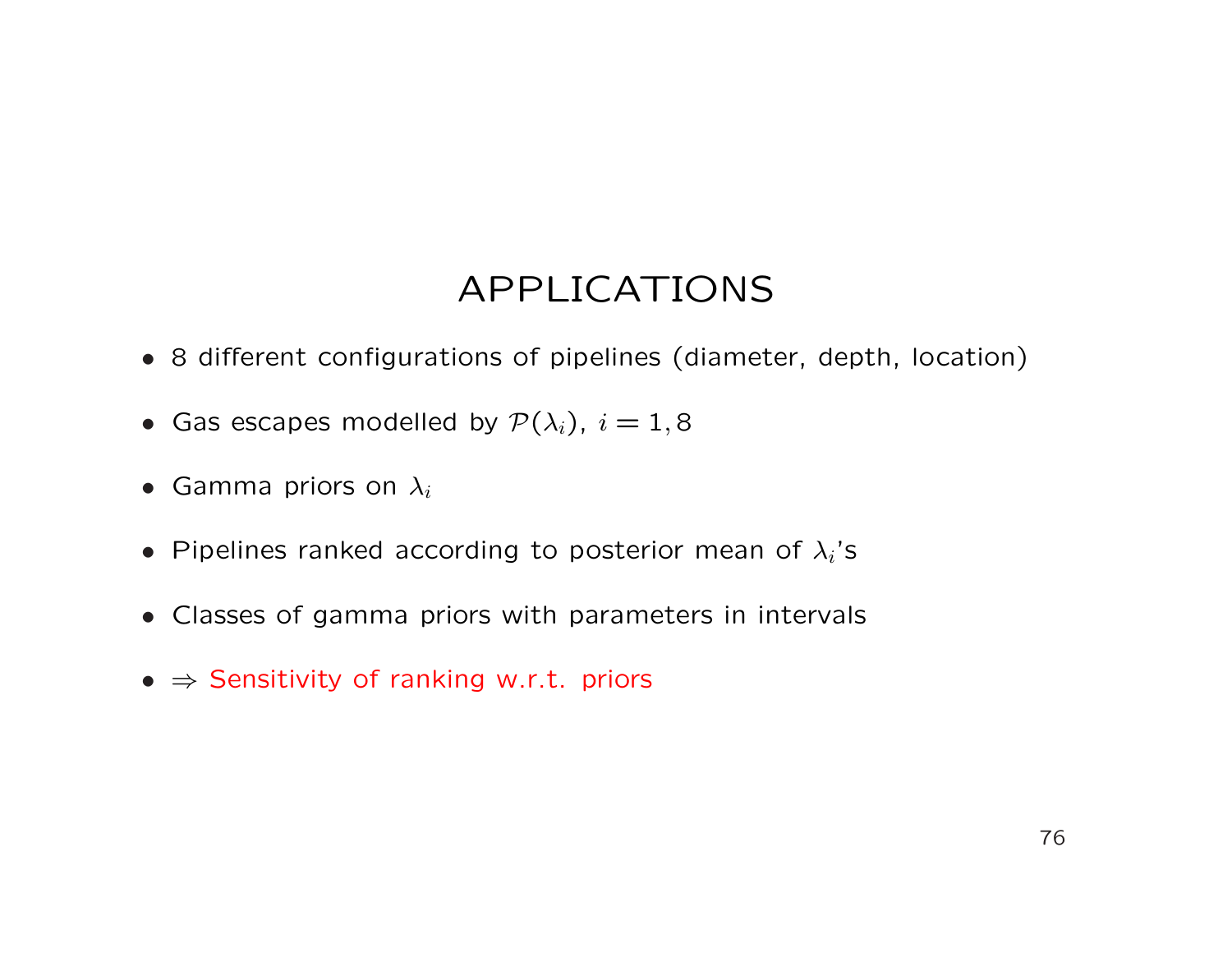# APPLICATIONS

- 8 different configurations of pipelines (diameter, depth, location)
- Gas escapes modelled by $\mathcal{P}(\lambda_i)$, $i = 1, 8$
- Gamma priors on $\lambda_i$
- Pipelines ranked according to posterior mean of $\lambda_i$'s
- Classes of gamma priors with parameters in intervals
- $\Rightarrow$ Sensitivity of ranking w.r.t. priors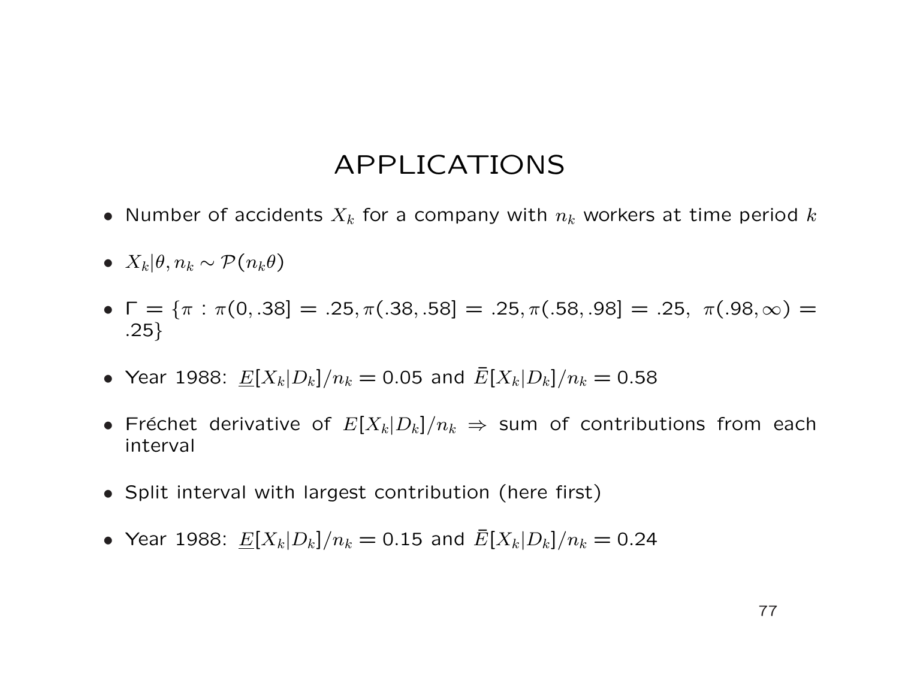# APPLICATIONS

- Number of accidents $X_k$ for a company with $n_k$ workers at time period $k$
- $X_k|\theta, n_k \sim \mathcal{P}(n_k\theta)$
- $\Gamma = \{\pi : \pi(0, .38] = .25, \pi(.38, .58] = .25, \pi(.58, .98] = .25,\ \pi(.98, \infty) = .25\}$
- Year 1988: $\underline{E}[X_k|D_k]/n_k = 0.05$ and $\bar{E}[X_k|D_k]/n_k = 0.58$
- Fréchet derivative of $E[X_k|D_k]/n_k \Rightarrow$ sum of contributions from each interval
- Split interval with largest contribution (here first)
- Year 1988: $\underline{E}[X_k|D_k]/n_k = 0.15$ and $\bar{E}[X_k|D_k]/n_k = 0.24$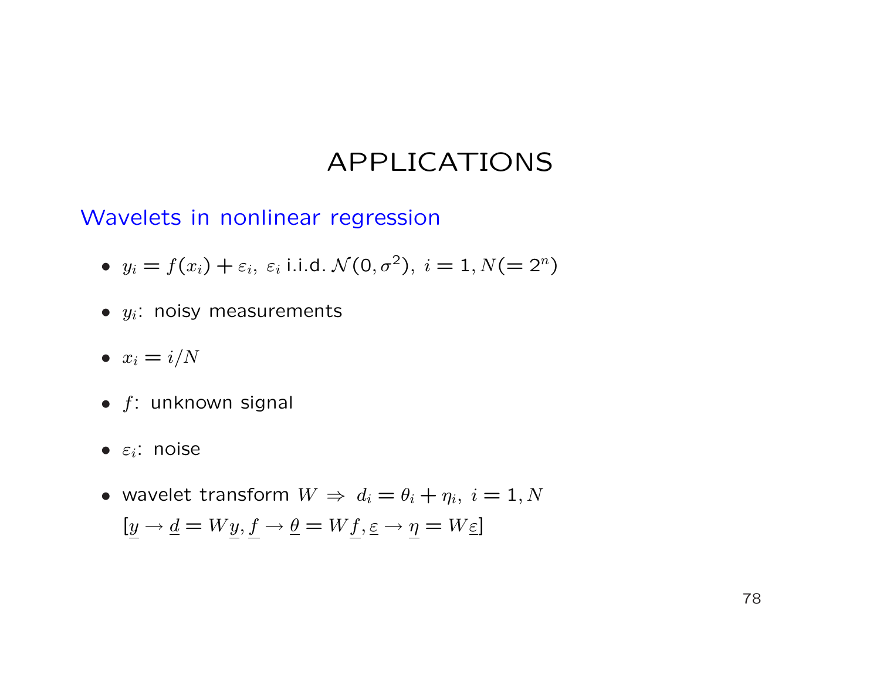# APPLICATIONS

## Wavelets in nonlinear regression

- $y_i = f(x_i) + \varepsilon_i,\ \varepsilon_i$ i.i.d. $\mathcal{N}(0, \sigma^2),\ i = 1, N (= 2^n)$
- $y_i$: noisy measurements
- $x_i = i/N$
- $f$: unknown signal
- $\varepsilon_i$: noise
- wavelet transform $W \Rightarrow\ d_i = \theta_i + \eta_i,\ i = 1, N$
  $[\underline{y} \to \underline{d} = W\underline{y}, \underline{f} \to \underline{\theta} = W\underline{f}, \underline{\varepsilon} \to \underline{\eta} = W\underline{\varepsilon}]$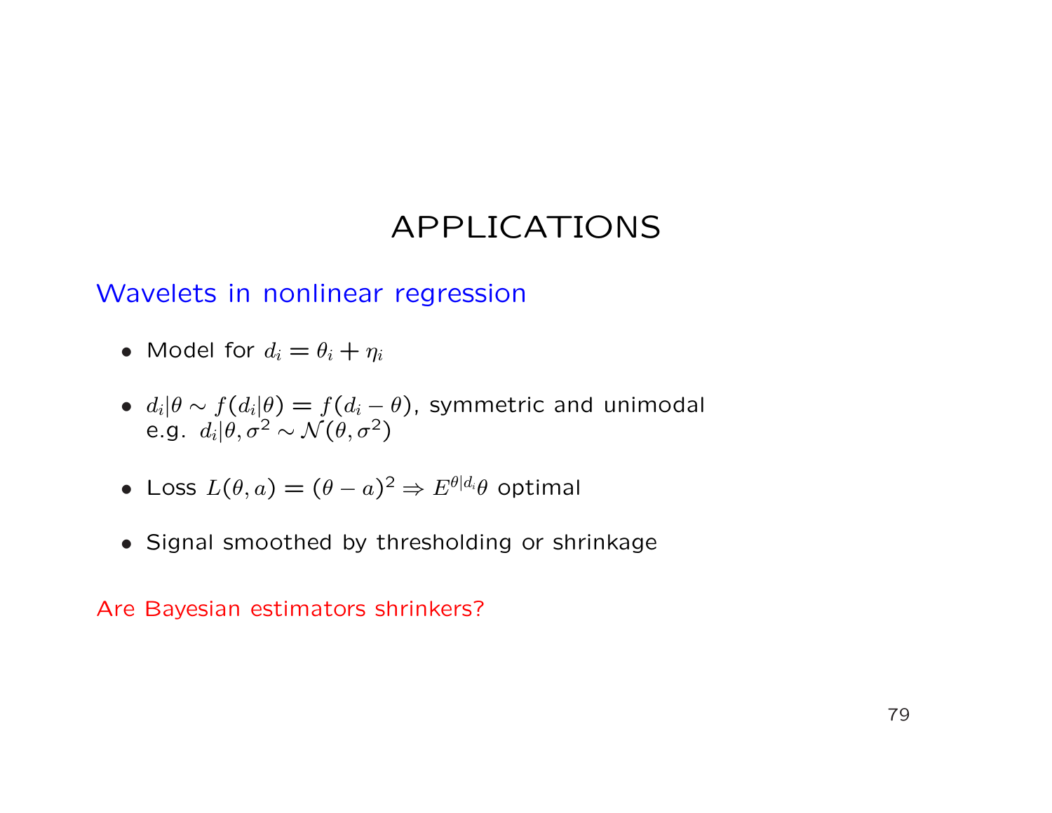# APPLICATIONS

## Wavelets in nonlinear regression

- Model for $d_i = \theta_i + \eta_i$
- $d_i|\theta \sim f(d_i|\theta) = f(d_i - \theta)$, symmetric and unimodal
  e.g. $d_i|\theta, \sigma^2 \sim \mathcal{N}(\theta, \sigma^2)$
- Loss $L(\theta, a) = (\theta - a)^2 \Rightarrow E^{\theta|d_i}\theta$ optimal
- Signal smoothed by thresholding or shrinkage

Are Bayesian estimators shrinkers?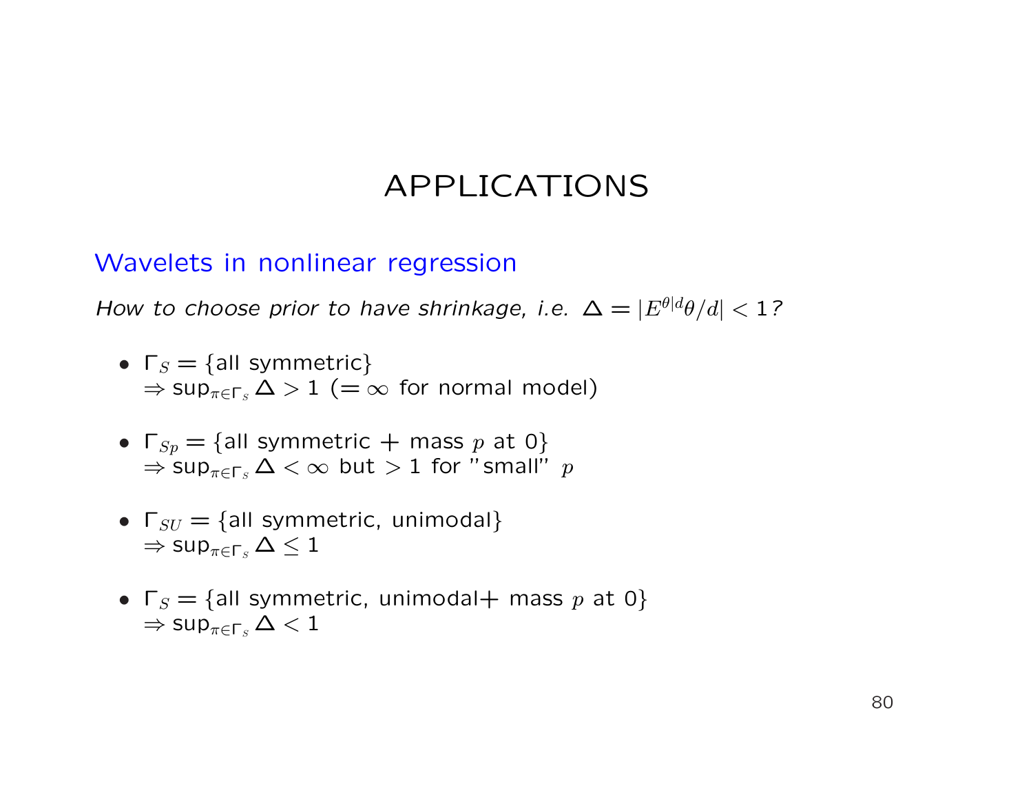# APPLICATIONS

## Wavelets in nonlinear regression

*How to choose prior to have shrinkage, i.e.* $\Delta = |E^{\theta|d}\theta/d| < 1$*?*

- $\Gamma_S = \{$all symmetric$\}$
  $\Rightarrow \sup_{\pi \in \Gamma_s} \Delta > 1$ ($= \infty$ for normal model)

- $\Gamma_{Sp} = \{$all symmetric + mass $p$ at 0$\}$
  $\Rightarrow \sup_{\pi \in \Gamma_s} \Delta < \infty$ but $> 1$ for "small" $p$

- $\Gamma_{SU} = \{$all symmetric, unimodal$\}$
  $\Rightarrow \sup_{\pi \in \Gamma_s} \Delta \leq 1$

- $\Gamma_S = \{$all symmetric, unimodal+ mass $p$ at 0$\}$
  $\Rightarrow \sup_{\pi \in \Gamma_s} \Delta < 1$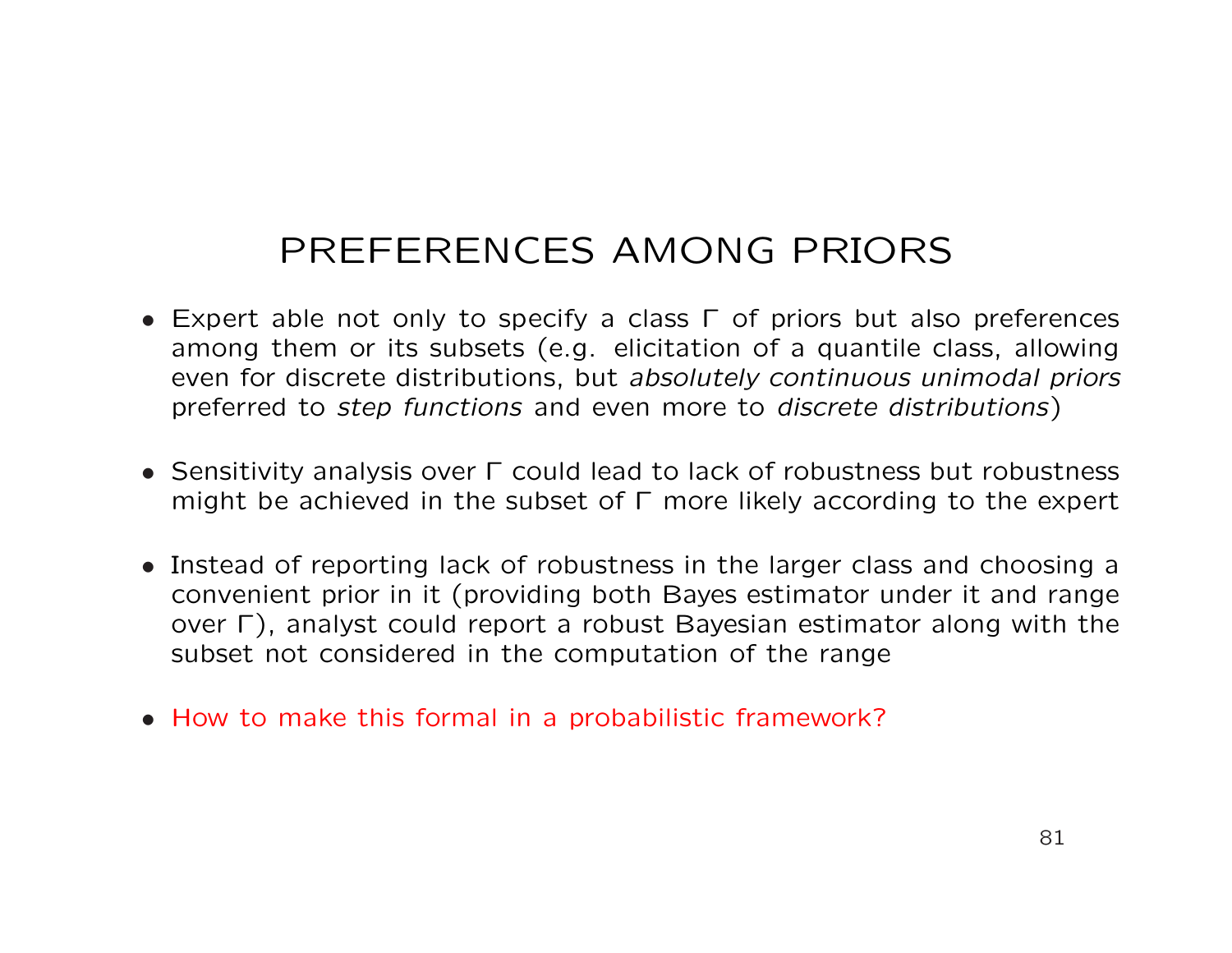# PREFERENCES AMONG PRIORS

- Expert able not only to specify a class $\Gamma$ of priors but also preferences among them or its subsets (e.g. elicitation of a quantile class, allowing even for discrete distributions, but *absolutely continuous unimodal priors* preferred to *step functions* and even more to *discrete distributions*)

- Sensitivity analysis over $\Gamma$ could lead to lack of robustness but robustness might be achieved in the subset of $\Gamma$ more likely according to the expert

- Instead of reporting lack of robustness in the larger class and choosing a convenient prior in it (providing both Bayes estimator under it and range over $\Gamma$), analyst could report a robust Bayesian estimator along with the subset not considered in the computation of the range

- How to make this formal in a probabilistic framework?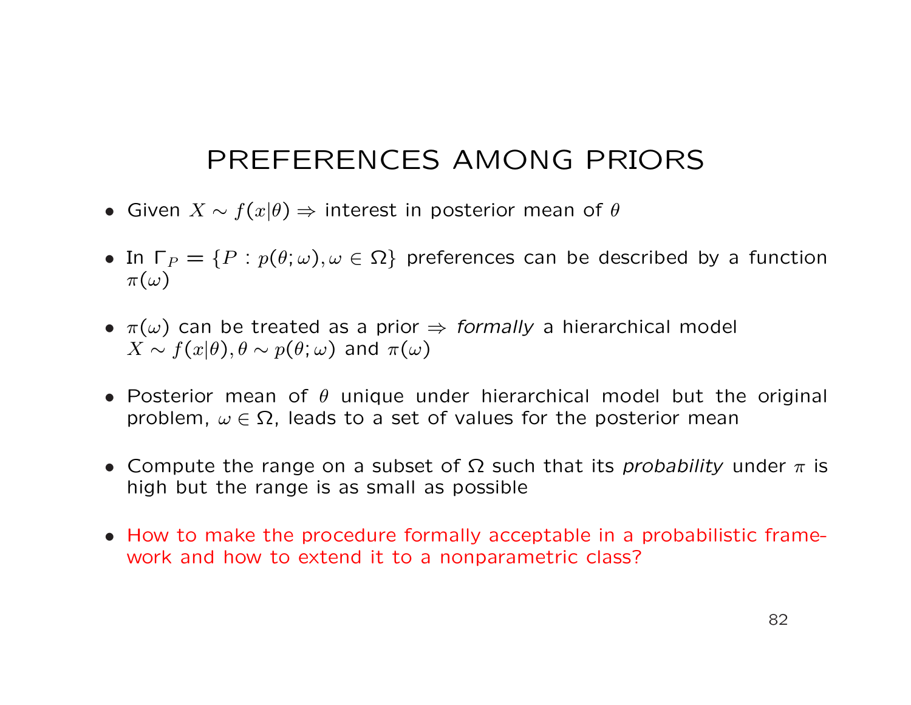# PREFERENCES AMONG PRIORS

- Given $X \sim f(x|\theta) \Rightarrow$ interest in posterior mean of $\theta$

- In $\Gamma_P = \{P : p(\theta;\omega), \omega \in \Omega\}$ preferences can be described by a function $\pi(\omega)$

- $\pi(\omega)$ can be treated as a prior $\Rightarrow$ *formally* a hierarchical model $X \sim f(x|\theta), \theta \sim p(\theta;\omega)$ and $\pi(\omega)$

- Posterior mean of $\theta$ unique under hierarchical model but the original problem, $\omega \in \Omega$, leads to a set of values for the posterior mean

- Compute the range on a subset of $\Omega$ such that its *probability* under $\pi$ is high but the range is as small as possible

- How to make the procedure formally acceptable in a probabilistic framework and how to extend it to a nonparametric class?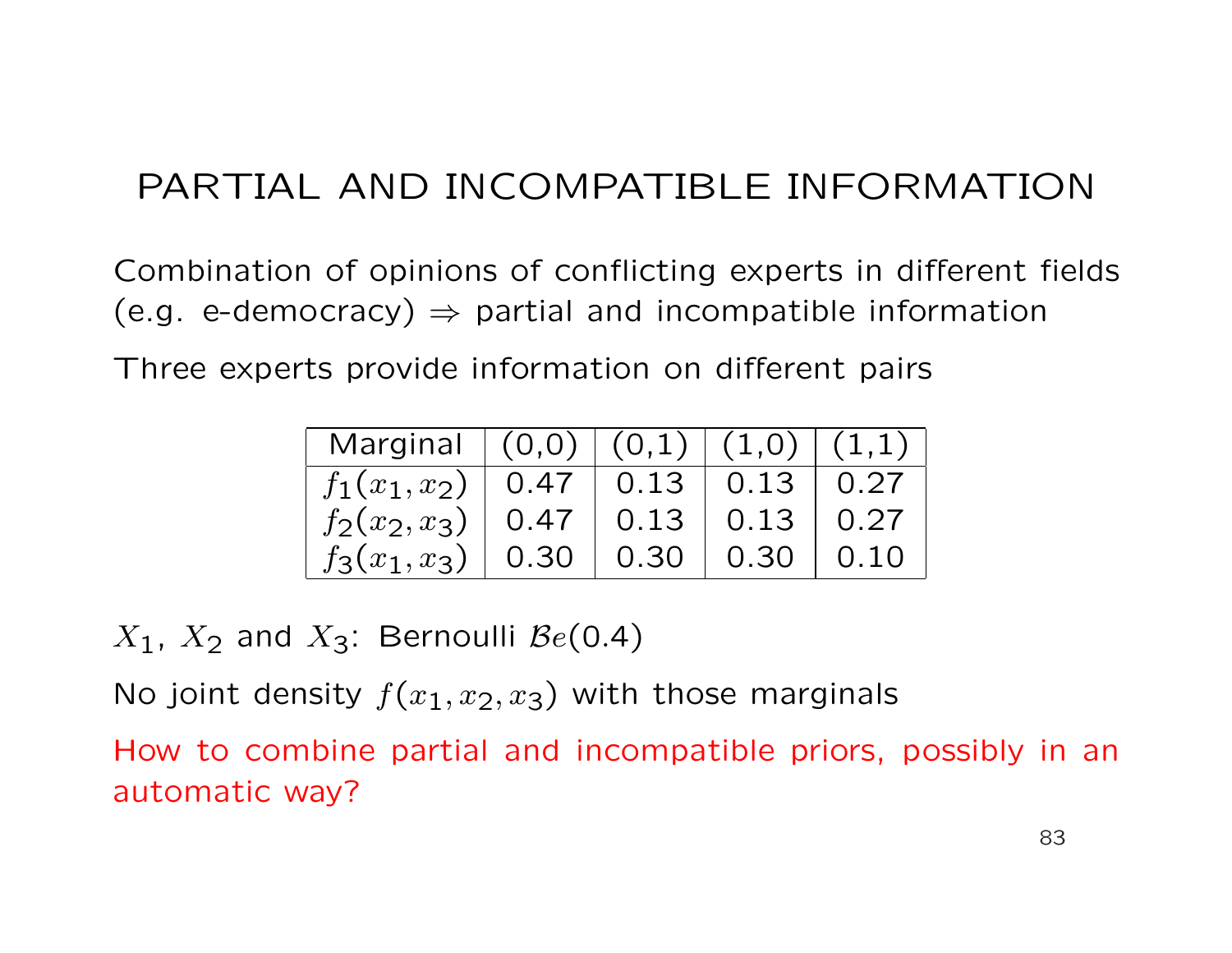# PARTIAL AND INCOMPATIBLE INFORMATION

Combination of opinions of conflicting experts in different fields (e.g. e-democracy) $\Rightarrow$ partial and incompatible information

Three experts provide information on different pairs

| Marginal | (0,0) | (0,1) | (1,0) | (1,1) |
|---|---|---|---|---|
| $f_1(x_1, x_2)$ | 0.47 | 0.13 | 0.13 | 0.27 |
| $f_2(x_2, x_3)$ | 0.47 | 0.13 | 0.13 | 0.27 |
| $f_3(x_1, x_3)$ | 0.30 | 0.30 | 0.30 | 0.10 |

$X_1$, $X_2$ and $X_3$: Bernoulli $\mathcal{B}e(0.4)$

No joint density $f(x_1, x_2, x_3)$ with those marginals

How to combine partial and incompatible priors, possibly in an automatic way?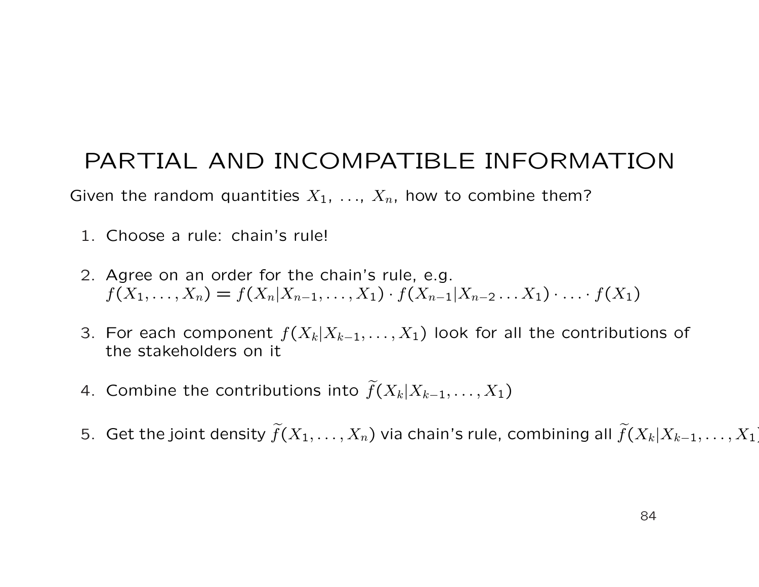# PARTIAL AND INCOMPATIBLE INFORMATION

Given the random quantities $X_1$, ..., $X_n$, how to combine them?

1. Choose a rule: chain's rule!

2. Agree on an order for the chain's rule, e.g.
   $f(X_1, \ldots, X_n) = f(X_n | X_{n-1}, \ldots, X_1) \cdot f(X_{n-1} | X_{n-2} \ldots X_1) \cdot \ldots \cdot f(X_1)$

3. For each component $f(X_k | X_{k-1}, \ldots, X_1)$ look for all the contributions of the stakeholders on it

4. Combine the contributions into $\widetilde{f}(X_k | X_{k-1}, \ldots, X_1)$

5. Get the joint density $\widetilde{f}(X_1, \ldots, X_n)$ via chain's rule, combining all $\widetilde{f}(X_k | X_{k-1}, \ldots, X_1)$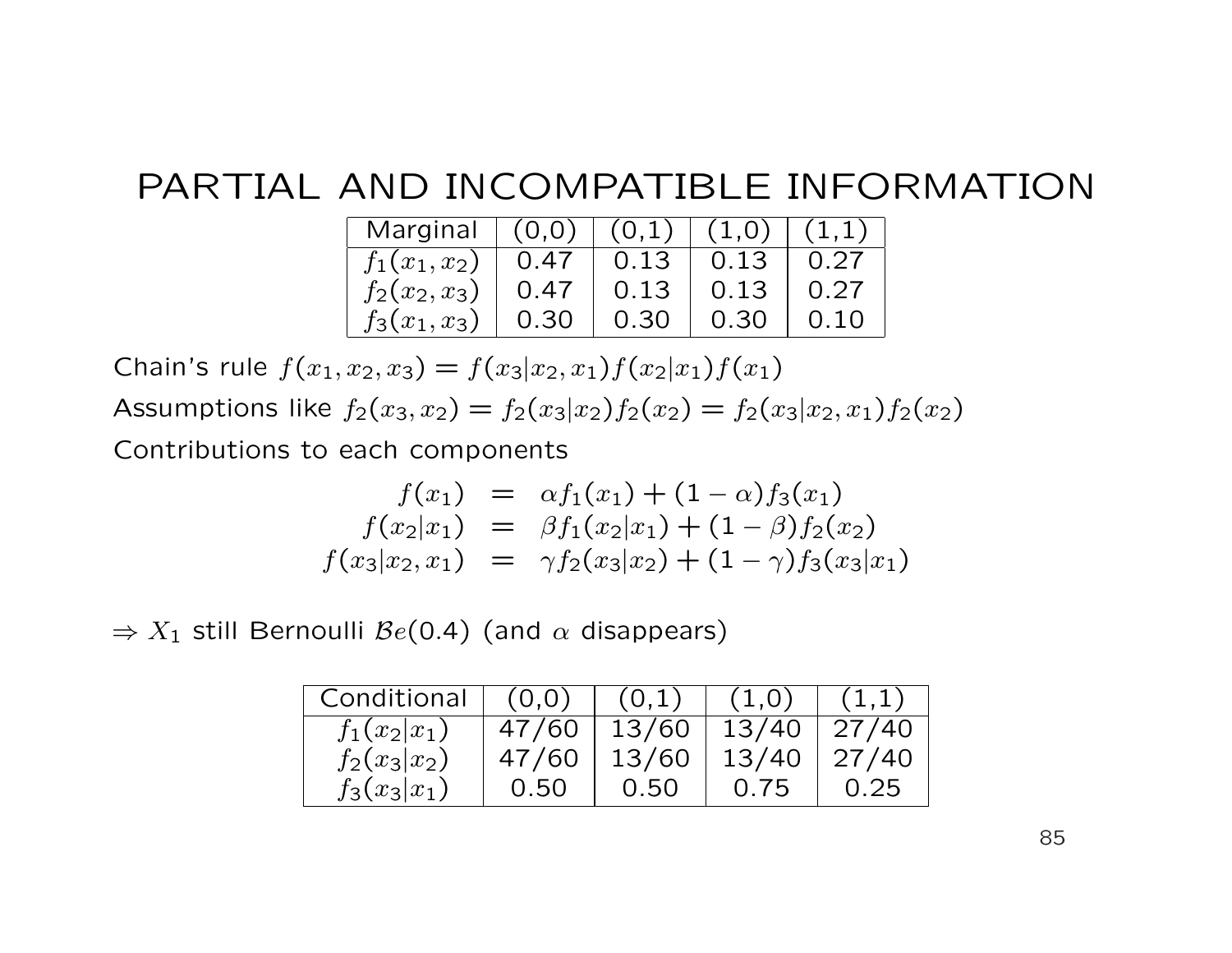# PARTIAL AND INCOMPATIBLE INFORMATION

| Marginal | (0,0) | (0,1) | (1,0) | (1,1) |
|---|---|---|---|---|
| $f_1(x_1, x_2)$ | 0.47 | 0.13 | 0.13 | 0.27 |
| $f_2(x_2, x_3)$ | 0.47 | 0.13 | 0.13 | 0.27 |
| $f_3(x_1, x_3)$ | 0.30 | 0.30 | 0.30 | 0.10 |

Chain's rule $f(x_1, x_2, x_3) = f(x_3|x_2, x_1)f(x_2|x_1)f(x_1)$

Assumptions like $f_2(x_3, x_2) = f_2(x_3|x_2)f_2(x_2) = f_2(x_3|x_2, x_1)f_2(x_2)$

Contributions to each components

$$
\begin{aligned}
f(x_1) &= \alpha f_1(x_1) + (1-\alpha)f_3(x_1) \\
f(x_2|x_1) &= \beta f_1(x_2|x_1) + (1-\beta)f_2(x_2) \\
f(x_3|x_2, x_1) &= \gamma f_2(x_3|x_2) + (1-\gamma)f_3(x_3|x_1)
\end{aligned}
$$

$\Rightarrow X_1$ still Bernoulli $\mathcal{B}e(0.4)$ (and $\alpha$ disappears)

| Conditional | (0,0) | (0,1) | (1,0) | (1,1) |
|---|---|---|---|---|
| $f_1(x_2\|x_1)$ | 47/60 | 13/60 | 13/40 | 27/40 |
| $f_2(x_3\|x_2)$ | 47/60 | 13/60 | 13/40 | 27/40 |
| $f_3(x_3\|x_1)$ | 0.50 | 0.50 | 0.75 | 0.25 |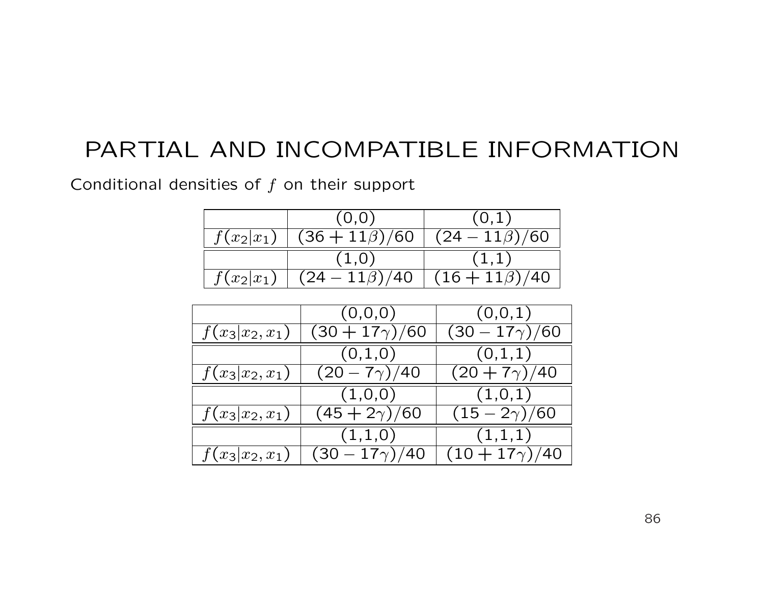# PARTIAL AND INCOMPATIBLE INFORMATION

Conditional densities of $f$ on their support

| | (0,0) | (0,1) |
|---|---|---|
| $f(x_2\|x_1)$ | $(36+11\beta)/60$ | $(24-11\beta)/60$ |
| | (1,0) | (1,1) |
| $f(x_2\|x_1)$ | $(24-11\beta)/40$ | $(16+11\beta)/40$ |

| | (0,0,0) | (0,0,1) |
|---|---|---|
| $f(x_3\|x_2,x_1)$ | $(30+17\gamma)/60$ | $(30-17\gamma)/60$ |
| | (0,1,0) | (0,1,1) |
| $f(x_3\|x_2,x_1)$ | $(20-7\gamma)/40$ | $(20+7\gamma)/40$ |
| | (1,0,0) | (1,0,1) |
| $f(x_3\|x_2,x_1)$ | $(45+2\gamma)/60$ | $(15-2\gamma)/60$ |
| | (1,1,0) | (1,1,1) |
| $f(x_3\|x_2,x_1)$ | $(30-17\gamma)/40$ | $(10+17\gamma)/40$ |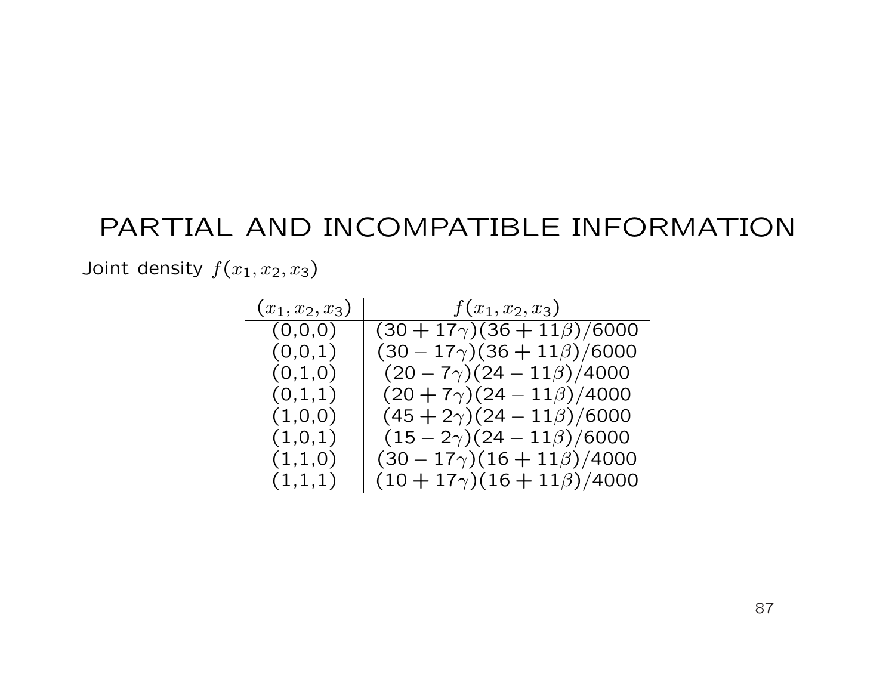# PARTIAL AND INCOMPATIBLE INFORMATION

Joint density $f(x_1, x_2, x_3)$

| $(x_1, x_2, x_3)$ | $f(x_1, x_2, x_3)$ |
|---|---|
| (0,0,0) | $(30 + 17\gamma)(36 + 11\beta)/6000$ |
| (0,0,1) | $(30 - 17\gamma)(36 + 11\beta)/6000$ |
| (0,1,0) | $(20 - 7\gamma)(24 - 11\beta)/4000$ |
| (0,1,1) | $(20 + 7\gamma)(24 - 11\beta)/4000$ |
| (1,0,0) | $(45 + 2\gamma)(24 - 11\beta)/6000$ |
| (1,0,1) | $(15 - 2\gamma)(24 - 11\beta)/6000$ |
| (1,1,0) | $(30 - 17\gamma)(16 + 11\beta)/4000$ |
| (1,1,1) | $(10 + 17\gamma)(16 + 11\beta)/4000$ |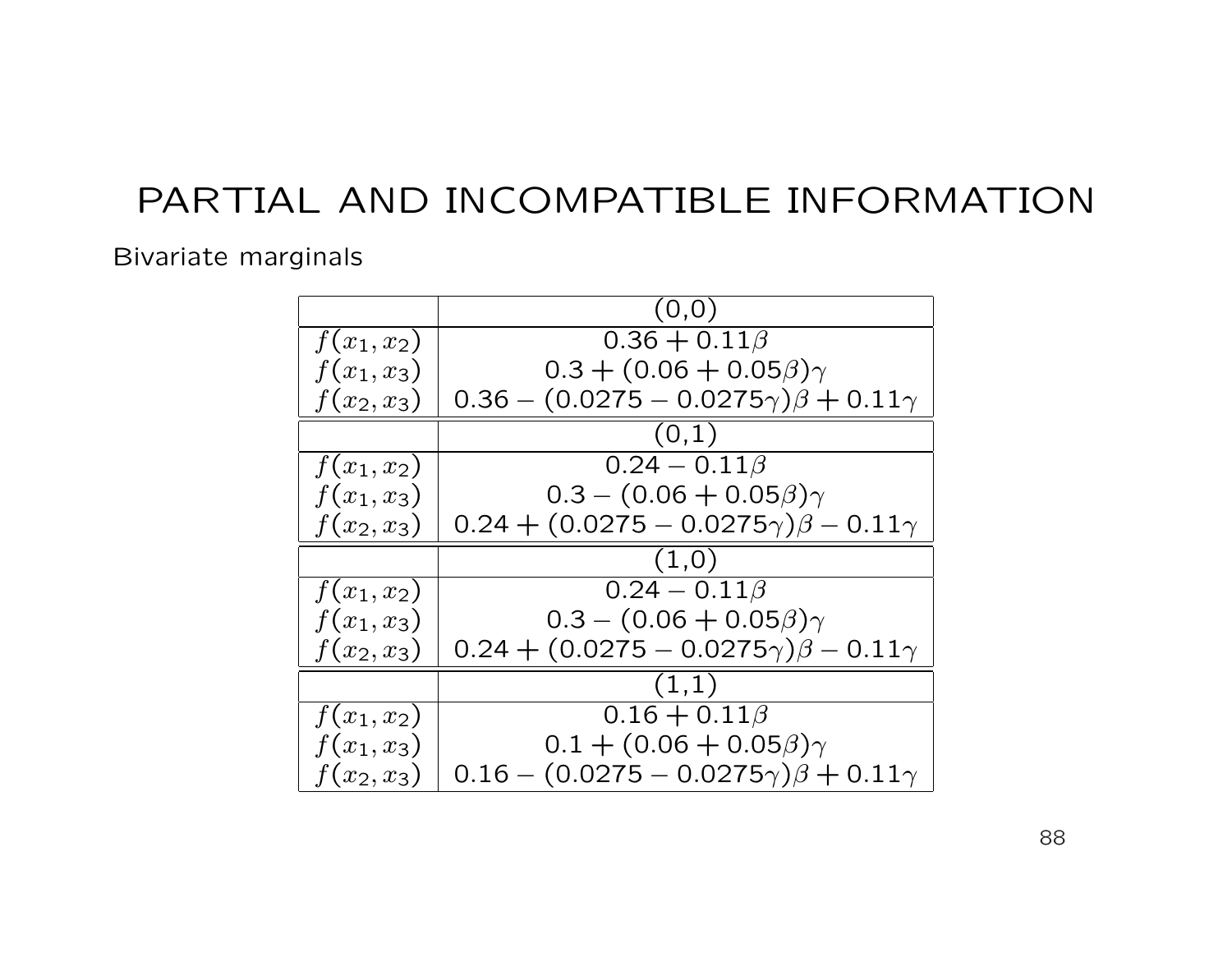# PARTIAL AND INCOMPATIBLE INFORMATION

Bivariate marginals

| | (0,0) |
|---|---|
| $f(x_1, x_2)$ | $0.36 + 0.11\beta$ |
| $f(x_1, x_3)$ | $0.3 + (0.06 + 0.05\beta)\gamma$ |
| $f(x_2, x_3)$ | $0.36 - (0.0275 - 0.0275\gamma)\beta + 0.11\gamma$ |
| | **(0,1)** |
| $f(x_1, x_2)$ | $0.24 - 0.11\beta$ |
| $f(x_1, x_3)$ | $0.3 - (0.06 + 0.05\beta)\gamma$ |
| $f(x_2, x_3)$ | $0.24 + (0.0275 - 0.0275\gamma)\beta - 0.11\gamma$ |
| | **(1,0)** |
| $f(x_1, x_2)$ | $0.24 - 0.11\beta$ |
| $f(x_1, x_3)$ | $0.3 - (0.06 + 0.05\beta)\gamma$ |
| $f(x_2, x_3)$ | $0.24 + (0.0275 - 0.0275\gamma)\beta - 0.11\gamma$ |
| | **(1,1)** |
| $f(x_1, x_2)$ | $0.16 + 0.11\beta$ |
| $f(x_1, x_3)$ | $0.1 + (0.06 + 0.05\beta)\gamma$ |
| $f(x_2, x_3)$ | $0.16 - (0.0275 - 0.0275\gamma)\beta + 0.11\gamma$ |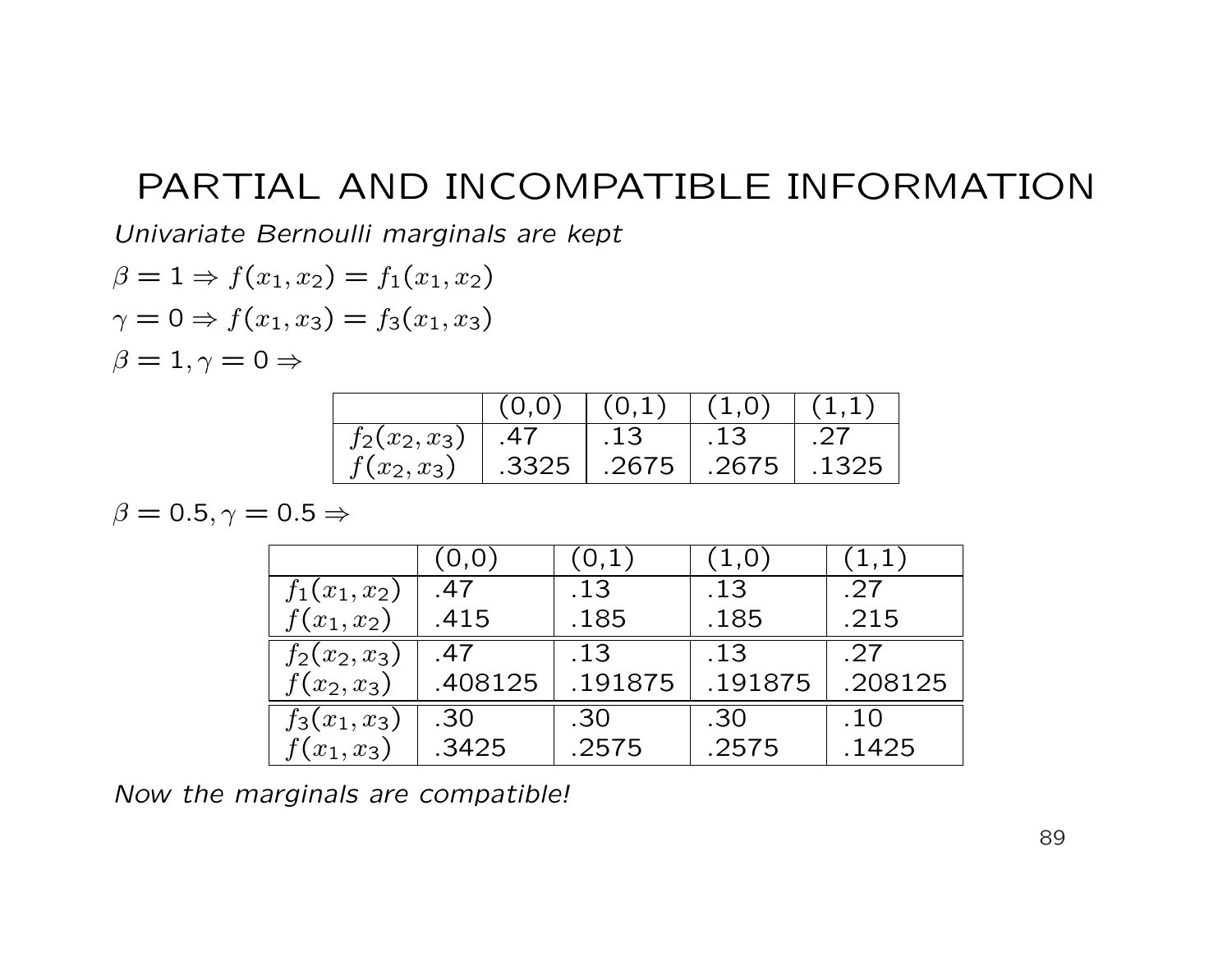# PARTIAL AND INCOMPATIBLE INFORMATION

*Univariate Bernoulli marginals are kept*

$\beta = 1 \Rightarrow f(x_1, x_2) = f_1(x_1, x_2)$

$\gamma = 0 \Rightarrow f(x_1, x_3) = f_3(x_1, x_3)$

$\beta = 1, \gamma = 0 \Rightarrow$

| | (0,0) | (0,1) | (1,0) | (1,1) |
|---|---|---|---|---|
| $f_2(x_2, x_3)$ | .47 | .13 | .13 | .27 |
| $f(x_2, x_3)$ | .3325 | .2675 | .2675 | .1325 |

$\beta = 0.5, \gamma = 0.5 \Rightarrow$

| | (0,0) | (0,1) | (1,0) | (1,1) |
|---|---|---|---|---|
| $f_1(x_1, x_2)$ | .47 | .13 | .13 | .27 |
| $f(x_1, x_2)$ | .415 | .185 | .185 | .215 |
| $f_2(x_2, x_3)$ | .47 | .13 | .13 | .27 |
| $f(x_2, x_3)$ | .408125 | .191875 | .191875 | .208125 |
| $f_3(x_1, x_3)$ | .30 | .30 | .30 | .10 |
| $f(x_1, x_3)$ | .3425 | .2575 | .2575 | .1425 |

*Now the marginals are compatible!*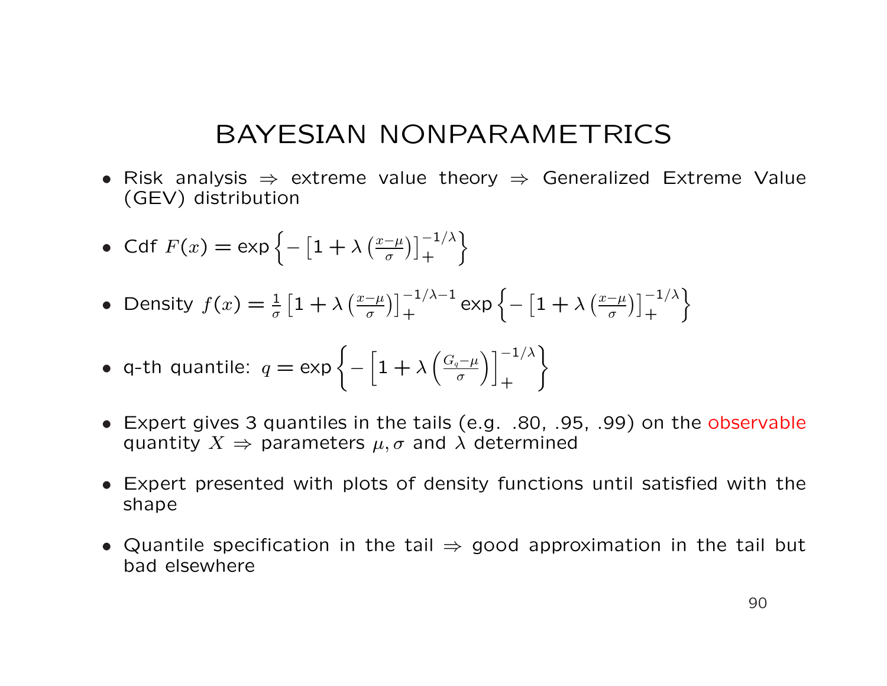# BAYESIAN NONPARAMETRICS

- Risk analysis $\Rightarrow$ extreme value theory $\Rightarrow$ Generalized Extreme Value (GEV) distribution

- Cdf $F(x) = \exp\left\{-\left[1+\lambda\left(\frac{x-\mu}{\sigma}\right)\right]_+^{-1/\lambda}\right\}$

- Density $f(x) = \frac{1}{\sigma}\left[1+\lambda\left(\frac{x-\mu}{\sigma}\right)\right]_+^{-1/\lambda-1} \exp\left\{-\left[1+\lambda\left(\frac{x-\mu}{\sigma}\right)\right]_+^{-1/\lambda}\right\}$

- q-th quantile: $q = \exp\left\{-\left[1+\lambda\left(\frac{G_q-\mu}{\sigma}\right)\right]_+^{-1/\lambda}\right\}$

- Expert gives 3 quantiles in the tails (e.g. .80, .95, .99) on the observable quantity $X \Rightarrow$ parameters $\mu, \sigma$ and $\lambda$ determined

- Expert presented with plots of density functions until satisfied with the shape

- Quantile specification in the tail $\Rightarrow$ good approximation in the tail but bad elsewhere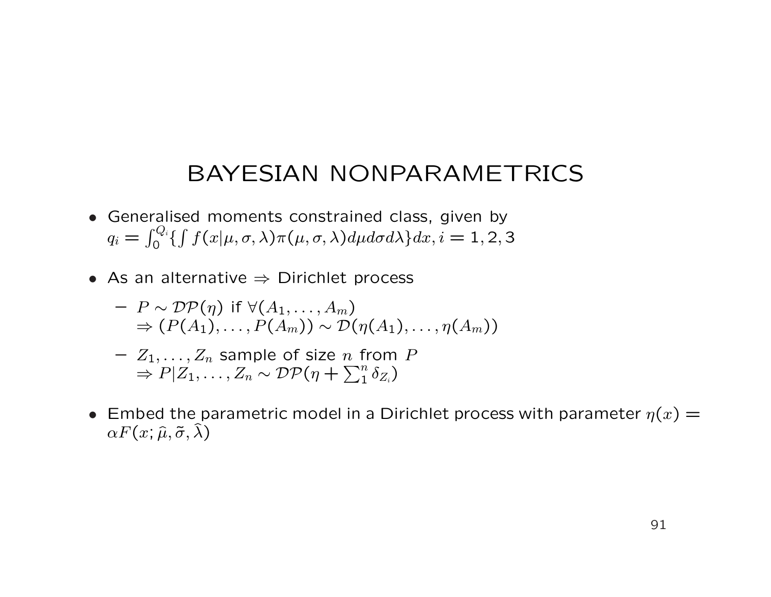# BAYESIAN NONPARAMETRICS

- Generalised moments constrained class, given by $q_i = \int_0^{Q_i} \{ \int f(x|\mu, \sigma, \lambda) \pi(\mu, \sigma, \lambda) d\mu d\sigma d\lambda \} dx, i = 1, 2, 3$

- As an alternative $\Rightarrow$ Dirichlet process

  - $P \sim \mathcal{DP}(\eta)$ if $\forall (A_1, \ldots, A_m)$
    $\Rightarrow (P(A_1), \ldots, P(A_m)) \sim \mathcal{D}(\eta(A_1), \ldots, \eta(A_m))$

  - $Z_1, \ldots, Z_n$ sample of size $n$ from $P$
    $\Rightarrow P | Z_1, \ldots, Z_n \sim \mathcal{DP}(\eta + \sum_1^n \delta_{Z_i})$

- Embed the parametric model in a Dirichlet process with parameter $\eta(x) = \alpha F(x; \widehat{\mu}, \tilde{\sigma}, \widehat{\lambda})$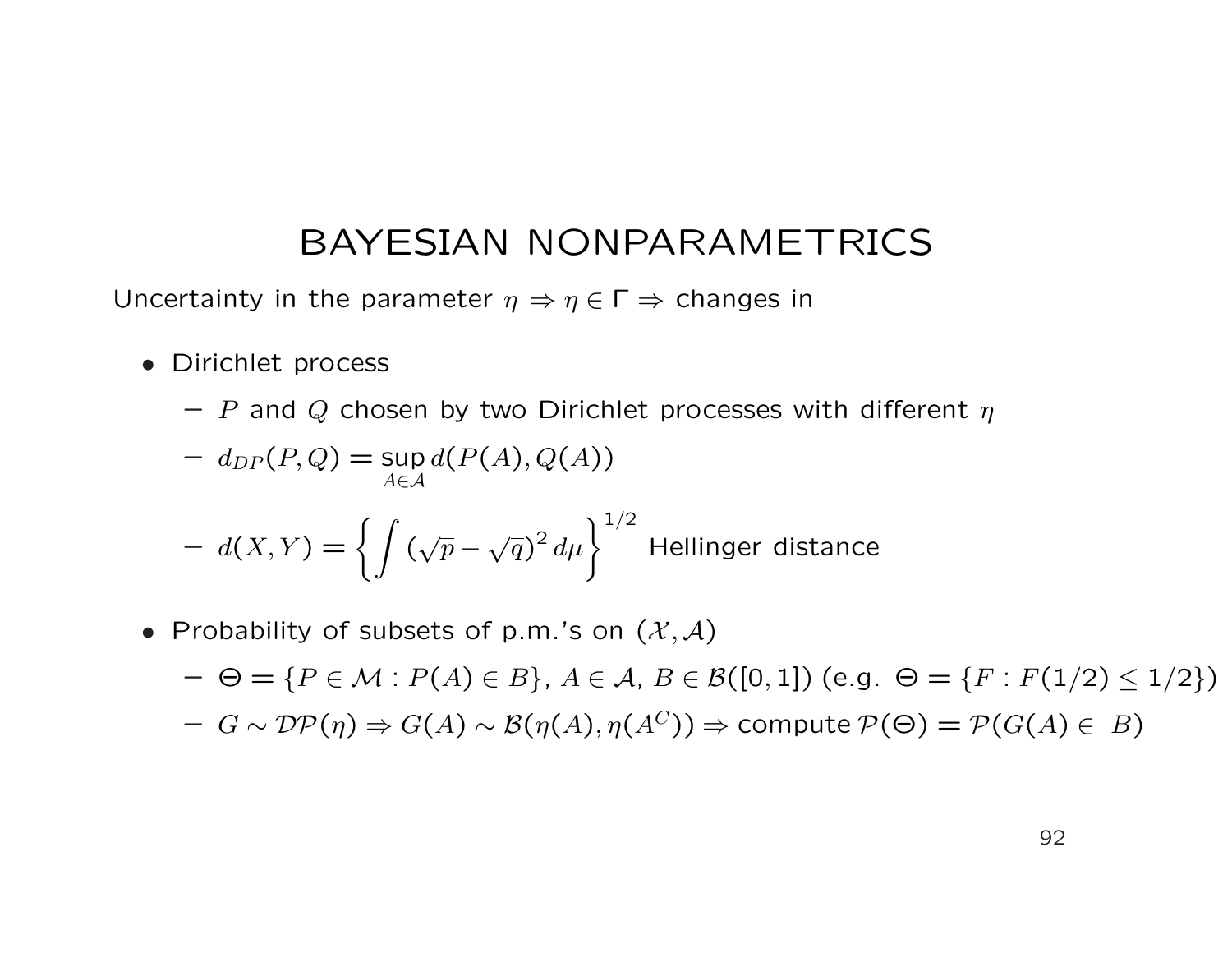# BAYESIAN NONPARAMETRICS

Uncertainty in the parameter $\eta \Rightarrow \eta \in \Gamma \Rightarrow$ changes in

- Dirichlet process
  - $P$ and $Q$ chosen by two Dirichlet processes with different $\eta$
  - $d_{DP}(P, Q) = \sup_{A \in \mathcal{A}} d(P(A), Q(A))$
  - $d(X, Y) = \left\{ \int (\sqrt{p} - \sqrt{q})^2 \, d\mu \right\}^{1/2}$ Hellinger distance
- Probability of subsets of p.m.'s on $(\mathcal{X}, \mathcal{A})$
  - $\Theta = \{P \in \mathcal{M} : P(A) \in B\}$, $A \in \mathcal{A}$, $B \in \mathcal{B}([0,1])$ (e.g. $\Theta = \{F : F(1/2) \leq 1/2\}$)
  - $G \sim \mathcal{DP}(\eta) \Rightarrow G(A) \sim \mathcal{B}(\eta(A), \eta(A^C)) \Rightarrow$ compute $\mathcal{P}(\Theta) = \mathcal{P}(G(A) \in \ B)$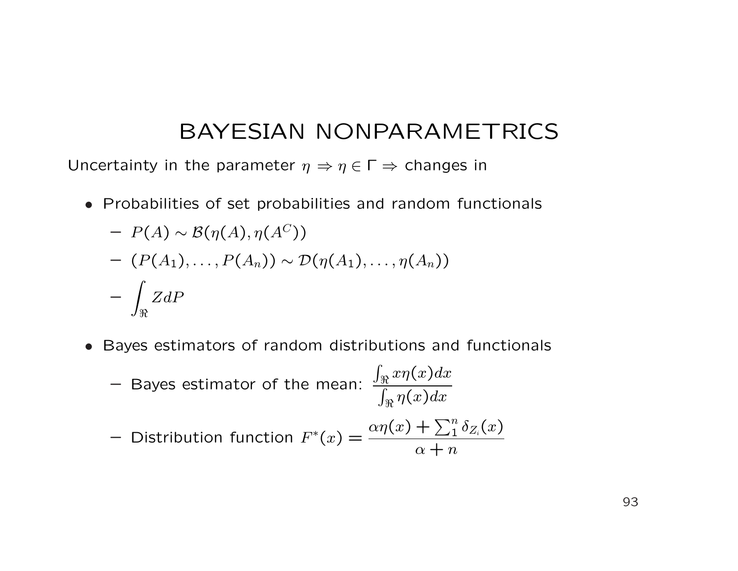# BAYESIAN NONPARAMETRICS

Uncertainty in the parameter $\eta \Rightarrow \eta \in \Gamma \Rightarrow$ changes in

- Probabilities of set probabilities and random functionals
  - $P(A) \sim \mathcal{B}(\eta(A), \eta(A^C))$
  - $(P(A_1), \ldots, P(A_n)) \sim \mathcal{D}(\eta(A_1), \ldots, \eta(A_n))$
  - $\displaystyle\int_{\Re} Z dP$
- Bayes estimators of random distributions and functionals
  - Bayes estimator of the mean: $\dfrac{\int_{\Re} x\eta(x)dx}{\int_{\Re} \eta(x)dx}$
  - Distribution function $F^*(x) = \dfrac{\alpha\eta(x) + \sum_1^n \delta_{Z_i}(x)}{\alpha + n}$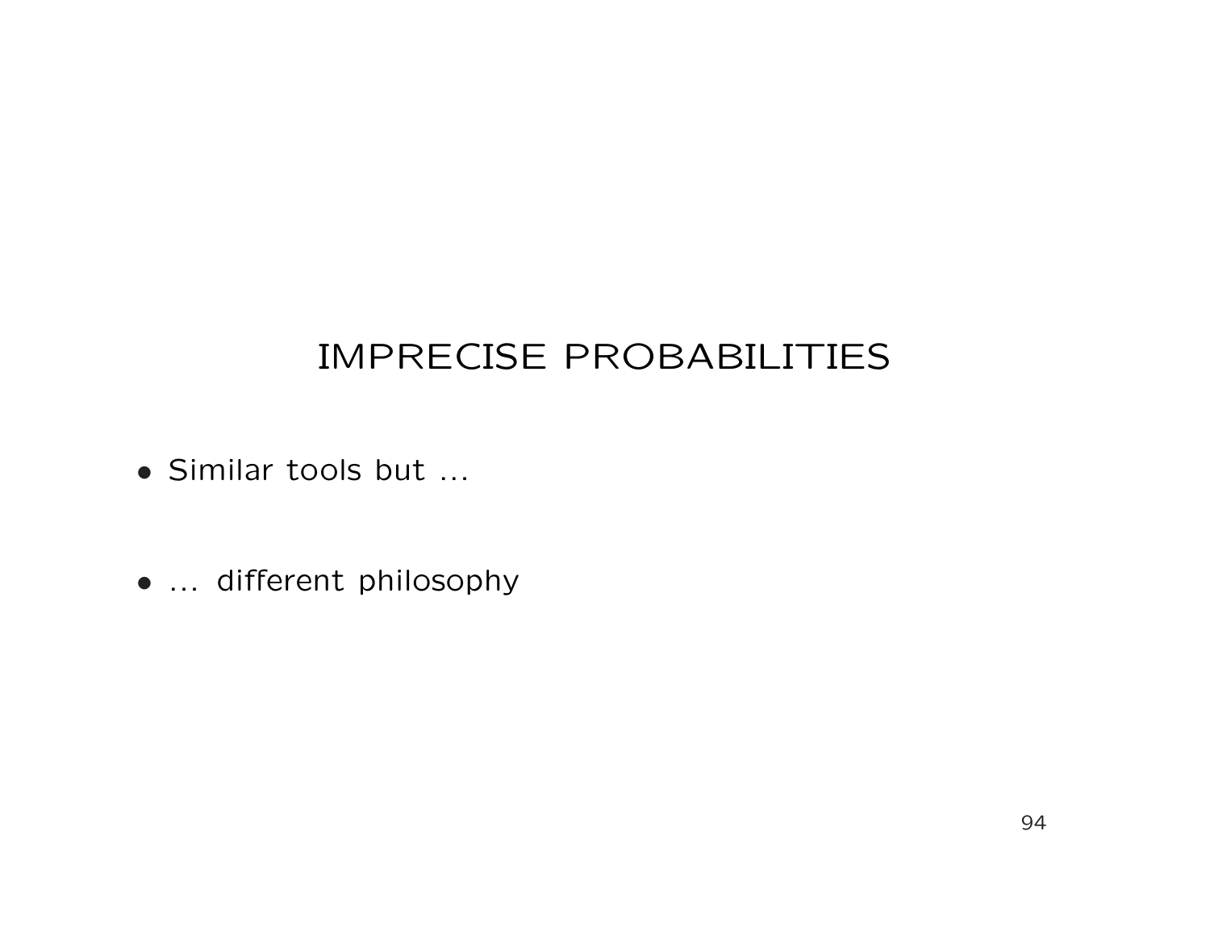# IMPRECISE PROBABILITIES

- Similar tools but ...

- ... different philosophy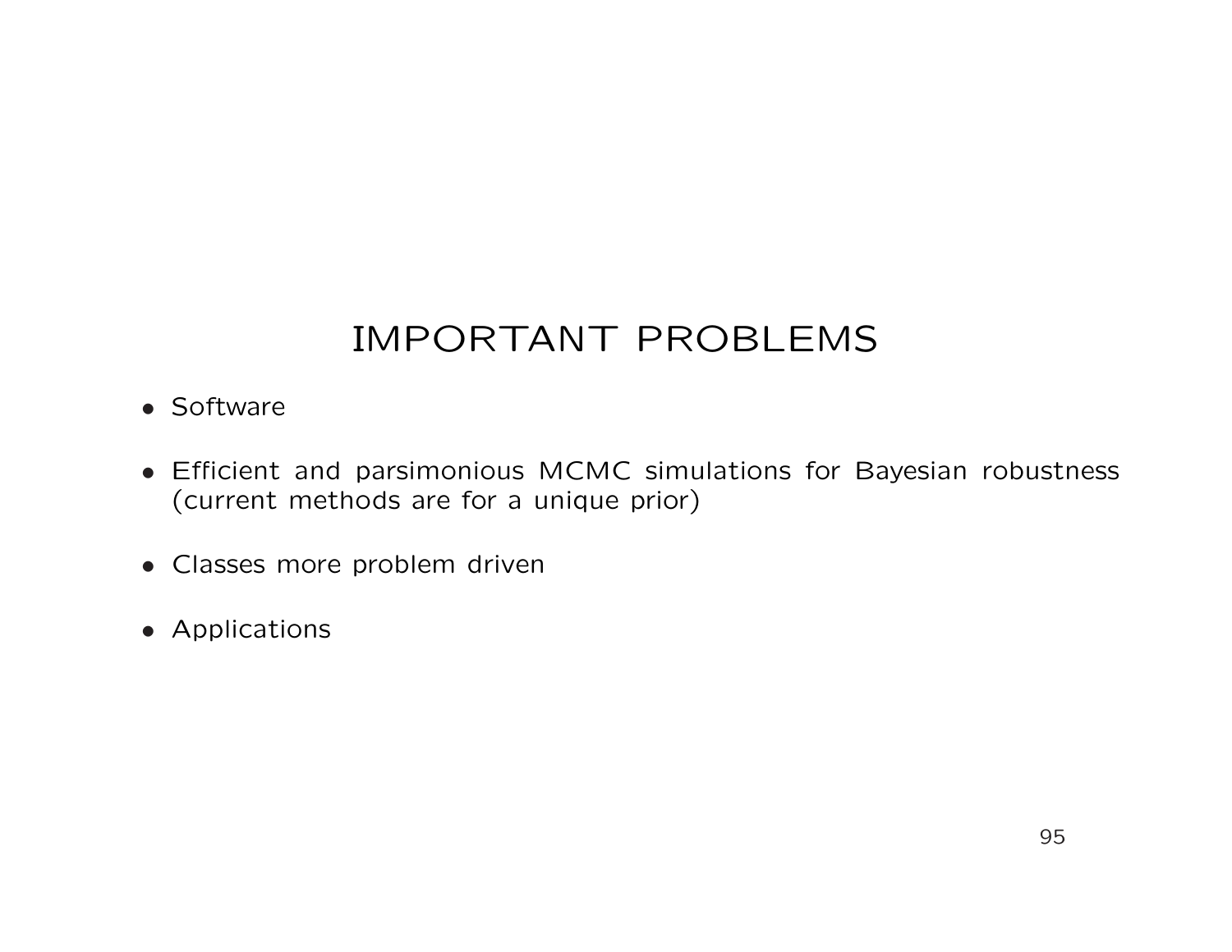# IMPORTANT PROBLEMS

- Software
- Efficient and parsimonious MCMC simulations for Bayesian robustness (current methods are for a unique prior)
- Classes more problem driven
- Applications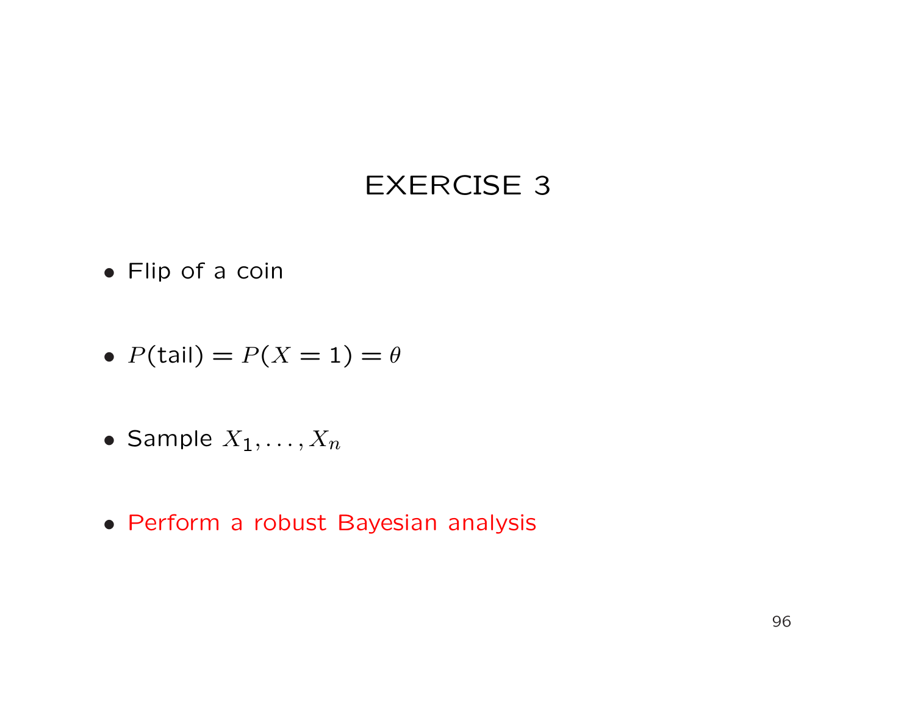# EXERCISE 3

- Flip of a coin
- $P(\text{tail}) = P(X = 1) = \theta$
- Sample $X_1, \ldots, X_n$
- Perform a robust Bayesian analysis